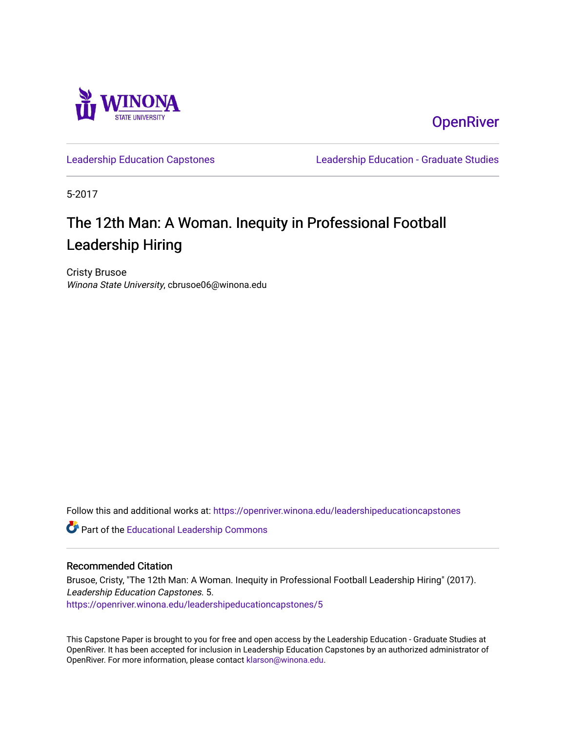Winona State University

OpenRiver

Leadership Education Capstones

Leadership Education - Graduate Studies

5-2017

# The 12th Man: A Woman. Inequity in Professional Football Leadership Hiring

Cristy Brusoe
*Winona State University*, cbrusoe06@winona.edu

Follow this and additional works at: https://openriver.winona.edu/leadershipeducationcapstones

Part of the Educational Leadership Commons

## Recommended Citation

Brusoe, Cristy, "The 12th Man: A Woman. Inequity in Professional Football Leadership Hiring" (2017). *Leadership Education Capstones*. 5.
https://openriver.winona.edu/leadershipeducationcapstones/5

This Capstone Paper is brought to you for free and open access by the Leadership Education - Graduate Studies at OpenRiver. It has been accepted for inclusion in Leadership Education Capstones by an authorized administrator of OpenRiver. For more information, please contact klarson@winona.edu.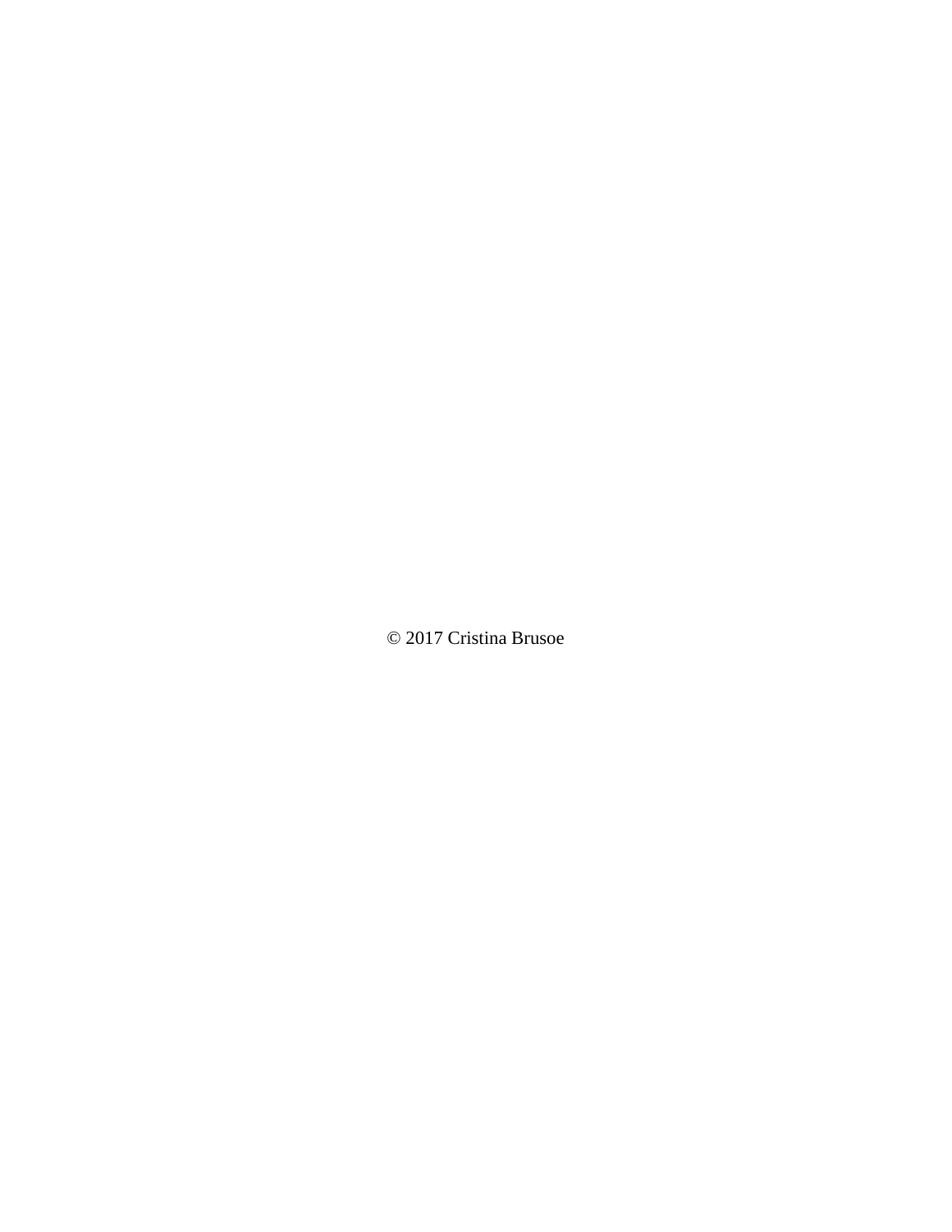© 2017 Cristina Brusoe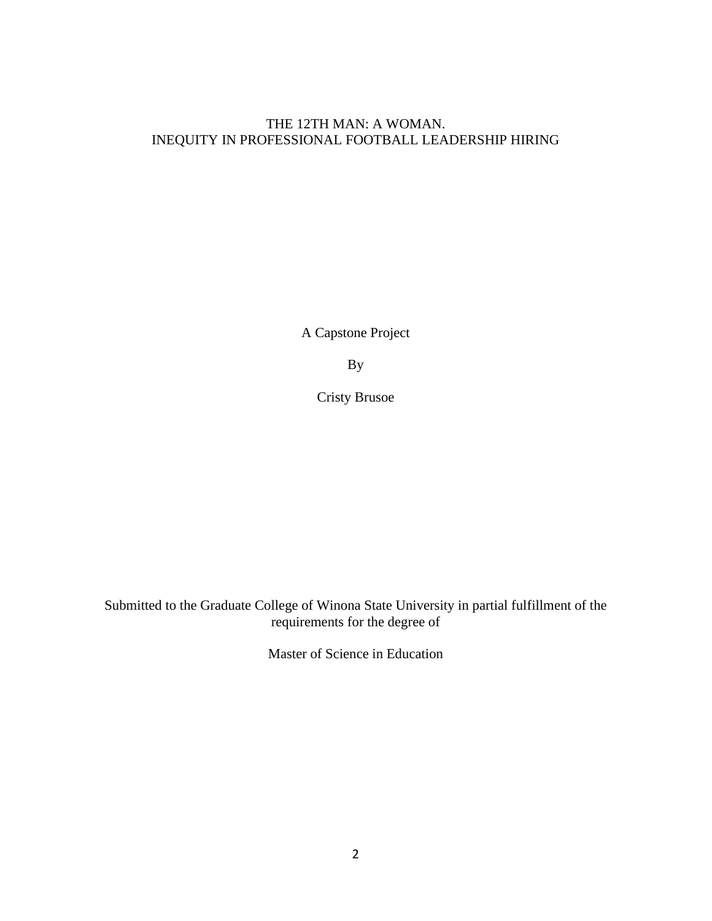# THE 12TH MAN: A WOMAN.
# INEQUITY IN PROFESSIONAL FOOTBALL LEADERSHIP HIRING

A Capstone Project

By

Cristy Brusoe

Submitted to the Graduate College of Winona State University in partial fulfillment of the requirements for the degree of

Master of Science in Education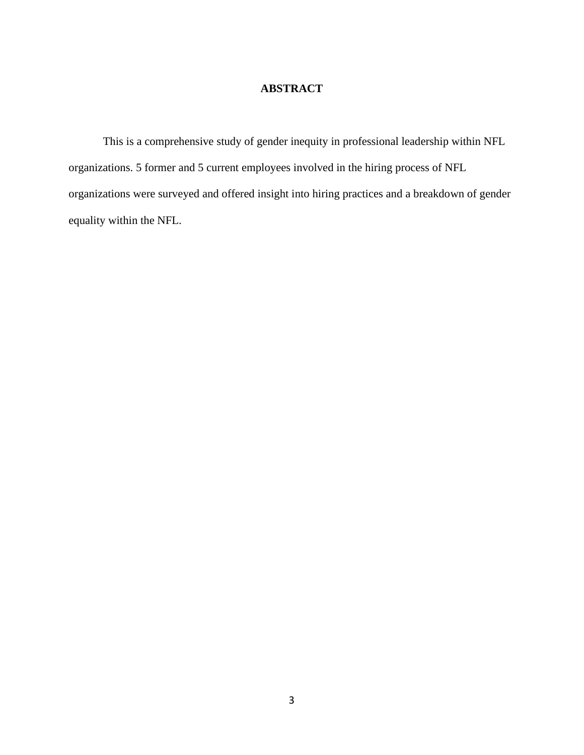# ABSTRACT

This is a comprehensive study of gender inequity in professional leadership within NFL organizations. 5 former and 5 current employees involved in the hiring process of NFL organizations were surveyed and offered insight into hiring practices and a breakdown of gender equality within the NFL.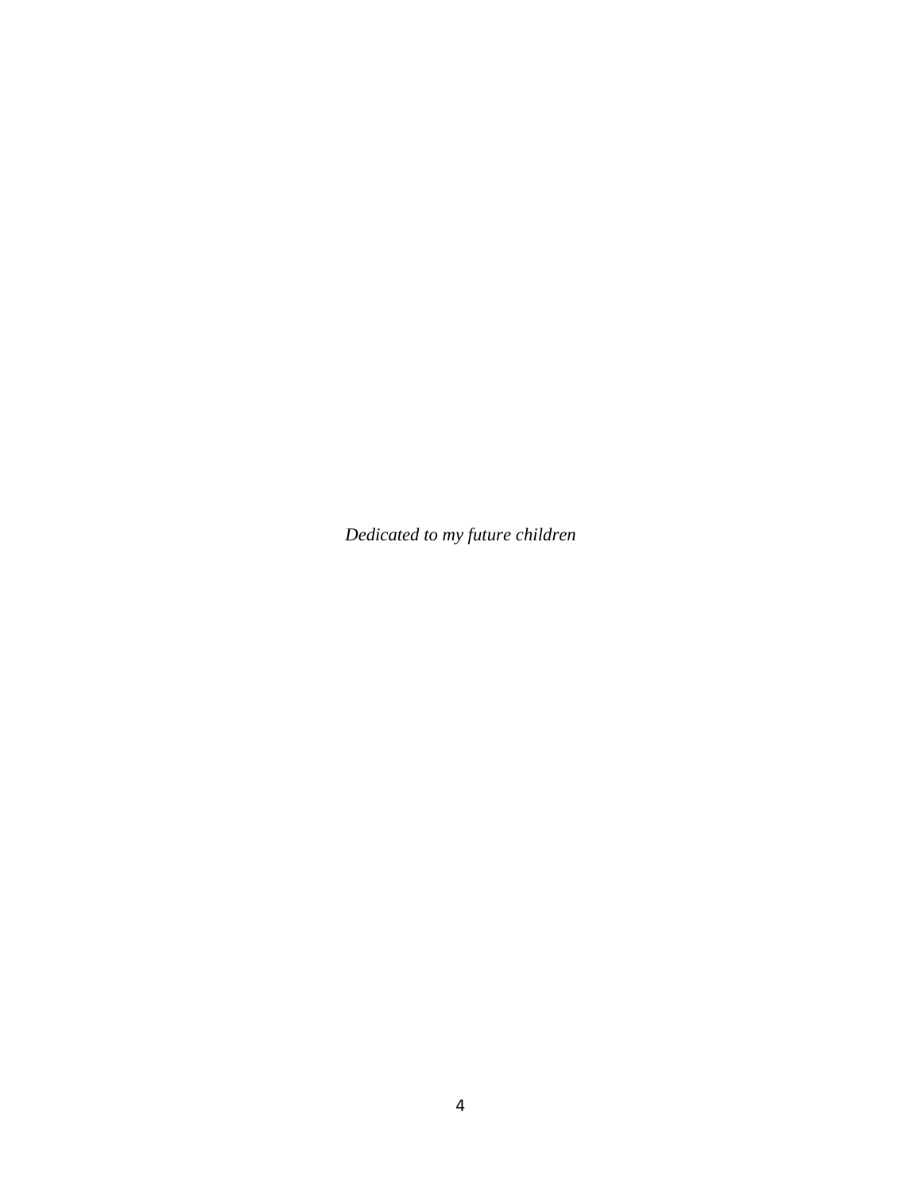*Dedicated to my future children*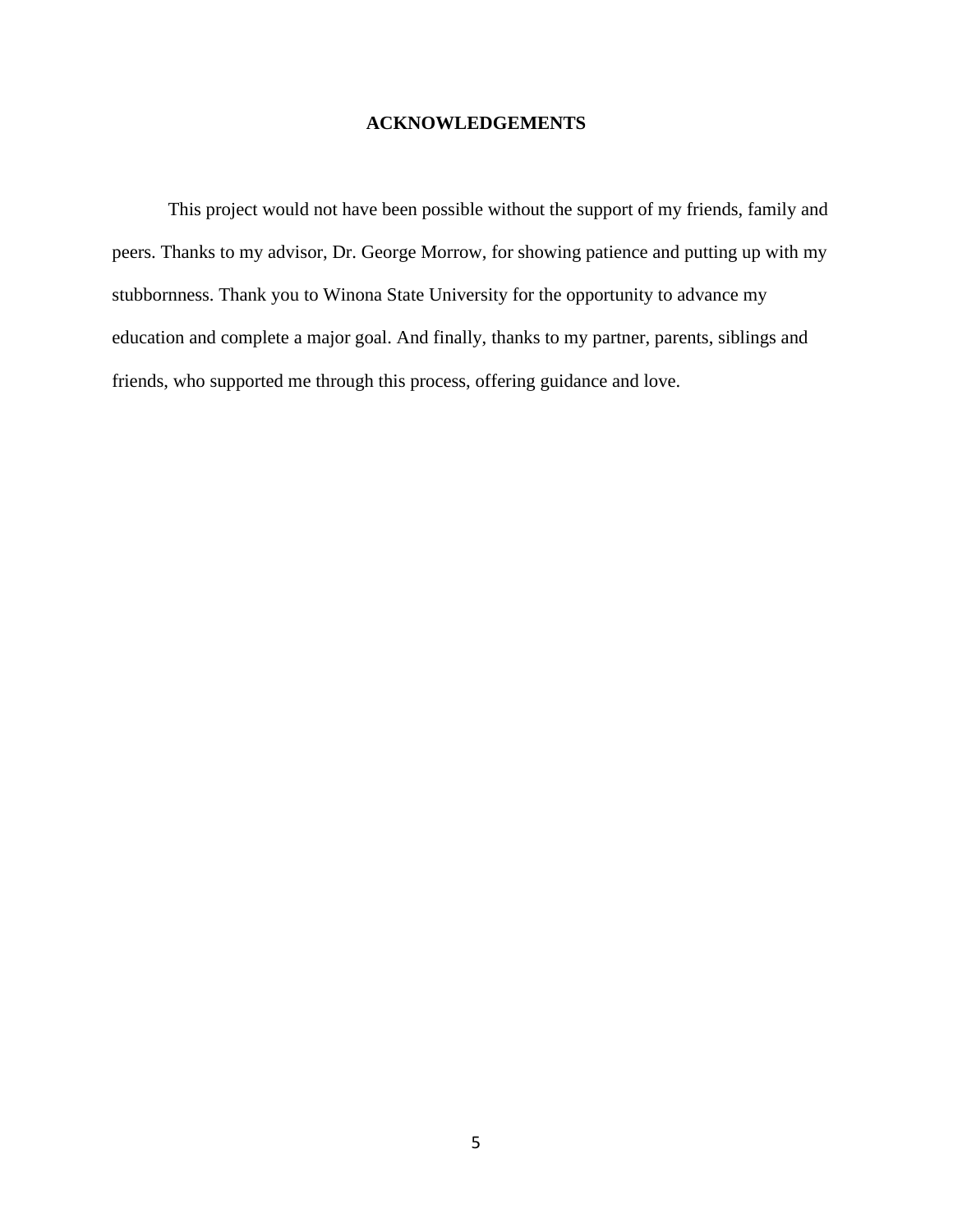## ACKNOWLEDGEMENTS

This project would not have been possible without the support of my friends, family and peers. Thanks to my advisor, Dr. George Morrow, for showing patience and putting up with my stubbornness. Thank you to Winona State University for the opportunity to advance my education and complete a major goal. And finally, thanks to my partner, parents, siblings and friends, who supported me through this process, offering guidance and love.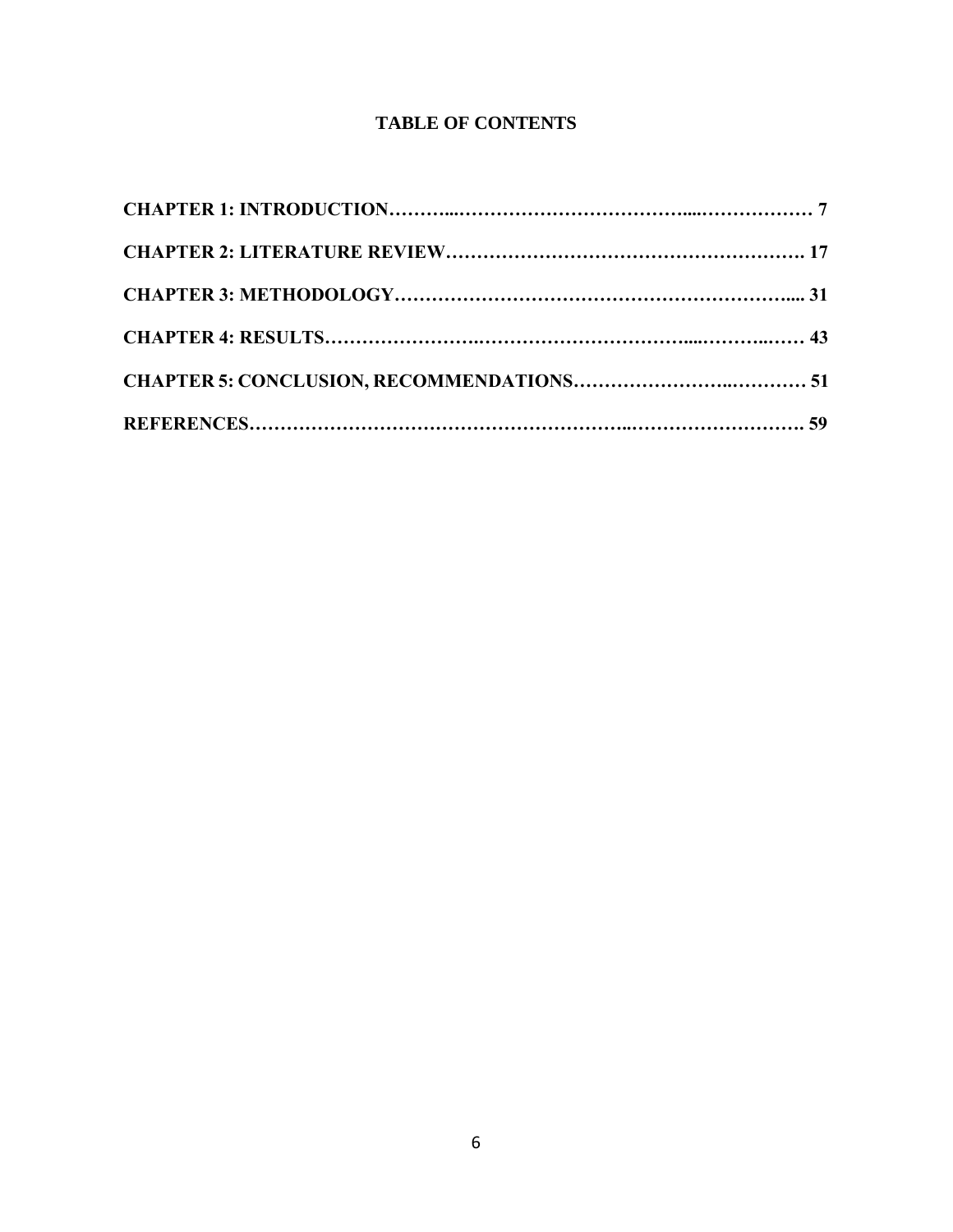# TABLE OF CONTENTS

**CHAPTER 1: INTRODUCTION………...…………………………………....……………… 7**

**CHAPTER 2: LITERATURE REVIEW………………………………………………….. 17**

**CHAPTER 3: METHODOLOGY…………………………………………………….... 31**

**CHAPTER 4: RESULTS……………………..……………………………....………..…… 43**

**CHAPTER 5: CONCLUSION, RECOMMENDATIONS…………………..………… 51**

**REFERENCES…………………………………………………..………………………. 59**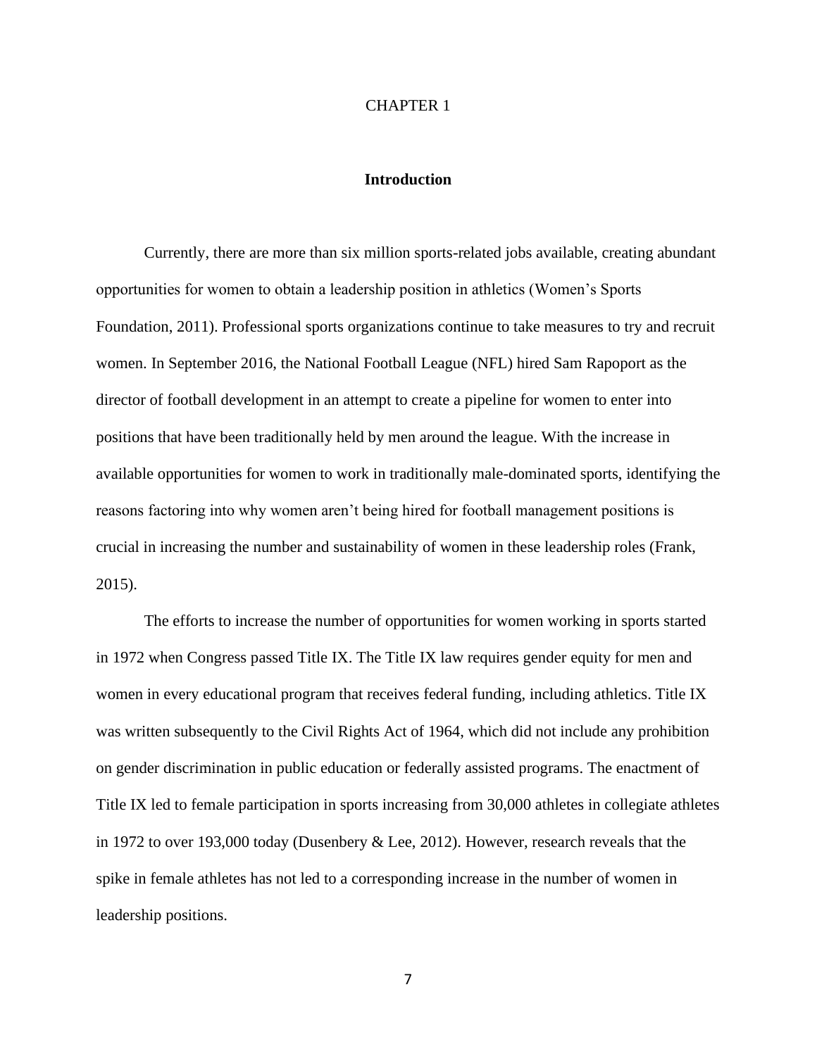# CHAPTER 1

## Introduction

Currently, there are more than six million sports-related jobs available, creating abundant opportunities for women to obtain a leadership position in athletics (Women's Sports Foundation, 2011). Professional sports organizations continue to take measures to try and recruit women. In September 2016, the National Football League (NFL) hired Sam Rapoport as the director of football development in an attempt to create a pipeline for women to enter into positions that have been traditionally held by men around the league. With the increase in available opportunities for women to work in traditionally male-dominated sports, identifying the reasons factoring into why women aren't being hired for football management positions is crucial in increasing the number and sustainability of women in these leadership roles (Frank, 2015).

The efforts to increase the number of opportunities for women working in sports started in 1972 when Congress passed Title IX. The Title IX law requires gender equity for men and women in every educational program that receives federal funding, including athletics. Title IX was written subsequently to the Civil Rights Act of 1964, which did not include any prohibition on gender discrimination in public education or federally assisted programs. The enactment of Title IX led to female participation in sports increasing from 30,000 athletes in collegiate athletes in 1972 to over 193,000 today (Dusenbery & Lee, 2012). However, research reveals that the spike in female athletes has not led to a corresponding increase in the number of women in leadership positions.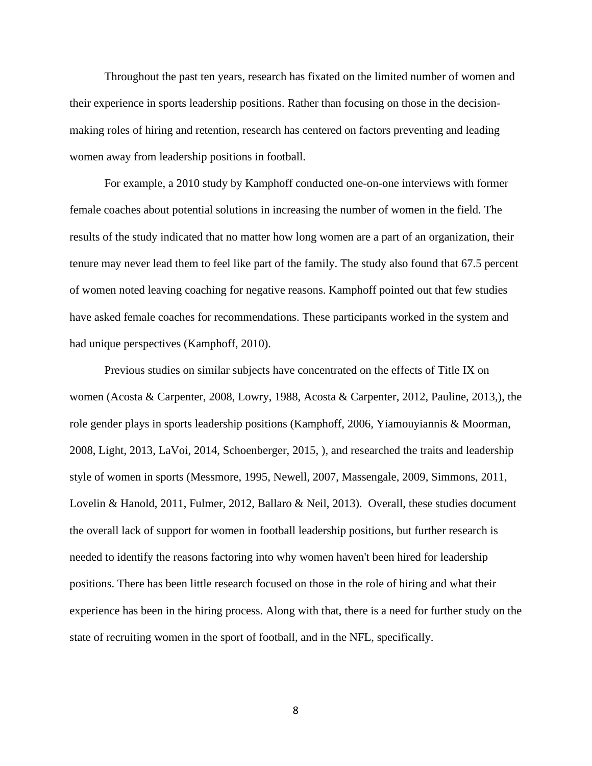Throughout the past ten years, research has fixated on the limited number of women and their experience in sports leadership positions. Rather than focusing on those in the decision-making roles of hiring and retention, research has centered on factors preventing and leading women away from leadership positions in football.

For example, a 2010 study by Kamphoff conducted one-on-one interviews with former female coaches about potential solutions in increasing the number of women in the field. The results of the study indicated that no matter how long women are a part of an organization, their tenure may never lead them to feel like part of the family. The study also found that 67.5 percent of women noted leaving coaching for negative reasons. Kamphoff pointed out that few studies have asked female coaches for recommendations. These participants worked in the system and had unique perspectives (Kamphoff, 2010).

Previous studies on similar subjects have concentrated on the effects of Title IX on women (Acosta & Carpenter, 2008, Lowry, 1988, Acosta & Carpenter, 2012, Pauline, 2013,), the role gender plays in sports leadership positions (Kamphoff, 2006, Yiamouyiannis & Moorman, 2008, Light, 2013, LaVoi, 2014, Schoenberger, 2015, ), and researched the traits and leadership style of women in sports (Messmore, 1995, Newell, 2007, Massengale, 2009, Simmons, 2011, Lovelin & Hanold, 2011, Fulmer, 2012, Ballaro & Neil, 2013). Overall, these studies document the overall lack of support for women in football leadership positions, but further research is needed to identify the reasons factoring into why women haven't been hired for leadership positions. There has been little research focused on those in the role of hiring and what their experience has been in the hiring process. Along with that, there is a need for further study on the state of recruiting women in the sport of football, and in the NFL, specifically.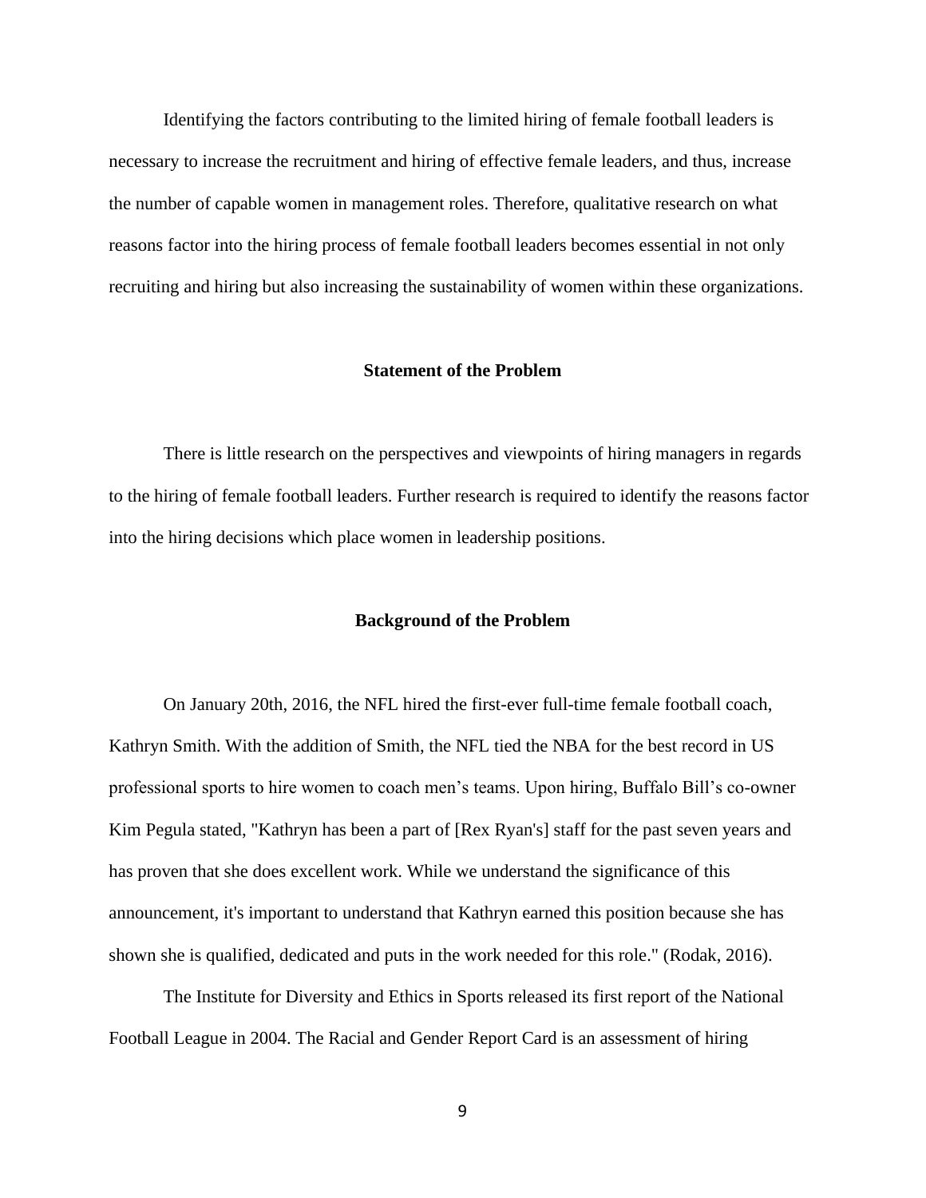Identifying the factors contributing to the limited hiring of female football leaders is necessary to increase the recruitment and hiring of effective female leaders, and thus, increase the number of capable women in management roles. Therefore, qualitative research on what reasons factor into the hiring process of female football leaders becomes essential in not only recruiting and hiring but also increasing the sustainability of women within these organizations.

## Statement of the Problem

There is little research on the perspectives and viewpoints of hiring managers in regards to the hiring of female football leaders. Further research is required to identify the reasons factor into the hiring decisions which place women in leadership positions.

## Background of the Problem

On January 20th, 2016, the NFL hired the first-ever full-time female football coach, Kathryn Smith. With the addition of Smith, the NFL tied the NBA for the best record in US professional sports to hire women to coach men's teams. Upon hiring, Buffalo Bill's co-owner Kim Pegula stated, "Kathryn has been a part of [Rex Ryan's] staff for the past seven years and has proven that she does excellent work. While we understand the significance of this announcement, it's important to understand that Kathryn earned this position because she has shown she is qualified, dedicated and puts in the work needed for this role." (Rodak, 2016).

The Institute for Diversity and Ethics in Sports released its first report of the National Football League in 2004. The Racial and Gender Report Card is an assessment of hiring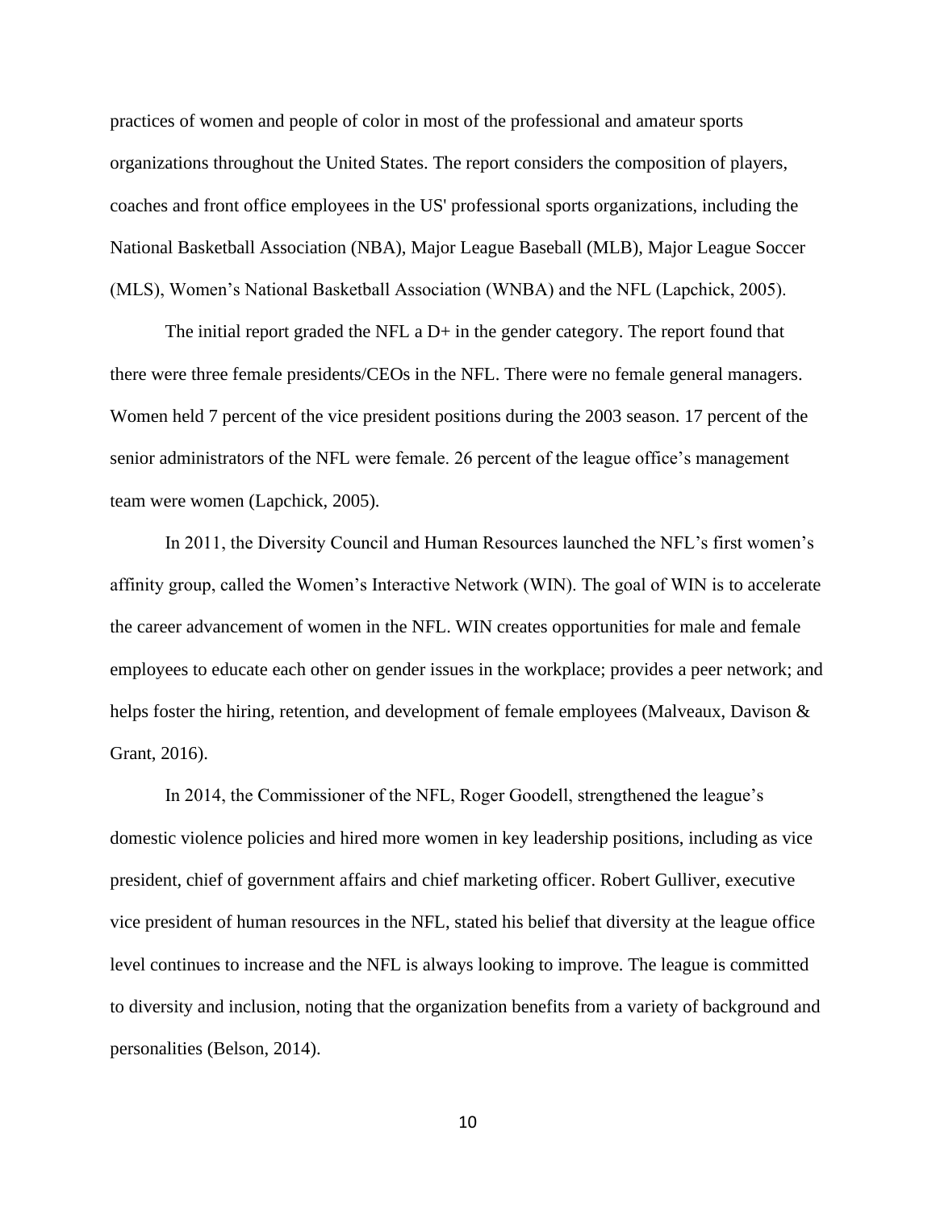practices of women and people of color in most of the professional and amateur sports organizations throughout the United States. The report considers the composition of players, coaches and front office employees in the US' professional sports organizations, including the National Basketball Association (NBA), Major League Baseball (MLB), Major League Soccer (MLS), Women's National Basketball Association (WNBA) and the NFL (Lapchick, 2005).

The initial report graded the NFL a D+ in the gender category. The report found that there were three female presidents/CEOs in the NFL. There were no female general managers. Women held 7 percent of the vice president positions during the 2003 season. 17 percent of the senior administrators of the NFL were female. 26 percent of the league office's management team were women (Lapchick, 2005).

In 2011, the Diversity Council and Human Resources launched the NFL's first women's affinity group, called the Women's Interactive Network (WIN). The goal of WIN is to accelerate the career advancement of women in the NFL. WIN creates opportunities for male and female employees to educate each other on gender issues in the workplace; provides a peer network; and helps foster the hiring, retention, and development of female employees (Malveaux, Davison & Grant, 2016).

In 2014, the Commissioner of the NFL, Roger Goodell, strengthened the league's domestic violence policies and hired more women in key leadership positions, including as vice president, chief of government affairs and chief marketing officer. Robert Gulliver, executive vice president of human resources in the NFL, stated his belief that diversity at the league office level continues to increase and the NFL is always looking to improve. The league is committed to diversity and inclusion, noting that the organization benefits from a variety of background and personalities (Belson, 2014).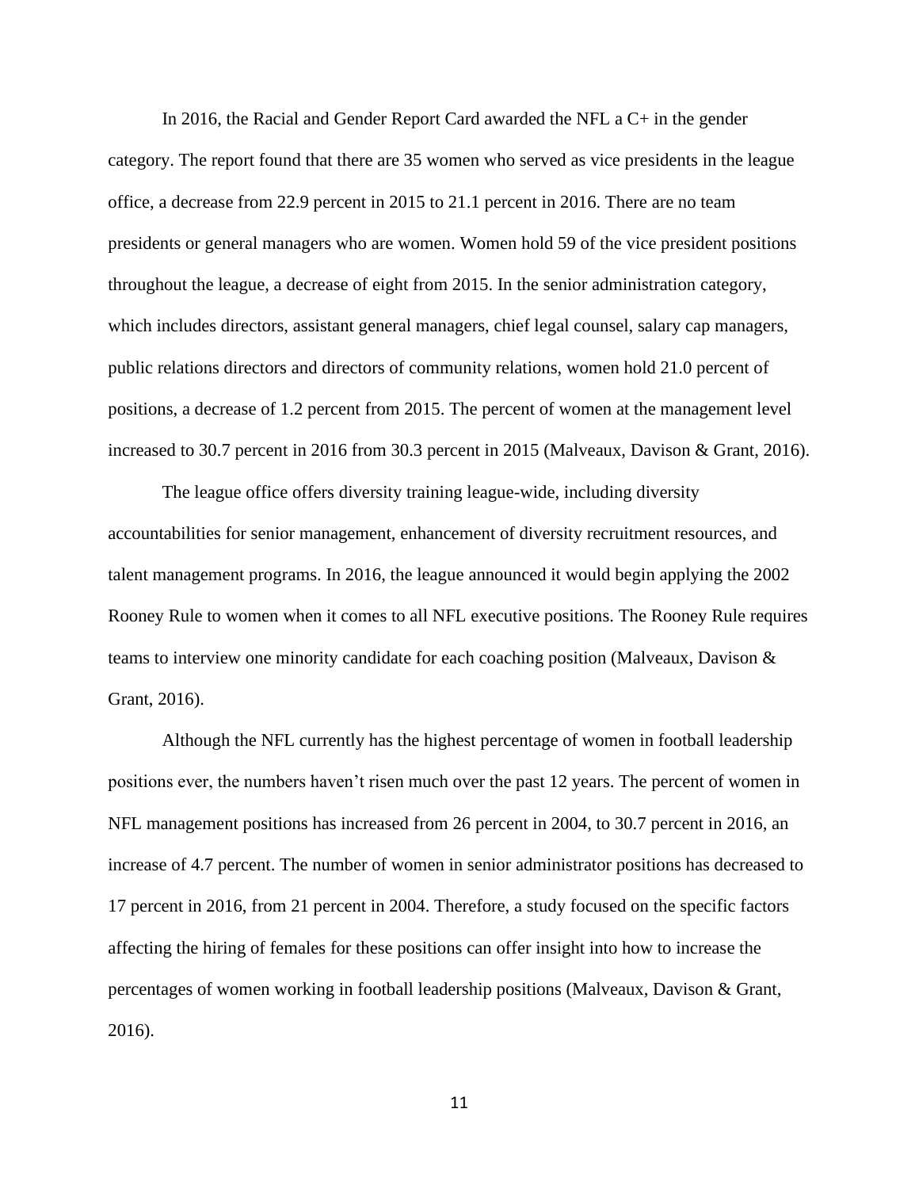In 2016, the Racial and Gender Report Card awarded the NFL a C+ in the gender category. The report found that there are 35 women who served as vice presidents in the league office, a decrease from 22.9 percent in 2015 to 21.1 percent in 2016. There are no team presidents or general managers who are women. Women hold 59 of the vice president positions throughout the league, a decrease of eight from 2015. In the senior administration category, which includes directors, assistant general managers, chief legal counsel, salary cap managers, public relations directors and directors of community relations, women hold 21.0 percent of positions, a decrease of 1.2 percent from 2015. The percent of women at the management level increased to 30.7 percent in 2016 from 30.3 percent in 2015 (Malveaux, Davison & Grant, 2016).

The league office offers diversity training league-wide, including diversity accountabilities for senior management, enhancement of diversity recruitment resources, and talent management programs. In 2016, the league announced it would begin applying the 2002 Rooney Rule to women when it comes to all NFL executive positions. The Rooney Rule requires teams to interview one minority candidate for each coaching position (Malveaux, Davison & Grant, 2016).

Although the NFL currently has the highest percentage of women in football leadership positions ever, the numbers haven't risen much over the past 12 years. The percent of women in NFL management positions has increased from 26 percent in 2004, to 30.7 percent in 2016, an increase of 4.7 percent. The number of women in senior administrator positions has decreased to 17 percent in 2016, from 21 percent in 2004. Therefore, a study focused on the specific factors affecting the hiring of females for these positions can offer insight into how to increase the percentages of women working in football leadership positions (Malveaux, Davison & Grant, 2016).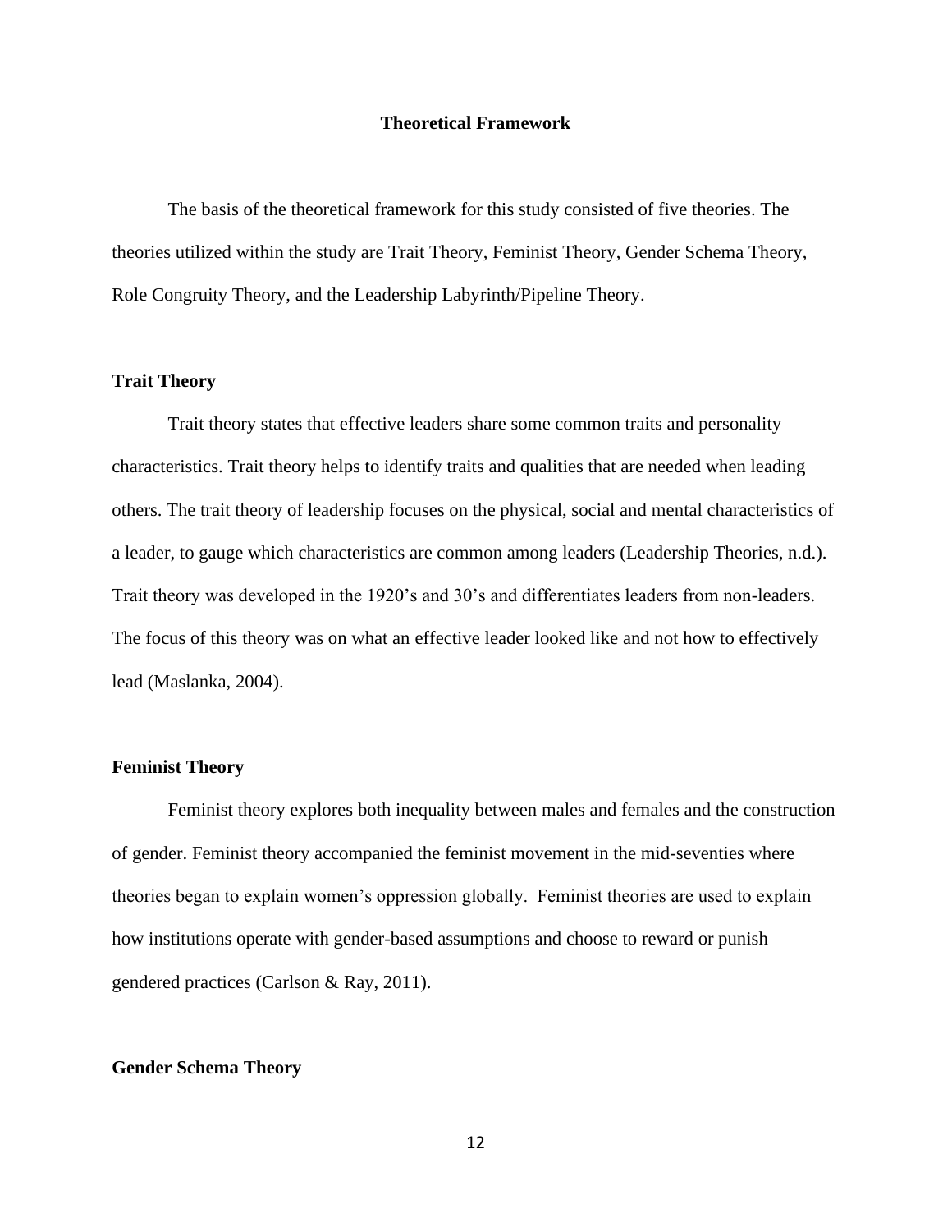## Theoretical Framework

The basis of the theoretical framework for this study consisted of five theories. The theories utilized within the study are Trait Theory, Feminist Theory, Gender Schema Theory, Role Congruity Theory, and the Leadership Labyrinth/Pipeline Theory.

### Trait Theory

Trait theory states that effective leaders share some common traits and personality characteristics. Trait theory helps to identify traits and qualities that are needed when leading others. The trait theory of leadership focuses on the physical, social and mental characteristics of a leader, to gauge which characteristics are common among leaders (Leadership Theories, n.d.). Trait theory was developed in the 1920's and 30's and differentiates leaders from non-leaders. The focus of this theory was on what an effective leader looked like and not how to effectively lead (Maslanka, 2004).

### Feminist Theory

Feminist theory explores both inequality between males and females and the construction of gender. Feminist theory accompanied the feminist movement in the mid-seventies where theories began to explain women's oppression globally. Feminist theories are used to explain how institutions operate with gender-based assumptions and choose to reward or punish gendered practices (Carlson & Ray, 2011).

### Gender Schema Theory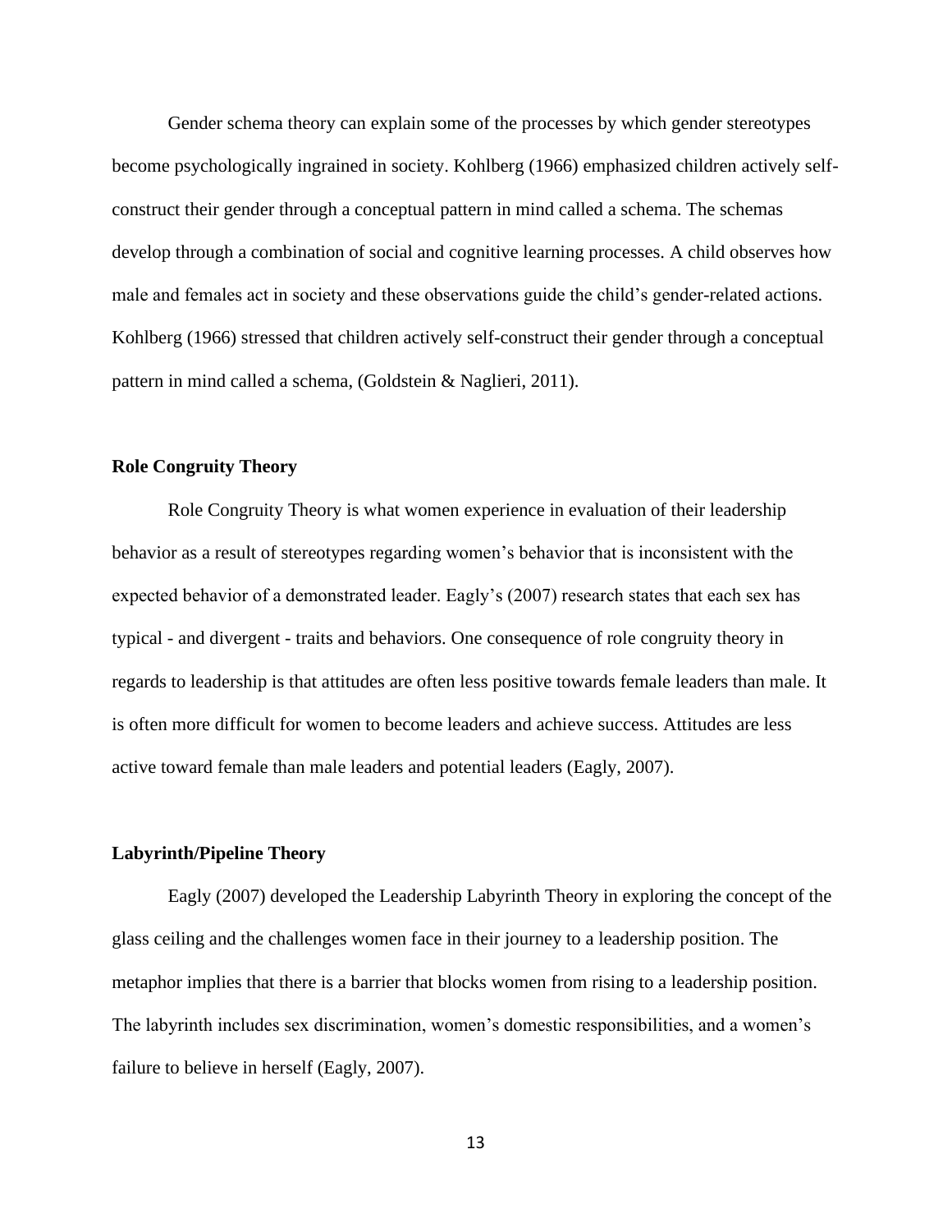Gender schema theory can explain some of the processes by which gender stereotypes become psychologically ingrained in society. Kohlberg (1966) emphasized children actively self-construct their gender through a conceptual pattern in mind called a schema. The schemas develop through a combination of social and cognitive learning processes. A child observes how male and females act in society and these observations guide the child's gender-related actions. Kohlberg (1966) stressed that children actively self-construct their gender through a conceptual pattern in mind called a schema, (Goldstein & Naglieri, 2011).

### Role Congruity Theory

Role Congruity Theory is what women experience in evaluation of their leadership behavior as a result of stereotypes regarding women's behavior that is inconsistent with the expected behavior of a demonstrated leader. Eagly's (2007) research states that each sex has typical - and divergent - traits and behaviors. One consequence of role congruity theory in regards to leadership is that attitudes are often less positive towards female leaders than male. It is often more difficult for women to become leaders and achieve success. Attitudes are less active toward female than male leaders and potential leaders (Eagly, 2007).

### Labyrinth/Pipeline Theory

Eagly (2007) developed the Leadership Labyrinth Theory in exploring the concept of the glass ceiling and the challenges women face in their journey to a leadership position. The metaphor implies that there is a barrier that blocks women from rising to a leadership position. The labyrinth includes sex discrimination, women's domestic responsibilities, and a women's failure to believe in herself (Eagly, 2007).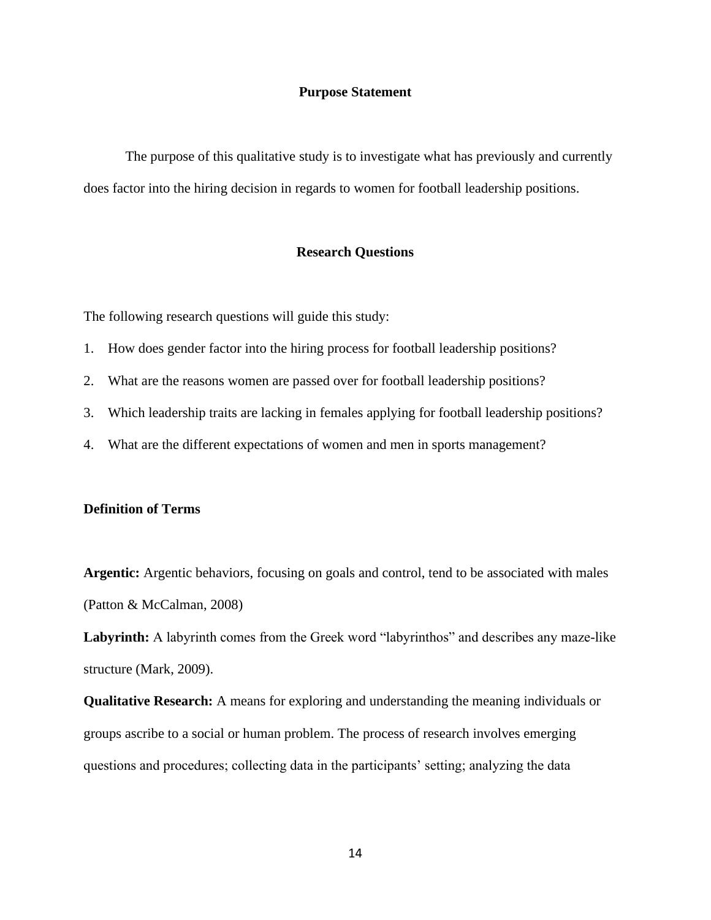## Purpose Statement

The purpose of this qualitative study is to investigate what has previously and currently does factor into the hiring decision in regards to women for football leadership positions.

## Research Questions

The following research questions will guide this study:

1. How does gender factor into the hiring process for football leadership positions?
2. What are the reasons women are passed over for football leadership positions?
3. Which leadership traits are lacking in females applying for football leadership positions?
4. What are the different expectations of women and men in sports management?

### Definition of Terms

**Argentic:** Argentic behaviors, focusing on goals and control, tend to be associated with males (Patton & McCalman, 2008)

**Labyrinth:** A labyrinth comes from the Greek word "labyrinthos" and describes any maze-like structure (Mark, 2009).

**Qualitative Research:** A means for exploring and understanding the meaning individuals or groups ascribe to a social or human problem. The process of research involves emerging questions and procedures; collecting data in the participants' setting; analyzing the data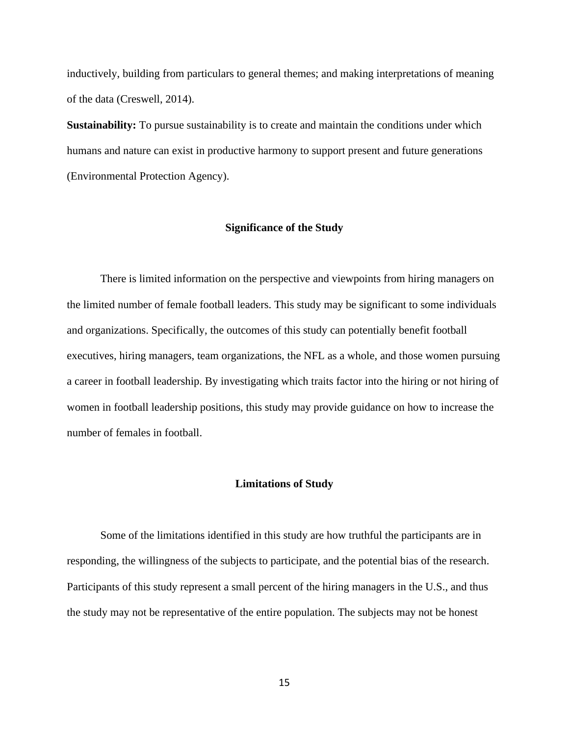inductively, building from particulars to general themes; and making interpretations of meaning of the data (Creswell, 2014).

**Sustainability:** To pursue sustainability is to create and maintain the conditions under which humans and nature can exist in productive harmony to support present and future generations (Environmental Protection Agency).

## Significance of the Study

There is limited information on the perspective and viewpoints from hiring managers on the limited number of female football leaders. This study may be significant to some individuals and organizations. Specifically, the outcomes of this study can potentially benefit football executives, hiring managers, team organizations, the NFL as a whole, and those women pursuing a career in football leadership. By investigating which traits factor into the hiring or not hiring of women in football leadership positions, this study may provide guidance on how to increase the number of females in football.

## Limitations of Study

Some of the limitations identified in this study are how truthful the participants are in responding, the willingness of the subjects to participate, and the potential bias of the research. Participants of this study represent a small percent of the hiring managers in the U.S., and thus the study may not be representative of the entire population. The subjects may not be honest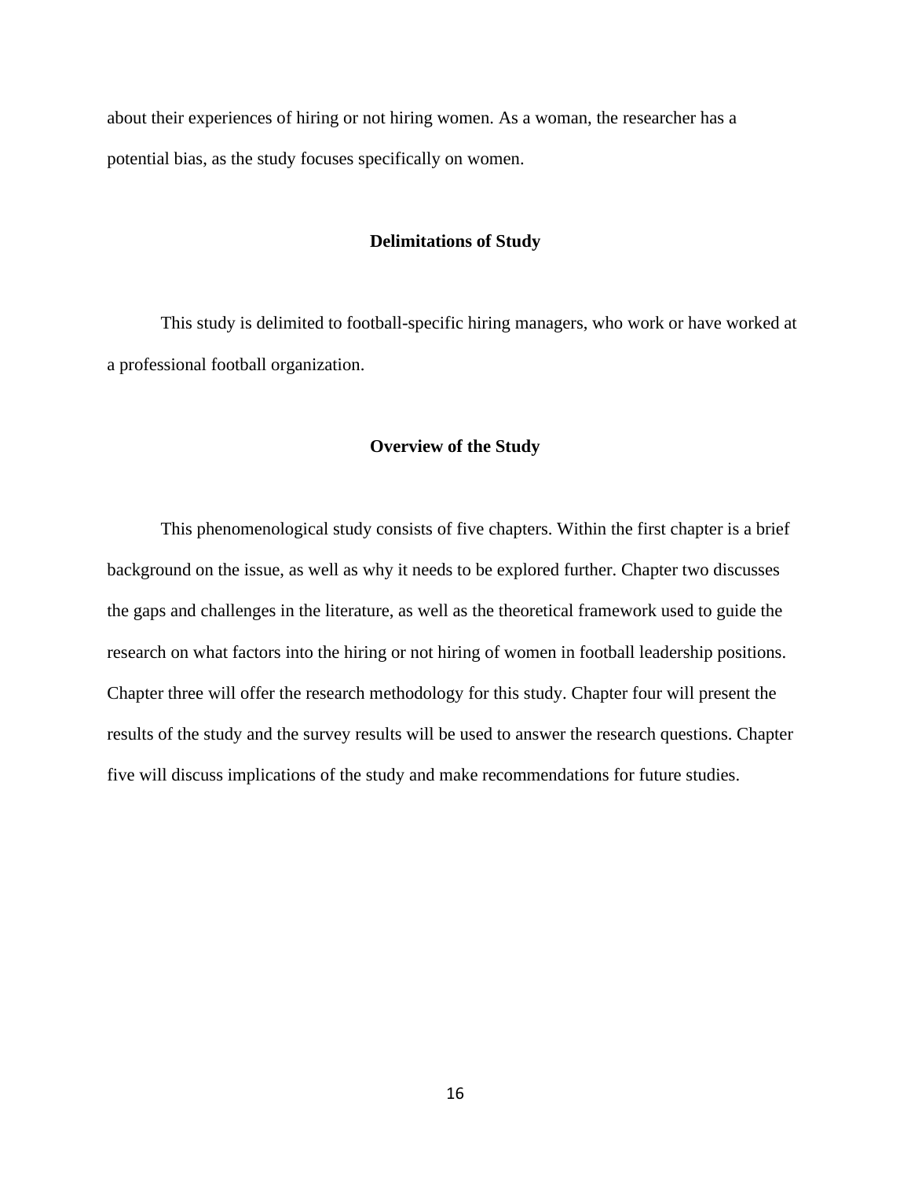about their experiences of hiring or not hiring women. As a woman, the researcher has a potential bias, as the study focuses specifically on women.

## Delimitations of Study

This study is delimited to football-specific hiring managers, who work or have worked at a professional football organization.

## Overview of the Study

This phenomenological study consists of five chapters. Within the first chapter is a brief background on the issue, as well as why it needs to be explored further. Chapter two discusses the gaps and challenges in the literature, as well as the theoretical framework used to guide the research on what factors into the hiring or not hiring of women in football leadership positions. Chapter three will offer the research methodology for this study. Chapter four will present the results of the study and the survey results will be used to answer the research questions. Chapter five will discuss implications of the study and make recommendations for future studies.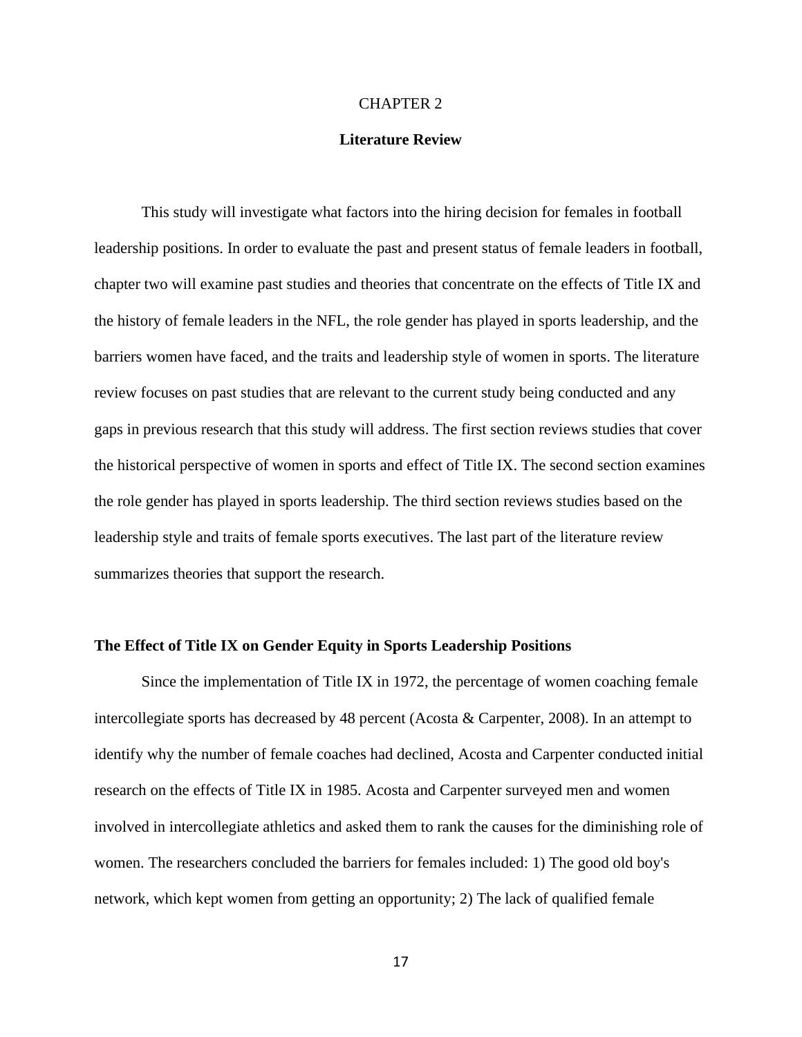# CHAPTER 2

## Literature Review

This study will investigate what factors into the hiring decision for females in football leadership positions. In order to evaluate the past and present status of female leaders in football, chapter two will examine past studies and theories that concentrate on the effects of Title IX and the history of female leaders in the NFL, the role gender has played in sports leadership, and the barriers women have faced, and the traits and leadership style of women in sports. The literature review focuses on past studies that are relevant to the current study being conducted and any gaps in previous research that this study will address. The first section reviews studies that cover the historical perspective of women in sports and effect of Title IX. The second section examines the role gender has played in sports leadership. The third section reviews studies based on the leadership style and traits of female sports executives. The last part of the literature review summarizes theories that support the research.

### The Effect of Title IX on Gender Equity in Sports Leadership Positions

Since the implementation of Title IX in 1972, the percentage of women coaching female intercollegiate sports has decreased by 48 percent (Acosta & Carpenter, 2008). In an attempt to identify why the number of female coaches had declined, Acosta and Carpenter conducted initial research on the effects of Title IX in 1985. Acosta and Carpenter surveyed men and women involved in intercollegiate athletics and asked them to rank the causes for the diminishing role of women. The researchers concluded the barriers for females included: 1) The good old boy's network, which kept women from getting an opportunity; 2) The lack of qualified female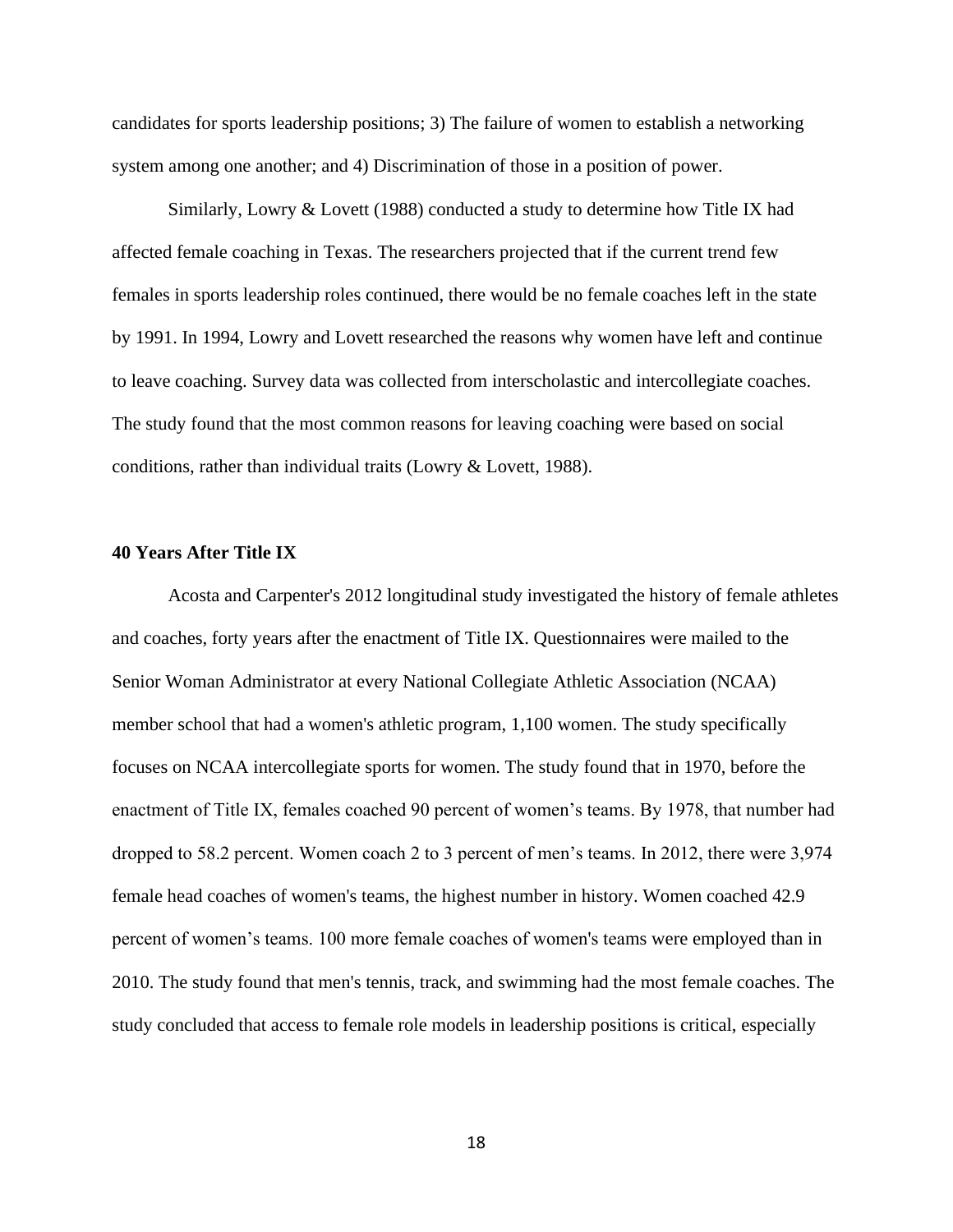candidates for sports leadership positions; 3) The failure of women to establish a networking system among one another; and 4) Discrimination of those in a position of power.

Similarly, Lowry & Lovett (1988) conducted a study to determine how Title IX had affected female coaching in Texas. The researchers projected that if the current trend few females in sports leadership roles continued, there would be no female coaches left in the state by 1991. In 1994, Lowry and Lovett researched the reasons why women have left and continue to leave coaching. Survey data was collected from interscholastic and intercollegiate coaches. The study found that the most common reasons for leaving coaching were based on social conditions, rather than individual traits (Lowry & Lovett, 1988).

**40 Years After Title IX**

Acosta and Carpenter's 2012 longitudinal study investigated the history of female athletes and coaches, forty years after the enactment of Title IX. Questionnaires were mailed to the Senior Woman Administrator at every National Collegiate Athletic Association (NCAA) member school that had a women's athletic program, 1,100 women. The study specifically focuses on NCAA intercollegiate sports for women. The study found that in 1970, before the enactment of Title IX, females coached 90 percent of women's teams. By 1978, that number had dropped to 58.2 percent. Women coach 2 to 3 percent of men's teams. In 2012, there were 3,974 female head coaches of women's teams, the highest number in history. Women coached 42.9 percent of women's teams. 100 more female coaches of women's teams were employed than in 2010. The study found that men's tennis, track, and swimming had the most female coaches. The study concluded that access to female role models in leadership positions is critical, especially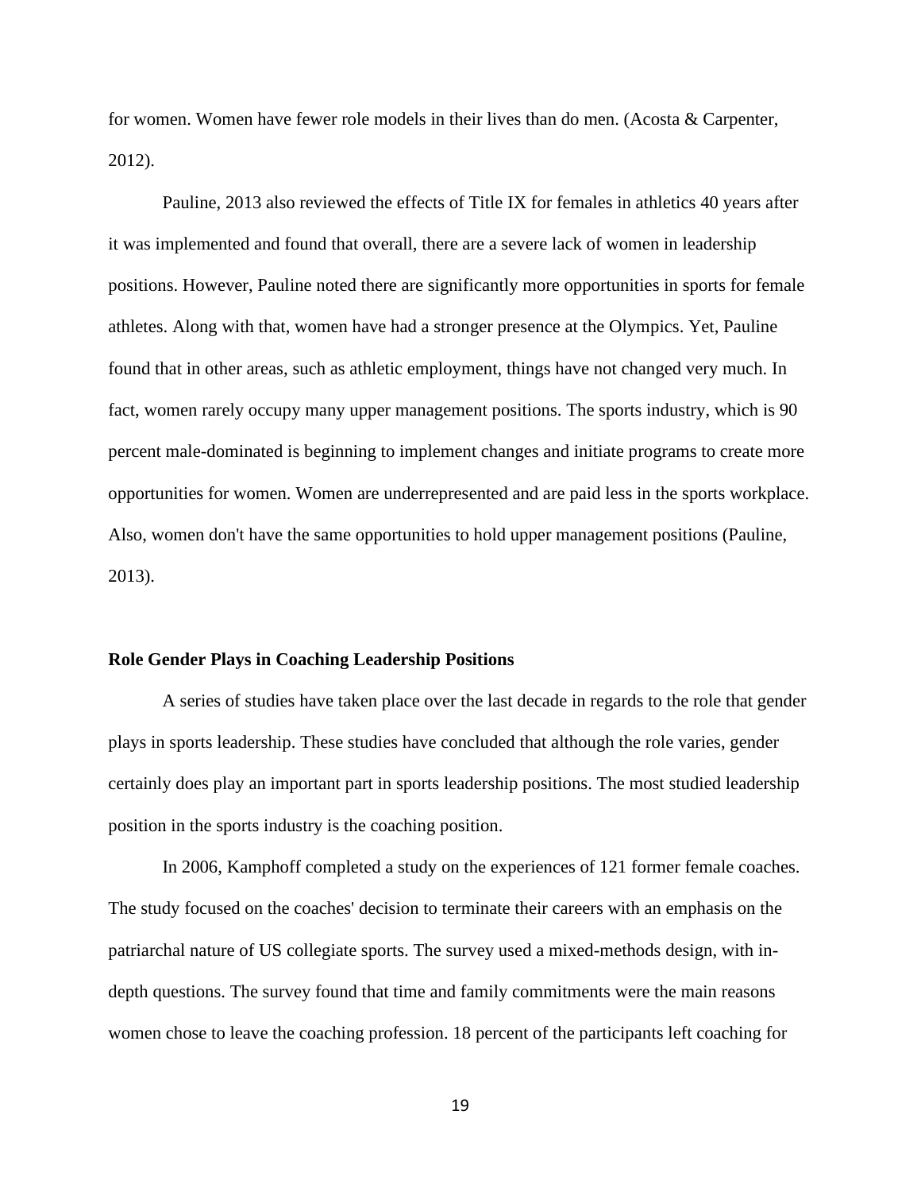for women. Women have fewer role models in their lives than do men. (Acosta & Carpenter, 2012).

Pauline, 2013 also reviewed the effects of Title IX for females in athletics 40 years after it was implemented and found that overall, there are a severe lack of women in leadership positions. However, Pauline noted there are significantly more opportunities in sports for female athletes. Along with that, women have had a stronger presence at the Olympics. Yet, Pauline found that in other areas, such as athletic employment, things have not changed very much. In fact, women rarely occupy many upper management positions. The sports industry, which is 90 percent male-dominated is beginning to implement changes and initiate programs to create more opportunities for women. Women are underrepresented and are paid less in the sports workplace. Also, women don't have the same opportunities to hold upper management positions (Pauline, 2013).

**Role Gender Plays in Coaching Leadership Positions**

A series of studies have taken place over the last decade in regards to the role that gender plays in sports leadership. These studies have concluded that although the role varies, gender certainly does play an important part in sports leadership positions. The most studied leadership position in the sports industry is the coaching position.

In 2006, Kamphoff completed a study on the experiences of 121 former female coaches. The study focused on the coaches' decision to terminate their careers with an emphasis on the patriarchal nature of US collegiate sports. The survey used a mixed-methods design, with in-depth questions. The survey found that time and family commitments were the main reasons women chose to leave the coaching profession. 18 percent of the participants left coaching for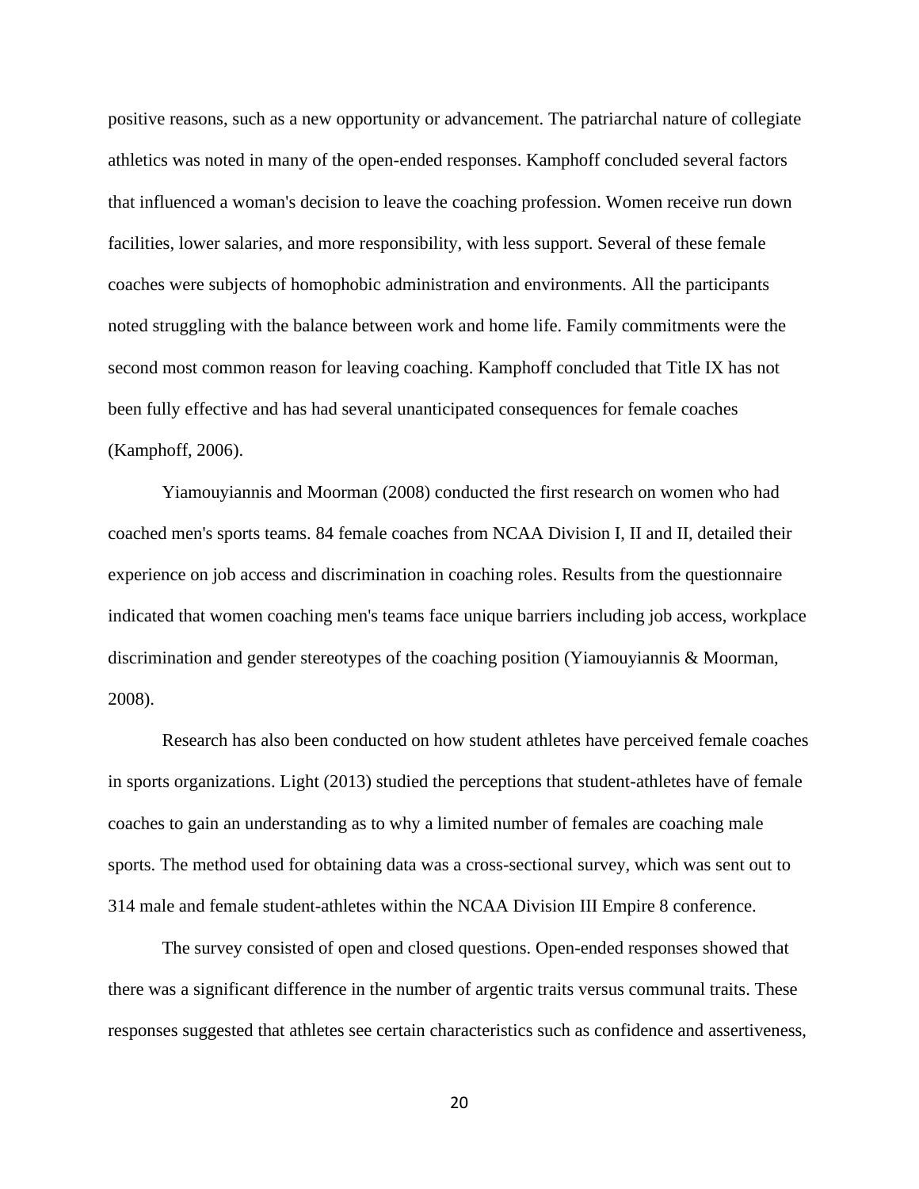positive reasons, such as a new opportunity or advancement. The patriarchal nature of collegiate athletics was noted in many of the open-ended responses. Kamphoff concluded several factors that influenced a woman's decision to leave the coaching profession. Women receive run down facilities, lower salaries, and more responsibility, with less support. Several of these female coaches were subjects of homophobic administration and environments. All the participants noted struggling with the balance between work and home life. Family commitments were the second most common reason for leaving coaching. Kamphoff concluded that Title IX has not been fully effective and has had several unanticipated consequences for female coaches (Kamphoff, 2006).

Yiamouyiannis and Moorman (2008) conducted the first research on women who had coached men's sports teams. 84 female coaches from NCAA Division I, II and II, detailed their experience on job access and discrimination in coaching roles. Results from the questionnaire indicated that women coaching men's teams face unique barriers including job access, workplace discrimination and gender stereotypes of the coaching position (Yiamouyiannis & Moorman, 2008).

Research has also been conducted on how student athletes have perceived female coaches in sports organizations. Light (2013) studied the perceptions that student-athletes have of female coaches to gain an understanding as to why a limited number of females are coaching male sports. The method used for obtaining data was a cross-sectional survey, which was sent out to 314 male and female student-athletes within the NCAA Division III Empire 8 conference.

The survey consisted of open and closed questions. Open-ended responses showed that there was a significant difference in the number of argentic traits versus communal traits. These responses suggested that athletes see certain characteristics such as confidence and assertiveness,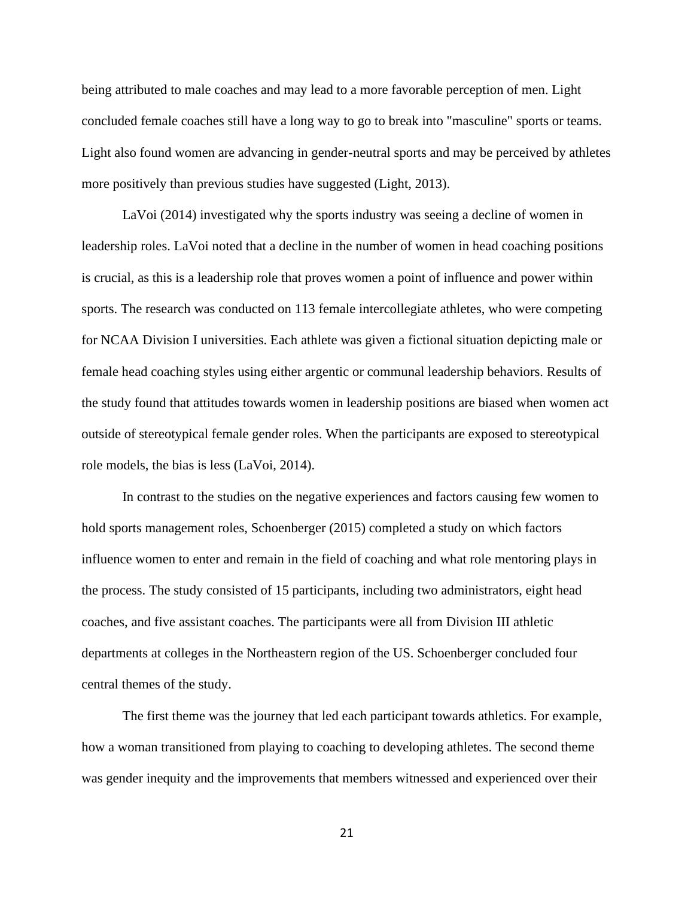being attributed to male coaches and may lead to a more favorable perception of men. Light concluded female coaches still have a long way to go to break into "masculine" sports or teams. Light also found women are advancing in gender-neutral sports and may be perceived by athletes more positively than previous studies have suggested (Light, 2013).

LaVoi (2014) investigated why the sports industry was seeing a decline of women in leadership roles. LaVoi noted that a decline in the number of women in head coaching positions is crucial, as this is a leadership role that proves women a point of influence and power within sports. The research was conducted on 113 female intercollegiate athletes, who were competing for NCAA Division I universities. Each athlete was given a fictional situation depicting male or female head coaching styles using either argentic or communal leadership behaviors. Results of the study found that attitudes towards women in leadership positions are biased when women act outside of stereotypical female gender roles. When the participants are exposed to stereotypical role models, the bias is less (LaVoi, 2014).

In contrast to the studies on the negative experiences and factors causing few women to hold sports management roles, Schoenberger (2015) completed a study on which factors influence women to enter and remain in the field of coaching and what role mentoring plays in the process. The study consisted of 15 participants, including two administrators, eight head coaches, and five assistant coaches. The participants were all from Division III athletic departments at colleges in the Northeastern region of the US. Schoenberger concluded four central themes of the study.

The first theme was the journey that led each participant towards athletics. For example, how a woman transitioned from playing to coaching to developing athletes. The second theme was gender inequity and the improvements that members witnessed and experienced over their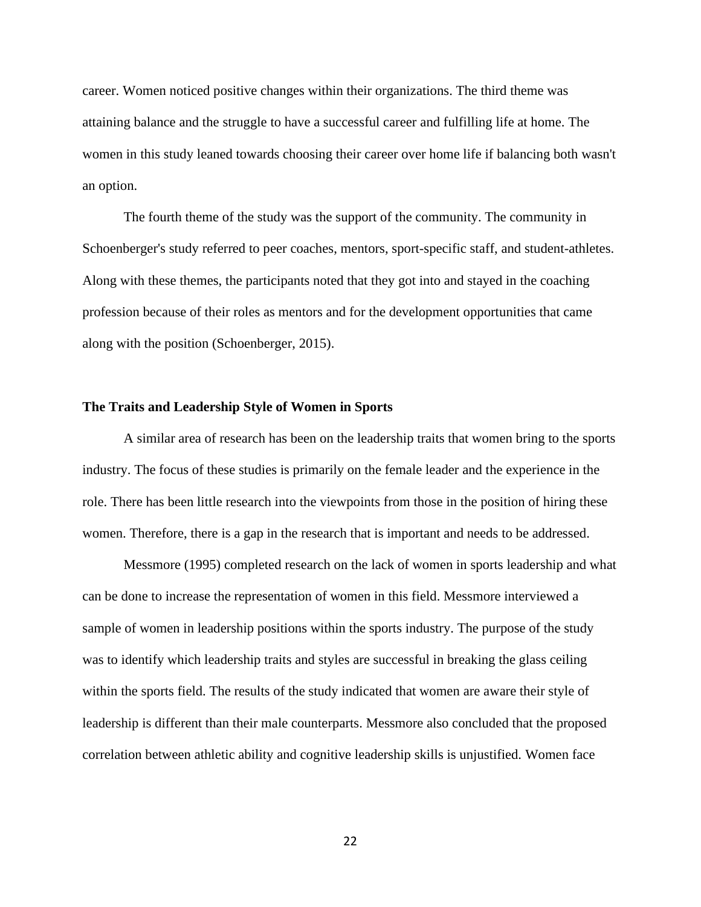career. Women noticed positive changes within their organizations. The third theme was attaining balance and the struggle to have a successful career and fulfilling life at home. The women in this study leaned towards choosing their career over home life if balancing both wasn't an option.

The fourth theme of the study was the support of the community. The community in Schoenberger's study referred to peer coaches, mentors, sport-specific staff, and student-athletes. Along with these themes, the participants noted that they got into and stayed in the coaching profession because of their roles as mentors and for the development opportunities that came along with the position (Schoenberger, 2015).

### The Traits and Leadership Style of Women in Sports

A similar area of research has been on the leadership traits that women bring to the sports industry. The focus of these studies is primarily on the female leader and the experience in the role. There has been little research into the viewpoints from those in the position of hiring these women. Therefore, there is a gap in the research that is important and needs to be addressed.

Messmore (1995) completed research on the lack of women in sports leadership and what can be done to increase the representation of women in this field. Messmore interviewed a sample of women in leadership positions within the sports industry. The purpose of the study was to identify which leadership traits and styles are successful in breaking the glass ceiling within the sports field. The results of the study indicated that women are aware their style of leadership is different than their male counterparts. Messmore also concluded that the proposed correlation between athletic ability and cognitive leadership skills is unjustified. Women face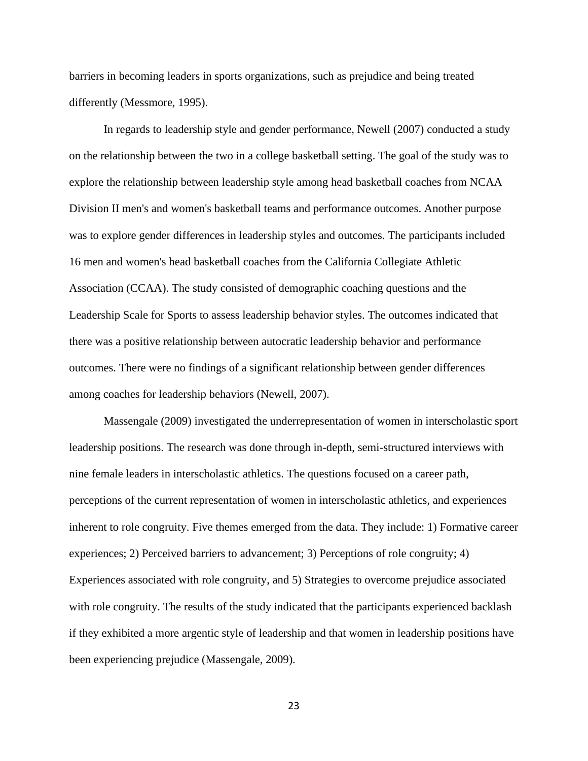barriers in becoming leaders in sports organizations, such as prejudice and being treated differently (Messmore, 1995).

In regards to leadership style and gender performance, Newell (2007) conducted a study on the relationship between the two in a college basketball setting. The goal of the study was to explore the relationship between leadership style among head basketball coaches from NCAA Division II men's and women's basketball teams and performance outcomes. Another purpose was to explore gender differences in leadership styles and outcomes. The participants included 16 men and women's head basketball coaches from the California Collegiate Athletic Association (CCAA). The study consisted of demographic coaching questions and the Leadership Scale for Sports to assess leadership behavior styles. The outcomes indicated that there was a positive relationship between autocratic leadership behavior and performance outcomes. There were no findings of a significant relationship between gender differences among coaches for leadership behaviors (Newell, 2007).

Massengale (2009) investigated the underrepresentation of women in interscholastic sport leadership positions. The research was done through in-depth, semi-structured interviews with nine female leaders in interscholastic athletics. The questions focused on a career path, perceptions of the current representation of women in interscholastic athletics, and experiences inherent to role congruity. Five themes emerged from the data. They include: 1) Formative career experiences; 2) Perceived barriers to advancement; 3) Perceptions of role congruity; 4) Experiences associated with role congruity, and 5) Strategies to overcome prejudice associated with role congruity. The results of the study indicated that the participants experienced backlash if they exhibited a more argentic style of leadership and that women in leadership positions have been experiencing prejudice (Massengale, 2009).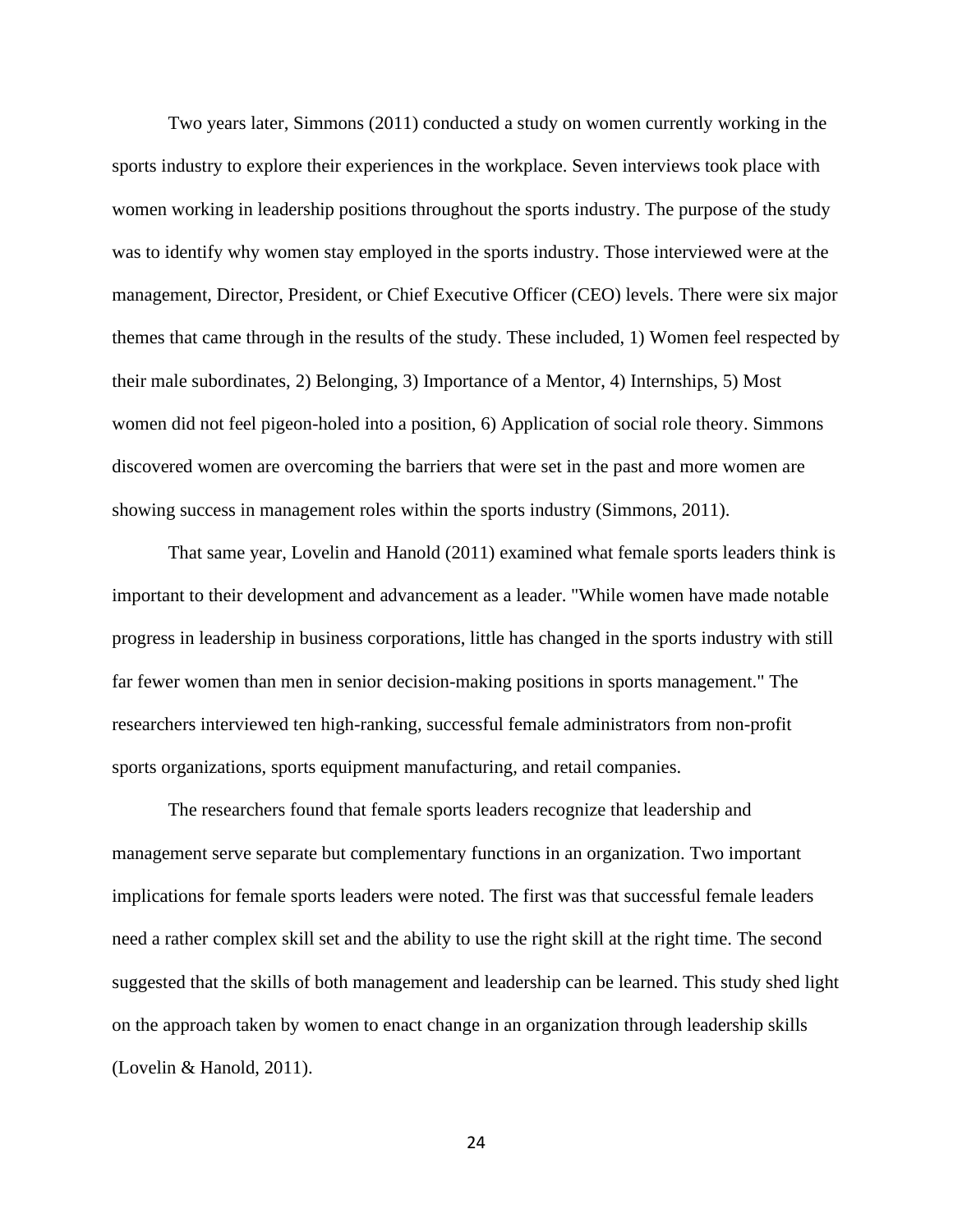Two years later, Simmons (2011) conducted a study on women currently working in the sports industry to explore their experiences in the workplace. Seven interviews took place with women working in leadership positions throughout the sports industry. The purpose of the study was to identify why women stay employed in the sports industry. Those interviewed were at the management, Director, President, or Chief Executive Officer (CEO) levels. There were six major themes that came through in the results of the study. These included, 1) Women feel respected by their male subordinates, 2) Belonging, 3) Importance of a Mentor, 4) Internships, 5) Most women did not feel pigeon-holed into a position, 6) Application of social role theory. Simmons discovered women are overcoming the barriers that were set in the past and more women are showing success in management roles within the sports industry (Simmons, 2011).

That same year, Lovelin and Hanold (2011) examined what female sports leaders think is important to their development and advancement as a leader. "While women have made notable progress in leadership in business corporations, little has changed in the sports industry with still far fewer women than men in senior decision-making positions in sports management." The researchers interviewed ten high-ranking, successful female administrators from non-profit sports organizations, sports equipment manufacturing, and retail companies.

The researchers found that female sports leaders recognize that leadership and management serve separate but complementary functions in an organization. Two important implications for female sports leaders were noted. The first was that successful female leaders need a rather complex skill set and the ability to use the right skill at the right time. The second suggested that the skills of both management and leadership can be learned. This study shed light on the approach taken by women to enact change in an organization through leadership skills (Lovelin & Hanold, 2011).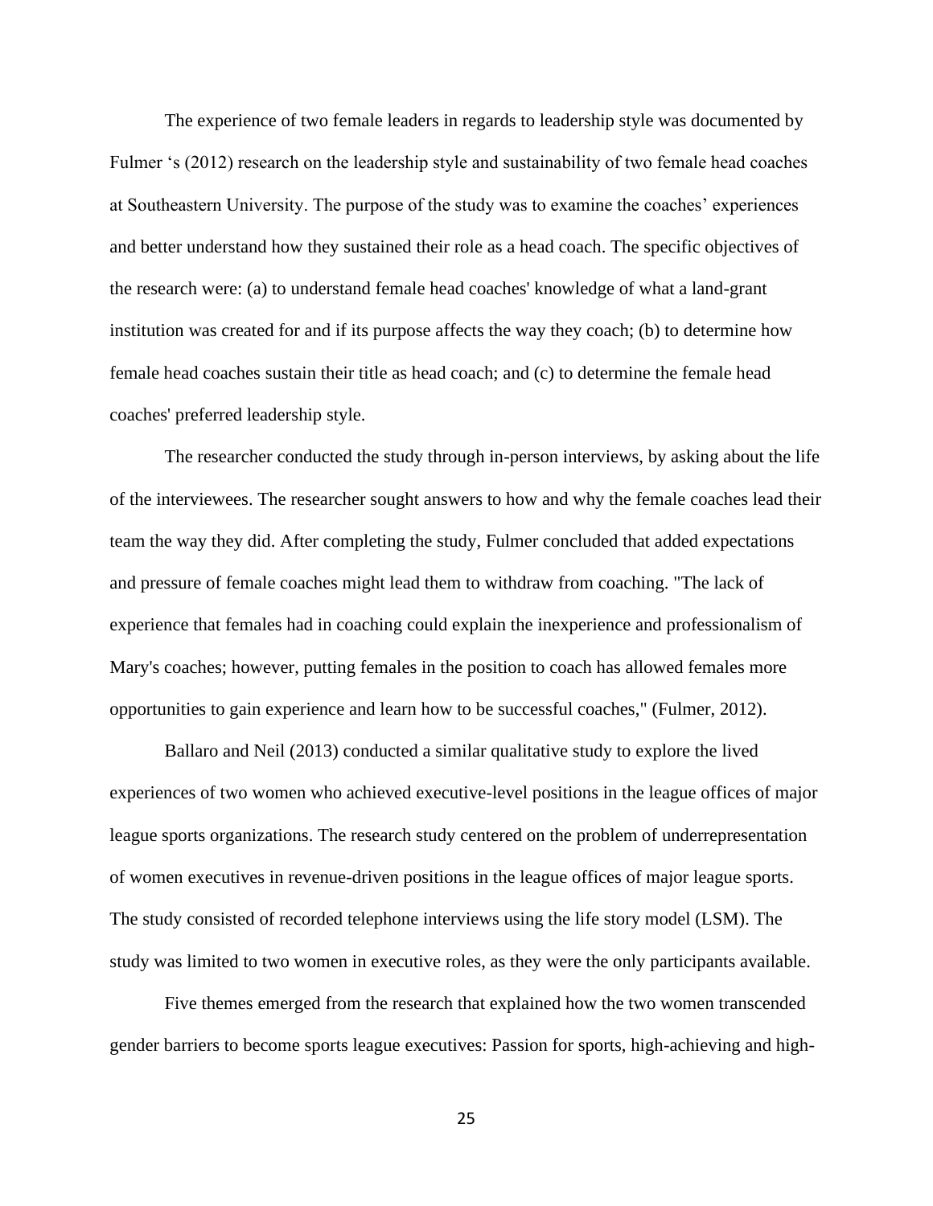The experience of two female leaders in regards to leadership style was documented by Fulmer 's (2012) research on the leadership style and sustainability of two female head coaches at Southeastern University. The purpose of the study was to examine the coaches' experiences and better understand how they sustained their role as a head coach. The specific objectives of the research were: (a) to understand female head coaches' knowledge of what a land-grant institution was created for and if its purpose affects the way they coach; (b) to determine how female head coaches sustain their title as head coach; and (c) to determine the female head coaches' preferred leadership style.

The researcher conducted the study through in-person interviews, by asking about the life of the interviewees. The researcher sought answers to how and why the female coaches lead their team the way they did. After completing the study, Fulmer concluded that added expectations and pressure of female coaches might lead them to withdraw from coaching. "The lack of experience that females had in coaching could explain the inexperience and professionalism of Mary's coaches; however, putting females in the position to coach has allowed females more opportunities to gain experience and learn how to be successful coaches," (Fulmer, 2012).

Ballaro and Neil (2013) conducted a similar qualitative study to explore the lived experiences of two women who achieved executive-level positions in the league offices of major league sports organizations. The research study centered on the problem of underrepresentation of women executives in revenue-driven positions in the league offices of major league sports. The study consisted of recorded telephone interviews using the life story model (LSM). The study was limited to two women in executive roles, as they were the only participants available.

Five themes emerged from the research that explained how the two women transcended gender barriers to become sports league executives: Passion for sports, high-achieving and high-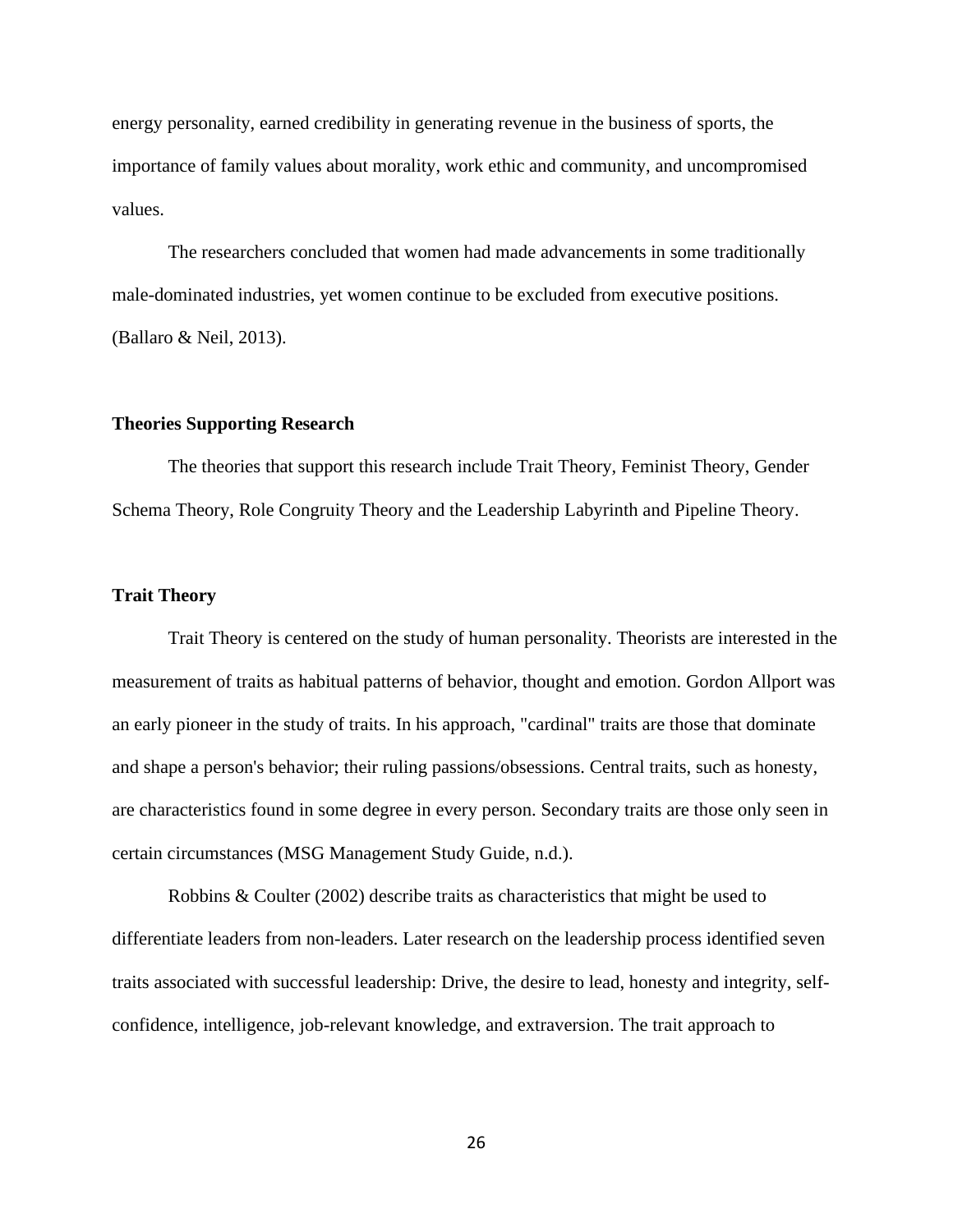energy personality, earned credibility in generating revenue in the business of sports, the importance of family values about morality, work ethic and community, and uncompromised values.

The researchers concluded that women had made advancements in some traditionally male-dominated industries, yet women continue to be excluded from executive positions. (Ballaro & Neil, 2013).

## Theories Supporting Research

The theories that support this research include Trait Theory, Feminist Theory, Gender Schema Theory, Role Congruity Theory and the Leadership Labyrinth and Pipeline Theory.

## Trait Theory

Trait Theory is centered on the study of human personality. Theorists are interested in the measurement of traits as habitual patterns of behavior, thought and emotion. Gordon Allport was an early pioneer in the study of traits. In his approach, "cardinal" traits are those that dominate and shape a person's behavior; their ruling passions/obsessions. Central traits, such as honesty, are characteristics found in some degree in every person. Secondary traits are those only seen in certain circumstances (MSG Management Study Guide, n.d.).

Robbins & Coulter (2002) describe traits as characteristics that might be used to differentiate leaders from non-leaders. Later research on the leadership process identified seven traits associated with successful leadership: Drive, the desire to lead, honesty and integrity, self-confidence, intelligence, job-relevant knowledge, and extraversion. The trait approach to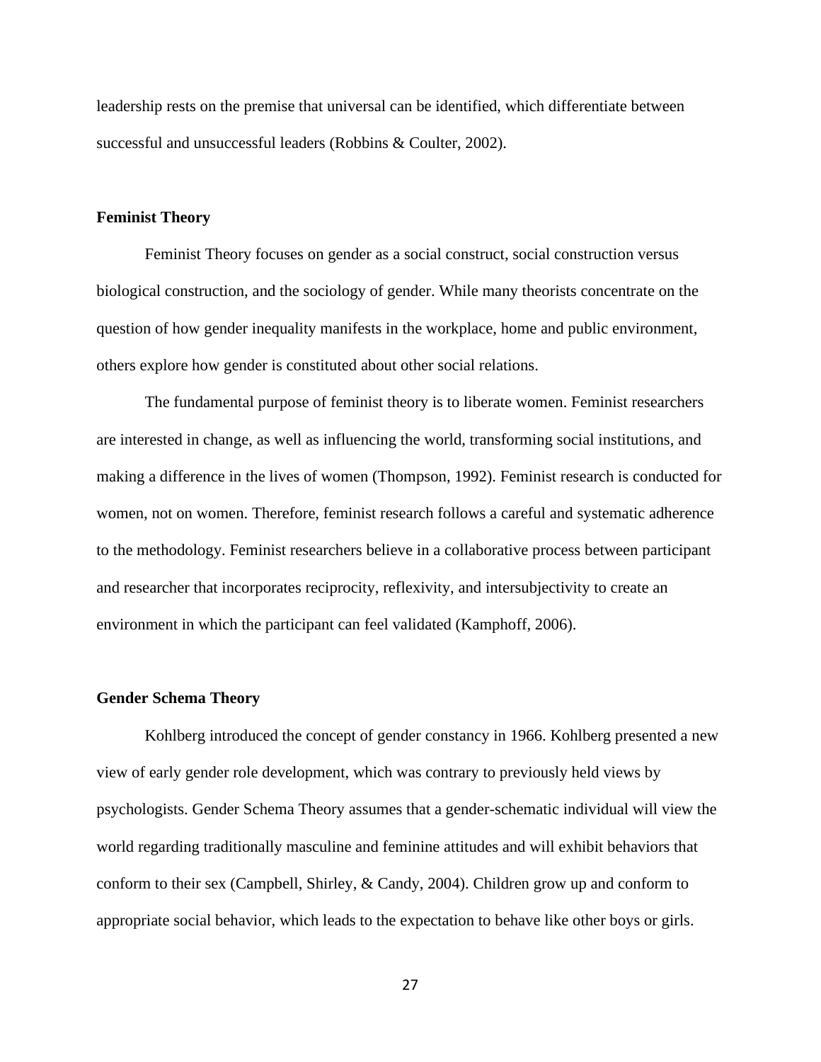leadership rests on the premise that universal can be identified, which differentiate between successful and unsuccessful leaders (Robbins & Coulter, 2002).

**Feminist Theory**

Feminist Theory focuses on gender as a social construct, social construction versus biological construction, and the sociology of gender. While many theorists concentrate on the question of how gender inequality manifests in the workplace, home and public environment, others explore how gender is constituted about other social relations.

The fundamental purpose of feminist theory is to liberate women. Feminist researchers are interested in change, as well as influencing the world, transforming social institutions, and making a difference in the lives of women (Thompson, 1992). Feminist research is conducted for women, not on women. Therefore, feminist research follows a careful and systematic adherence to the methodology. Feminist researchers believe in a collaborative process between participant and researcher that incorporates reciprocity, reflexivity, and intersubjectivity to create an environment in which the participant can feel validated (Kamphoff, 2006).

**Gender Schema Theory**

Kohlberg introduced the concept of gender constancy in 1966. Kohlberg presented a new view of early gender role development, which was contrary to previously held views by psychologists. Gender Schema Theory assumes that a gender-schematic individual will view the world regarding traditionally masculine and feminine attitudes and will exhibit behaviors that conform to their sex (Campbell, Shirley, & Candy, 2004). Children grow up and conform to appropriate social behavior, which leads to the expectation to behave like other boys or girls.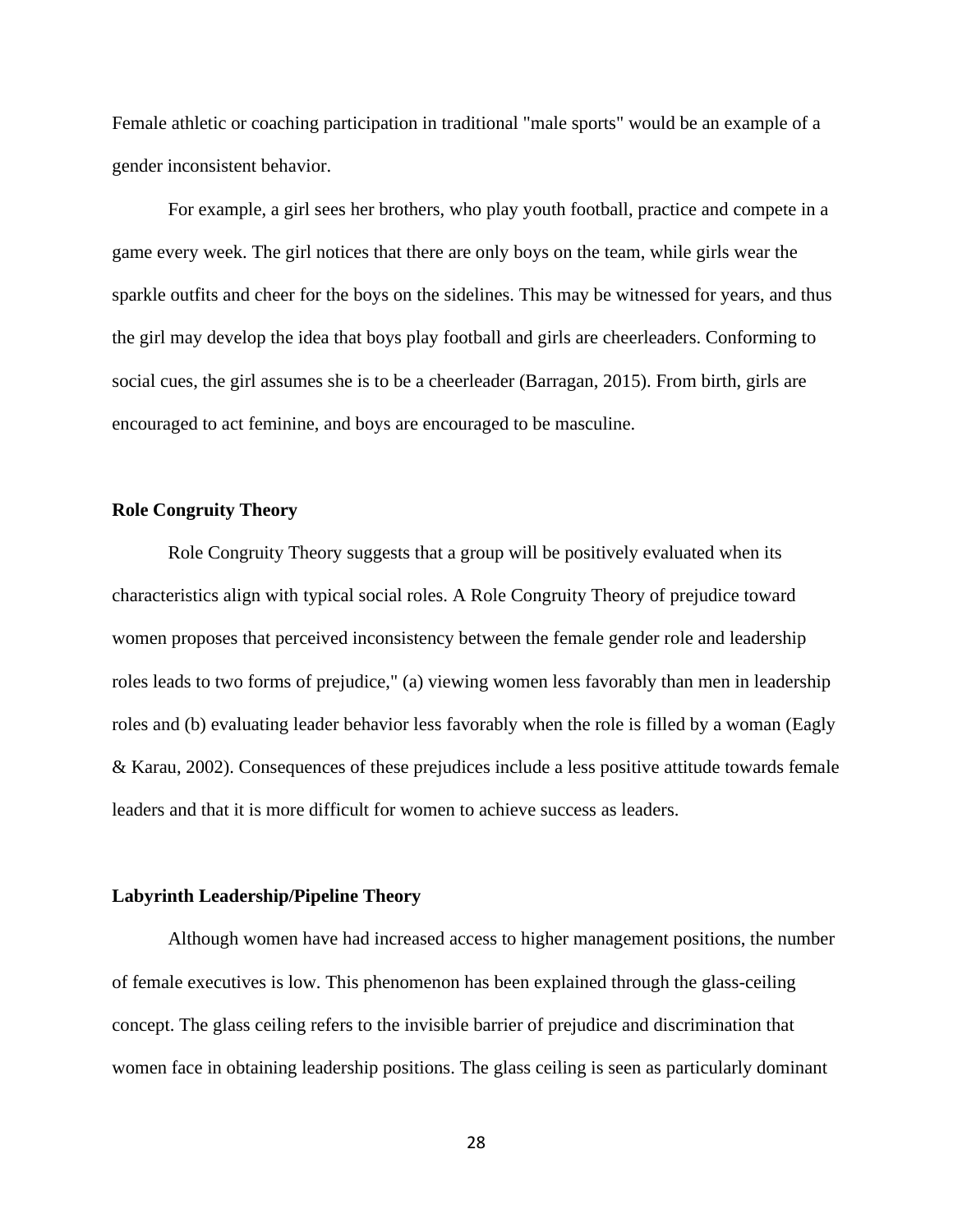Female athletic or coaching participation in traditional "male sports" would be an example of a gender inconsistent behavior.

For example, a girl sees her brothers, who play youth football, practice and compete in a game every week. The girl notices that there are only boys on the team, while girls wear the sparkle outfits and cheer for the boys on the sidelines. This may be witnessed for years, and thus the girl may develop the idea that boys play football and girls are cheerleaders. Conforming to social cues, the girl assumes she is to be a cheerleader (Barragan, 2015). From birth, girls are encouraged to act feminine, and boys are encouraged to be masculine.

**Role Congruity Theory**

Role Congruity Theory suggests that a group will be positively evaluated when its characteristics align with typical social roles. A Role Congruity Theory of prejudice toward women proposes that perceived inconsistency between the female gender role and leadership roles leads to two forms of prejudice," (a) viewing women less favorably than men in leadership roles and (b) evaluating leader behavior less favorably when the role is filled by a woman (Eagly & Karau, 2002). Consequences of these prejudices include a less positive attitude towards female leaders and that it is more difficult for women to achieve success as leaders.

**Labyrinth Leadership/Pipeline Theory**

Although women have had increased access to higher management positions, the number of female executives is low. This phenomenon has been explained through the glass-ceiling concept. The glass ceiling refers to the invisible barrier of prejudice and discrimination that women face in obtaining leadership positions. The glass ceiling is seen as particularly dominant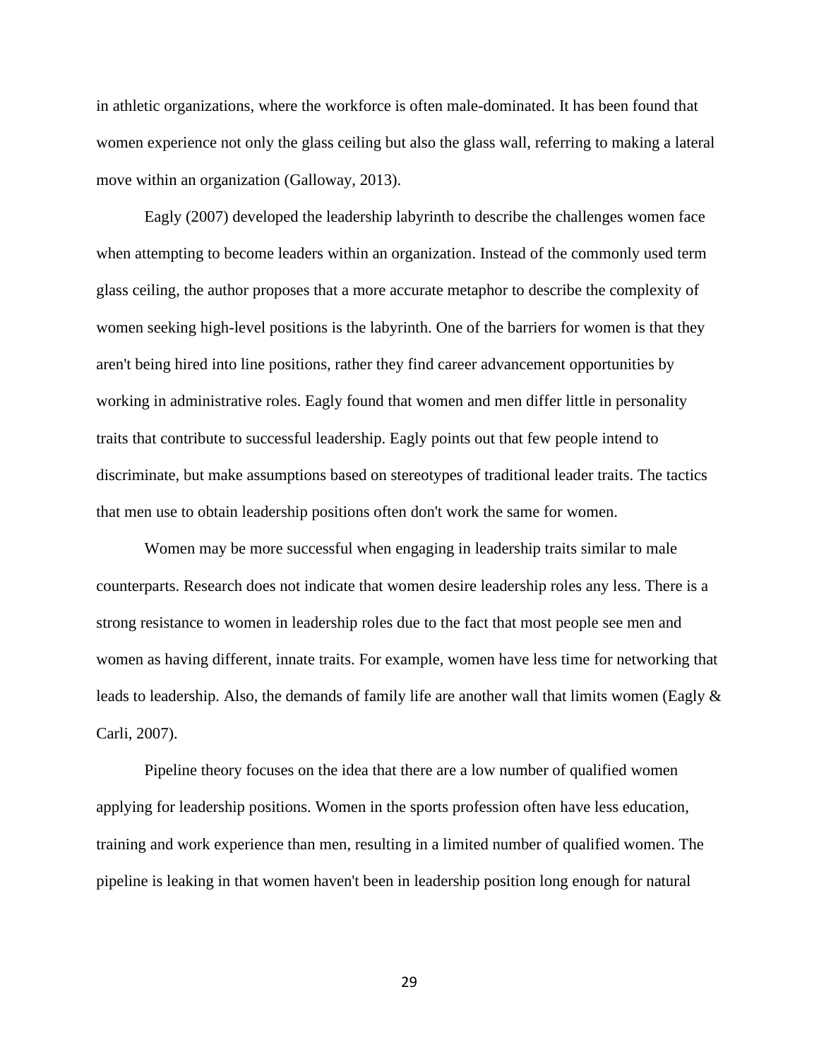in athletic organizations, where the workforce is often male-dominated. It has been found that women experience not only the glass ceiling but also the glass wall, referring to making a lateral move within an organization (Galloway, 2013).

Eagly (2007) developed the leadership labyrinth to describe the challenges women face when attempting to become leaders within an organization. Instead of the commonly used term glass ceiling, the author proposes that a more accurate metaphor to describe the complexity of women seeking high-level positions is the labyrinth. One of the barriers for women is that they aren't being hired into line positions, rather they find career advancement opportunities by working in administrative roles. Eagly found that women and men differ little in personality traits that contribute to successful leadership. Eagly points out that few people intend to discriminate, but make assumptions based on stereotypes of traditional leader traits. The tactics that men use to obtain leadership positions often don't work the same for women.

Women may be more successful when engaging in leadership traits similar to male counterparts. Research does not indicate that women desire leadership roles any less. There is a strong resistance to women in leadership roles due to the fact that most people see men and women as having different, innate traits. For example, women have less time for networking that leads to leadership. Also, the demands of family life are another wall that limits women (Eagly & Carli, 2007).

Pipeline theory focuses on the idea that there are a low number of qualified women applying for leadership positions. Women in the sports profession often have less education, training and work experience than men, resulting in a limited number of qualified women. The pipeline is leaking in that women haven't been in leadership position long enough for natural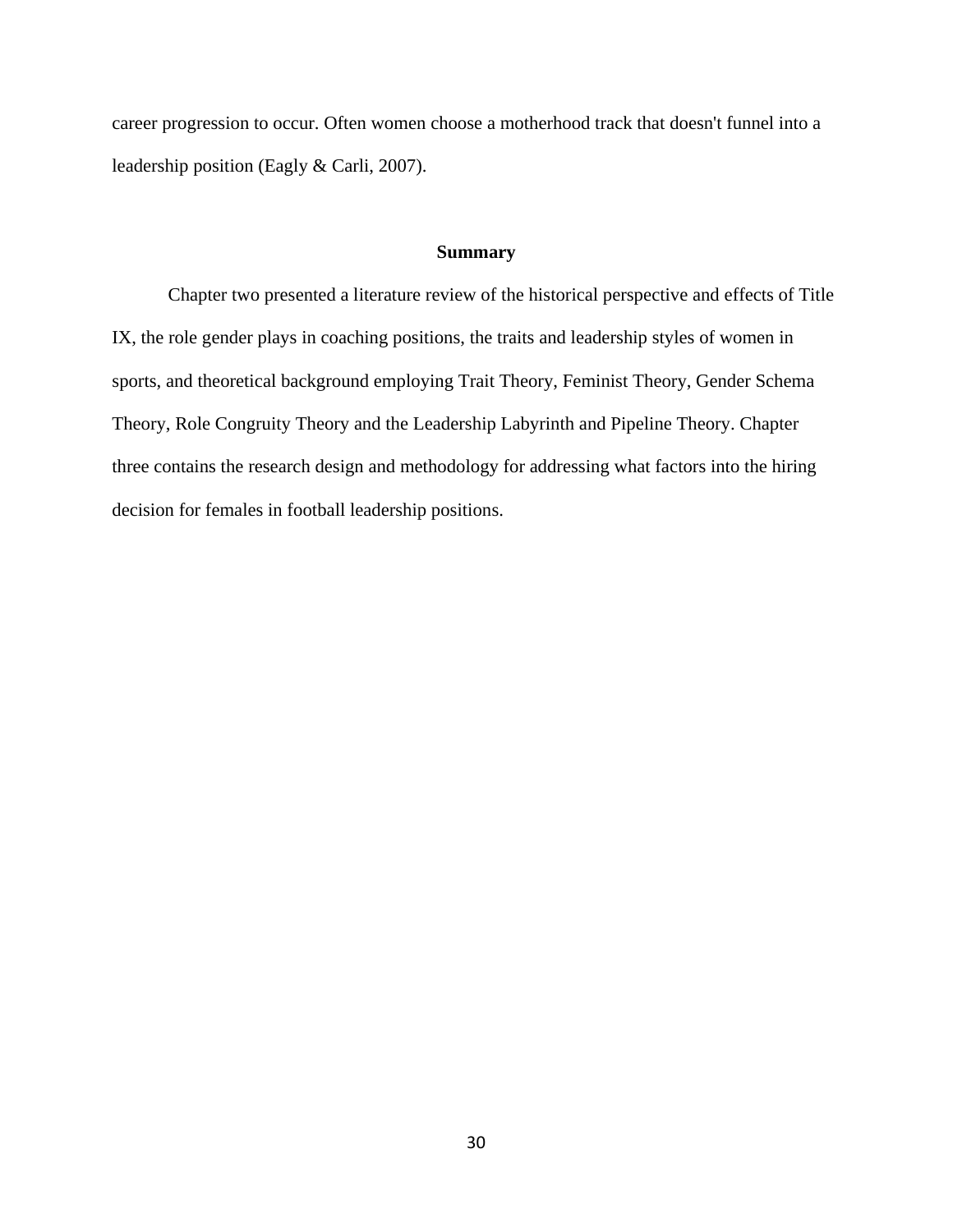career progression to occur. Often women choose a motherhood track that doesn't funnel into a leadership position (Eagly & Carli, 2007).

## Summary

Chapter two presented a literature review of the historical perspective and effects of Title IX, the role gender plays in coaching positions, the traits and leadership styles of women in sports, and theoretical background employing Trait Theory, Feminist Theory, Gender Schema Theory, Role Congruity Theory and the Leadership Labyrinth and Pipeline Theory. Chapter three contains the research design and methodology for addressing what factors into the hiring decision for females in football leadership positions.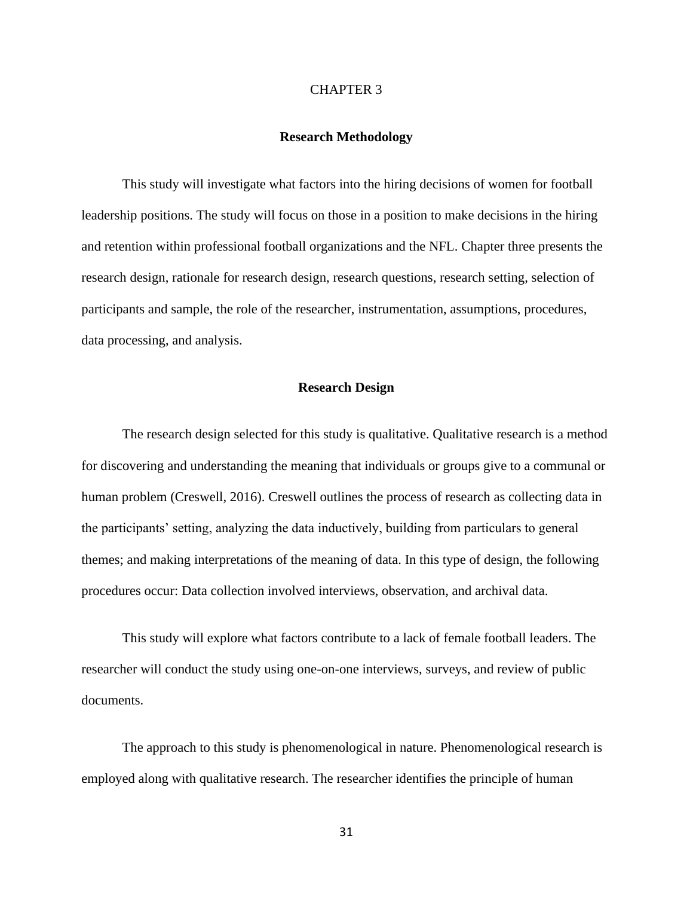# CHAPTER 3

## Research Methodology

This study will investigate what factors into the hiring decisions of women for football leadership positions. The study will focus on those in a position to make decisions in the hiring and retention within professional football organizations and the NFL. Chapter three presents the research design, rationale for research design, research questions, research setting, selection of participants and sample, the role of the researcher, instrumentation, assumptions, procedures, data processing, and analysis.

## Research Design

The research design selected for this study is qualitative. Qualitative research is a method for discovering and understanding the meaning that individuals or groups give to a communal or human problem (Creswell, 2016). Creswell outlines the process of research as collecting data in the participants' setting, analyzing the data inductively, building from particulars to general themes; and making interpretations of the meaning of data. In this type of design, the following procedures occur: Data collection involved interviews, observation, and archival data.

This study will explore what factors contribute to a lack of female football leaders. The researcher will conduct the study using one-on-one interviews, surveys, and review of public documents.

The approach to this study is phenomenological in nature. Phenomenological research is employed along with qualitative research. The researcher identifies the principle of human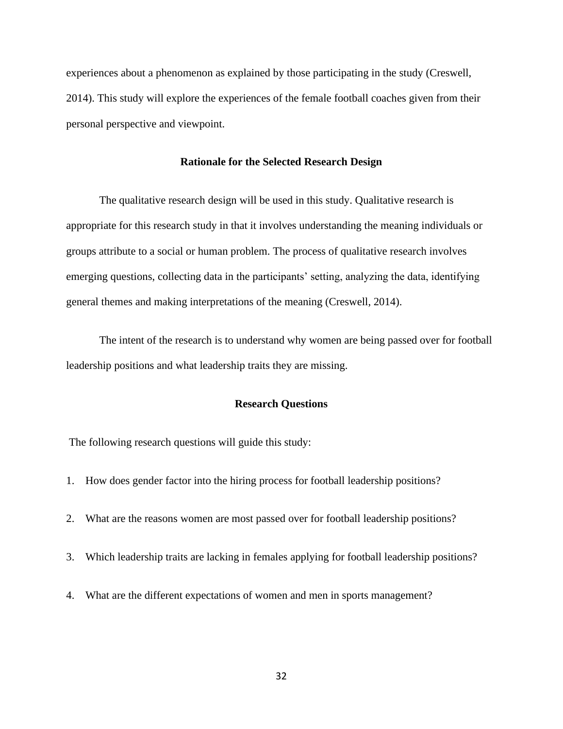experiences about a phenomenon as explained by those participating in the study (Creswell, 2014). This study will explore the experiences of the female football coaches given from their personal perspective and viewpoint.

## Rationale for the Selected Research Design

The qualitative research design will be used in this study. Qualitative research is appropriate for this research study in that it involves understanding the meaning individuals or groups attribute to a social or human problem. The process of qualitative research involves emerging questions, collecting data in the participants' setting, analyzing the data, identifying general themes and making interpretations of the meaning (Creswell, 2014).

The intent of the research is to understand why women are being passed over for football leadership positions and what leadership traits they are missing.

## Research Questions

The following research questions will guide this study:

1. How does gender factor into the hiring process for football leadership positions?
2. What are the reasons women are most passed over for football leadership positions?
3. Which leadership traits are lacking in females applying for football leadership positions?
4. What are the different expectations of women and men in sports management?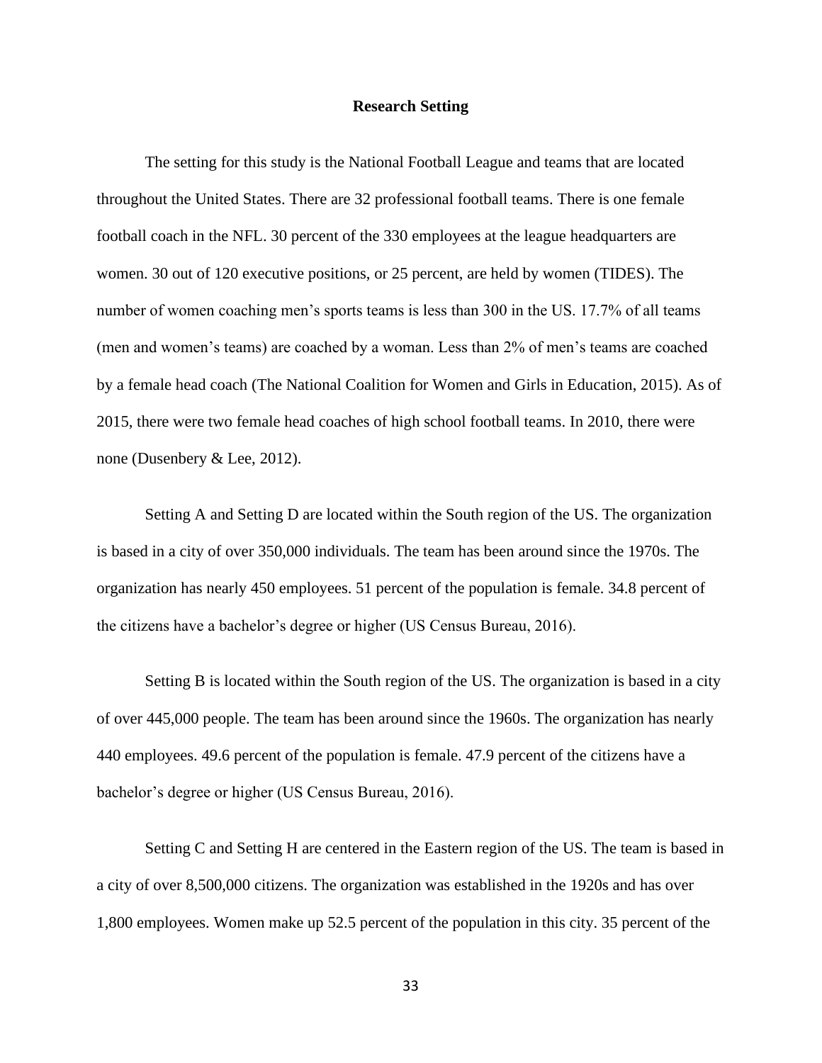## Research Setting

The setting for this study is the National Football League and teams that are located throughout the United States. There are 32 professional football teams. There is one female football coach in the NFL. 30 percent of the 330 employees at the league headquarters are women. 30 out of 120 executive positions, or 25 percent, are held by women (TIDES). The number of women coaching men's sports teams is less than 300 in the US. 17.7% of all teams (men and women's teams) are coached by a woman. Less than 2% of men's teams are coached by a female head coach (The National Coalition for Women and Girls in Education, 2015). As of 2015, there were two female head coaches of high school football teams. In 2010, there were none (Dusenbery & Lee, 2012).

Setting A and Setting D are located within the South region of the US. The organization is based in a city of over 350,000 individuals. The team has been around since the 1970s. The organization has nearly 450 employees. 51 percent of the population is female. 34.8 percent of the citizens have a bachelor's degree or higher (US Census Bureau, 2016).

Setting B is located within the South region of the US. The organization is based in a city of over 445,000 people. The team has been around since the 1960s. The organization has nearly 440 employees. 49.6 percent of the population is female. 47.9 percent of the citizens have a bachelor's degree or higher (US Census Bureau, 2016).

Setting C and Setting H are centered in the Eastern region of the US. The team is based in a city of over 8,500,000 citizens. The organization was established in the 1920s and has over 1,800 employees. Women make up 52.5 percent of the population in this city. 35 percent of the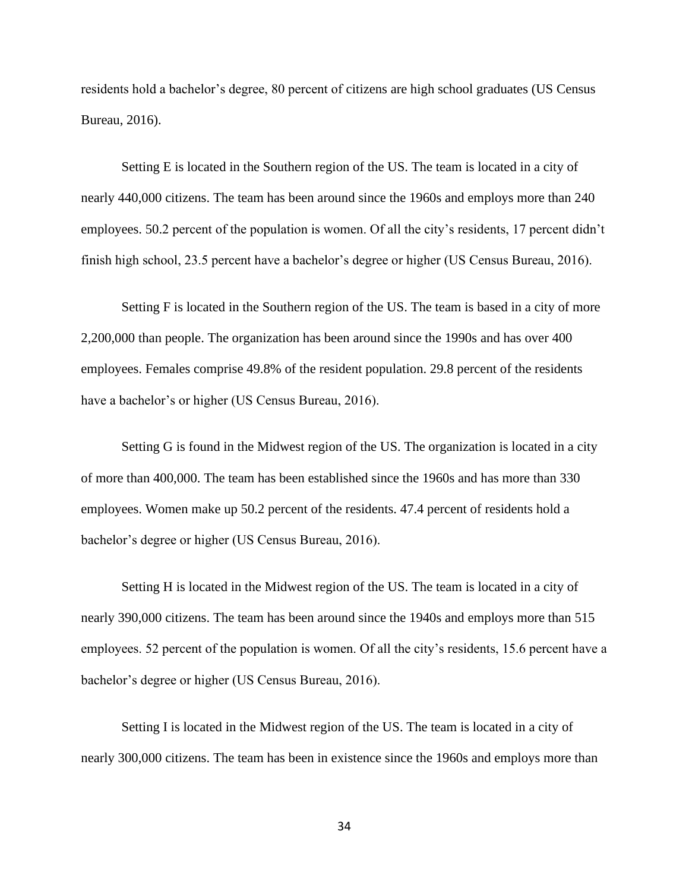residents hold a bachelor's degree, 80 percent of citizens are high school graduates (US Census Bureau, 2016).

Setting E is located in the Southern region of the US. The team is located in a city of nearly 440,000 citizens. The team has been around since the 1960s and employs more than 240 employees. 50.2 percent of the population is women. Of all the city's residents, 17 percent didn't finish high school, 23.5 percent have a bachelor's degree or higher (US Census Bureau, 2016).

Setting F is located in the Southern region of the US. The team is based in a city of more 2,200,000 than people. The organization has been around since the 1990s and has over 400 employees. Females comprise 49.8% of the resident population. 29.8 percent of the residents have a bachelor's or higher (US Census Bureau, 2016).

Setting G is found in the Midwest region of the US. The organization is located in a city of more than 400,000. The team has been established since the 1960s and has more than 330 employees. Women make up 50.2 percent of the residents. 47.4 percent of residents hold a bachelor's degree or higher (US Census Bureau, 2016).

Setting H is located in the Midwest region of the US. The team is located in a city of nearly 390,000 citizens. The team has been around since the 1940s and employs more than 515 employees. 52 percent of the population is women. Of all the city's residents, 15.6 percent have a bachelor's degree or higher (US Census Bureau, 2016).

Setting I is located in the Midwest region of the US. The team is located in a city of nearly 300,000 citizens. The team has been in existence since the 1960s and employs more than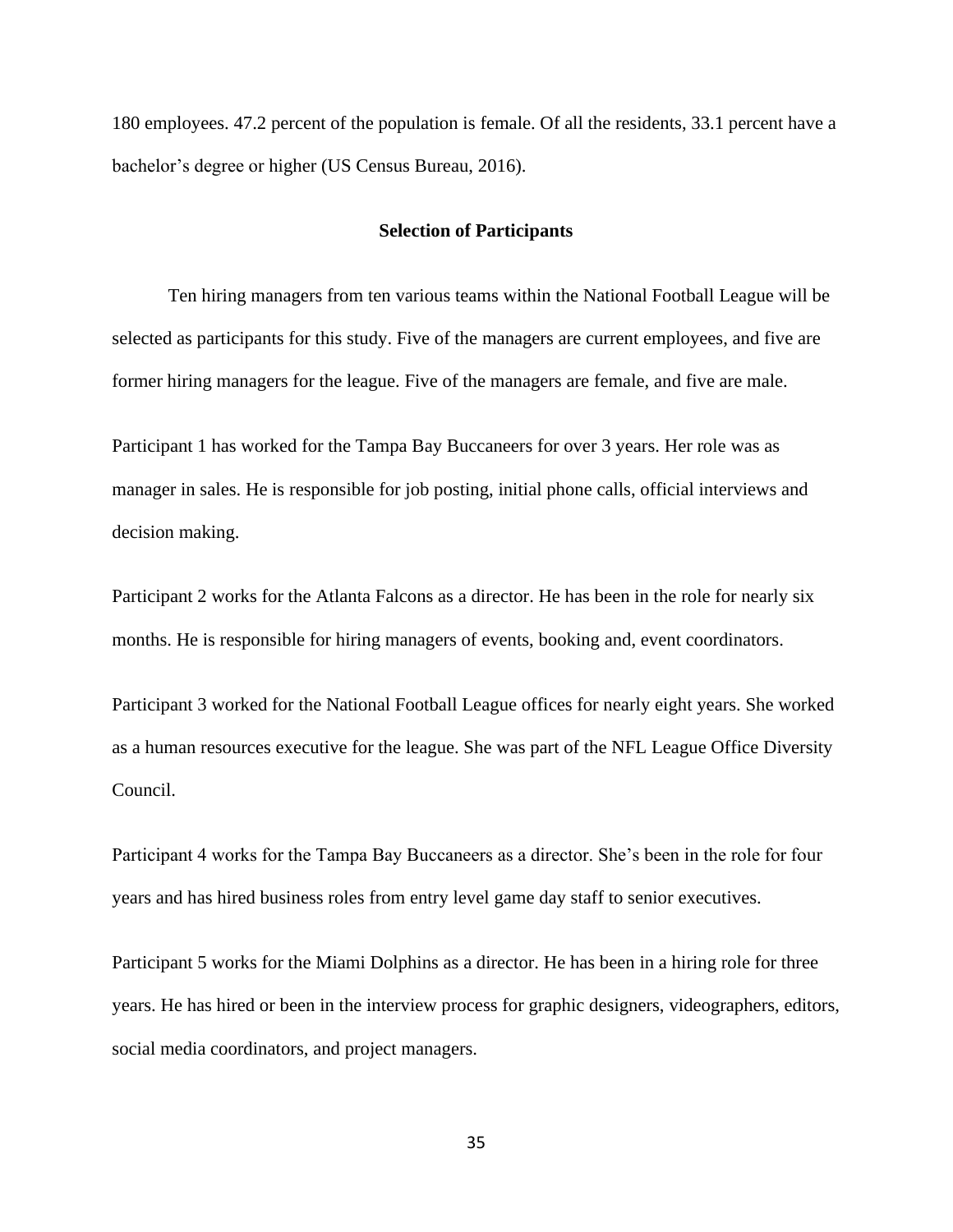180 employees. 47.2 percent of the population is female. Of all the residents, 33.1 percent have a bachelor's degree or higher (US Census Bureau, 2016).

## Selection of Participants

Ten hiring managers from ten various teams within the National Football League will be selected as participants for this study. Five of the managers are current employees, and five are former hiring managers for the league. Five of the managers are female, and five are male.

Participant 1 has worked for the Tampa Bay Buccaneers for over 3 years. Her role was as manager in sales. He is responsible for job posting, initial phone calls, official interviews and decision making.

Participant 2 works for the Atlanta Falcons as a director. He has been in the role for nearly six months. He is responsible for hiring managers of events, booking and, event coordinators.

Participant 3 worked for the National Football League offices for nearly eight years. She worked as a human resources executive for the league. She was part of the NFL League Office Diversity Council.

Participant 4 works for the Tampa Bay Buccaneers as a director. She's been in the role for four years and has hired business roles from entry level game day staff to senior executives.

Participant 5 works for the Miami Dolphins as a director. He has been in a hiring role for three years. He has hired or been in the interview process for graphic designers, videographers, editors, social media coordinators, and project managers.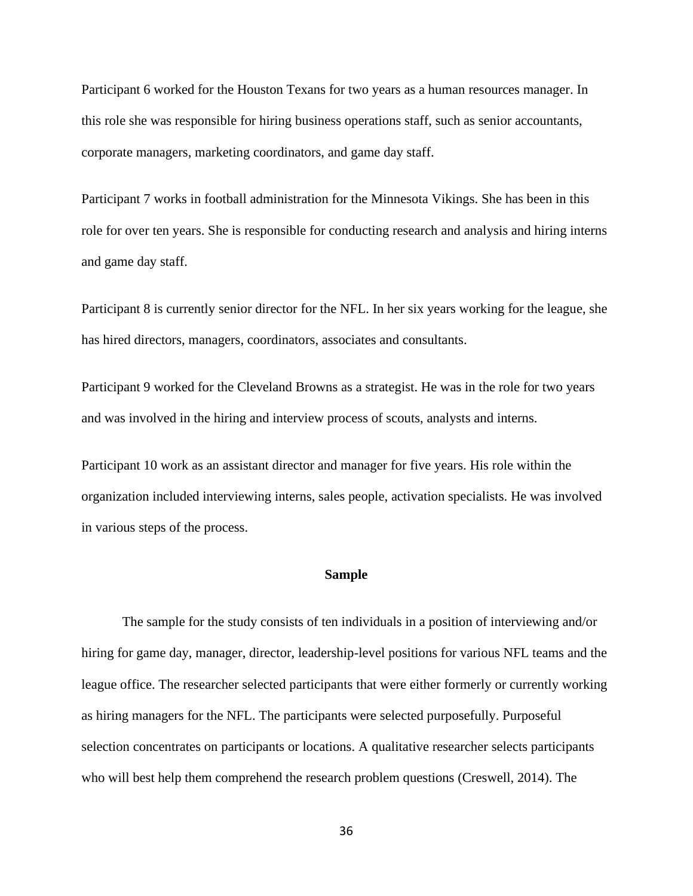Participant 6 worked for the Houston Texans for two years as a human resources manager. In this role she was responsible for hiring business operations staff, such as senior accountants, corporate managers, marketing coordinators, and game day staff.

Participant 7 works in football administration for the Minnesota Vikings. She has been in this role for over ten years. She is responsible for conducting research and analysis and hiring interns and game day staff.

Participant 8 is currently senior director for the NFL. In her six years working for the league, she has hired directors, managers, coordinators, associates and consultants.

Participant 9 worked for the Cleveland Browns as a strategist. He was in the role for two years and was involved in the hiring and interview process of scouts, analysts and interns.

Participant 10 work as an assistant director and manager for five years. His role within the organization included interviewing interns, sales people, activation specialists. He was involved in various steps of the process.

## Sample

The sample for the study consists of ten individuals in a position of interviewing and/or hiring for game day, manager, director, leadership-level positions for various NFL teams and the league office. The researcher selected participants that were either formerly or currently working as hiring managers for the NFL. The participants were selected purposefully. Purposeful selection concentrates on participants or locations. A qualitative researcher selects participants who will best help them comprehend the research problem questions (Creswell, 2014). The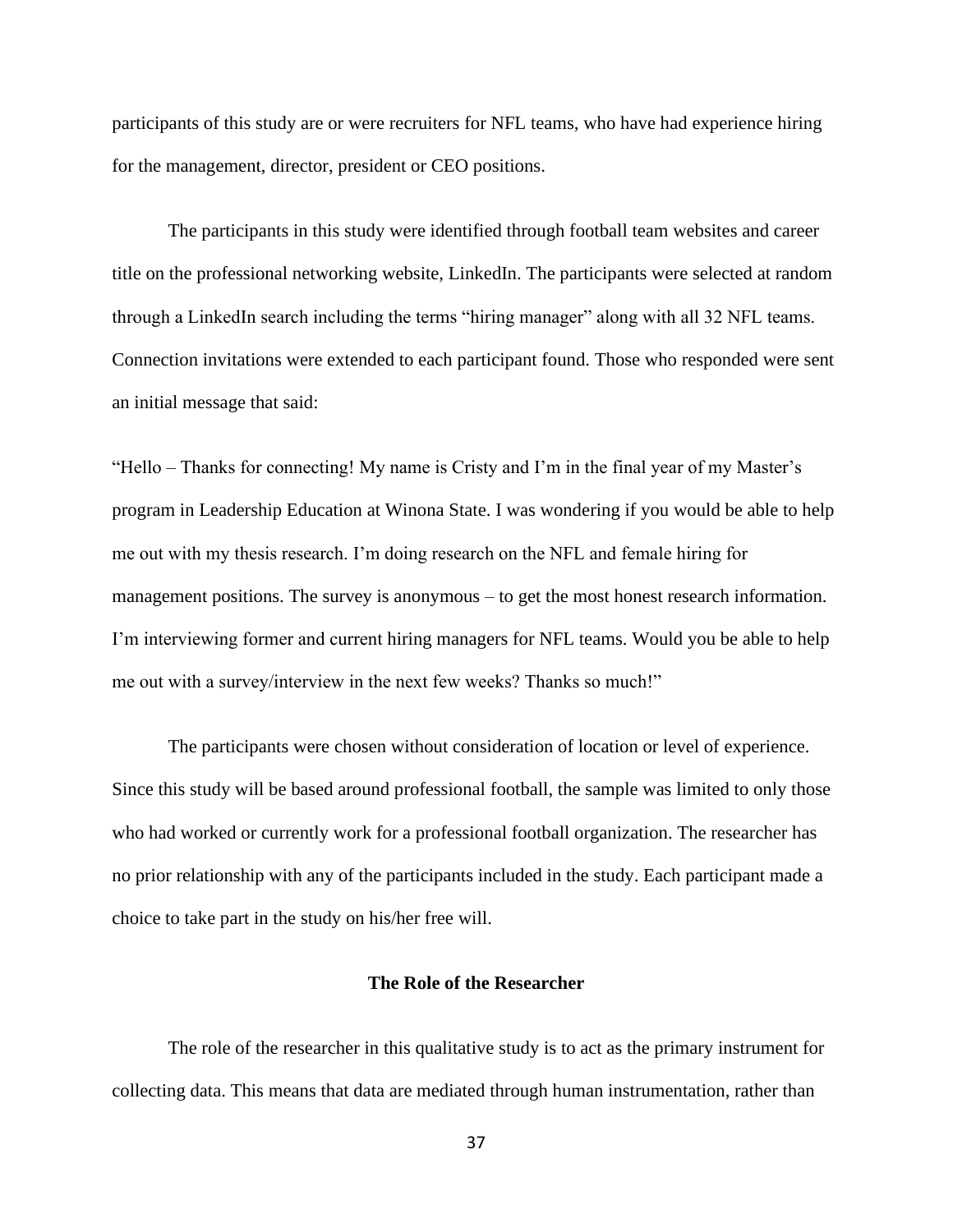participants of this study are or were recruiters for NFL teams, who have had experience hiring for the management, director, president or CEO positions.

The participants in this study were identified through football team websites and career title on the professional networking website, LinkedIn. The participants were selected at random through a LinkedIn search including the terms "hiring manager" along with all 32 NFL teams. Connection invitations were extended to each participant found. Those who responded were sent an initial message that said:

"Hello – Thanks for connecting! My name is Cristy and I'm in the final year of my Master's program in Leadership Education at Winona State. I was wondering if you would be able to help me out with my thesis research. I'm doing research on the NFL and female hiring for management positions. The survey is anonymous – to get the most honest research information. I'm interviewing former and current hiring managers for NFL teams. Would you be able to help me out with a survey/interview in the next few weeks? Thanks so much!"

The participants were chosen without consideration of location or level of experience. Since this study will be based around professional football, the sample was limited to only those who had worked or currently work for a professional football organization. The researcher has no prior relationship with any of the participants included in the study. Each participant made a choice to take part in the study on his/her free will.

## The Role of the Researcher

The role of the researcher in this qualitative study is to act as the primary instrument for collecting data. This means that data are mediated through human instrumentation, rather than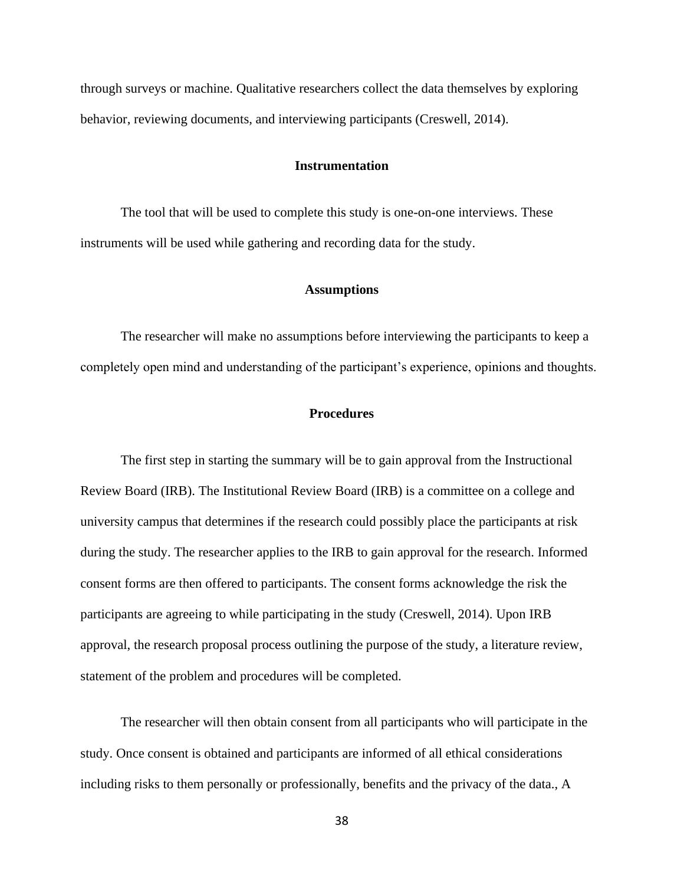through surveys or machine. Qualitative researchers collect the data themselves by exploring behavior, reviewing documents, and interviewing participants (Creswell, 2014).

## Instrumentation

The tool that will be used to complete this study is one-on-one interviews. These instruments will be used while gathering and recording data for the study.

## Assumptions

The researcher will make no assumptions before interviewing the participants to keep a completely open mind and understanding of the participant's experience, opinions and thoughts.

## Procedures

The first step in starting the summary will be to gain approval from the Instructional Review Board (IRB). The Institutional Review Board (IRB) is a committee on a college and university campus that determines if the research could possibly place the participants at risk during the study. The researcher applies to the IRB to gain approval for the research. Informed consent forms are then offered to participants. The consent forms acknowledge the risk the participants are agreeing to while participating in the study (Creswell, 2014). Upon IRB approval, the research proposal process outlining the purpose of the study, a literature review, statement of the problem and procedures will be completed.

The researcher will then obtain consent from all participants who will participate in the study. Once consent is obtained and participants are informed of all ethical considerations including risks to them personally or professionally, benefits and the privacy of the data., A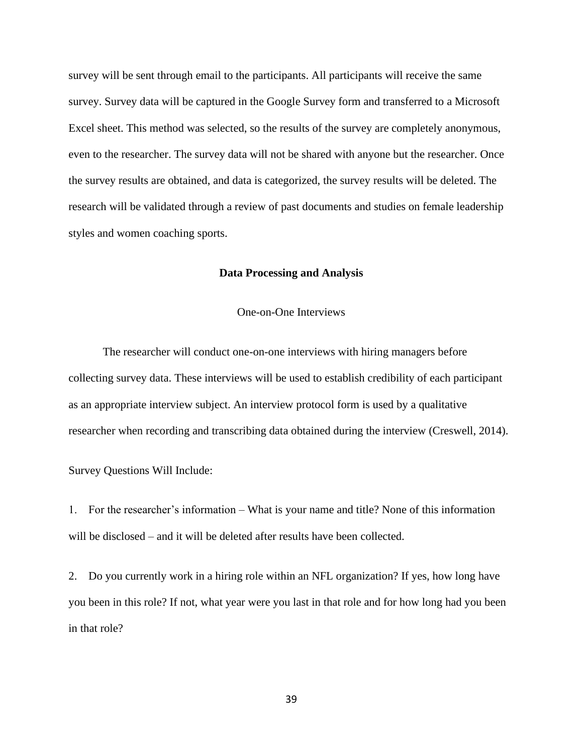survey will be sent through email to the participants. All participants will receive the same survey. Survey data will be captured in the Google Survey form and transferred to a Microsoft Excel sheet. This method was selected, so the results of the survey are completely anonymous, even to the researcher. The survey data will not be shared with anyone but the researcher. Once the survey results are obtained, and data is categorized, the survey results will be deleted. The research will be validated through a review of past documents and studies on female leadership styles and women coaching sports.

## Data Processing and Analysis

### One-on-One Interviews

The researcher will conduct one-on-one interviews with hiring managers before collecting survey data. These interviews will be used to establish credibility of each participant as an appropriate interview subject. An interview protocol form is used by a qualitative researcher when recording and transcribing data obtained during the interview (Creswell, 2014).

Survey Questions Will Include:

1. For the researcher's information – What is your name and title? None of this information will be disclosed – and it will be deleted after results have been collected.

2. Do you currently work in a hiring role within an NFL organization? If yes, how long have you been in this role? If not, what year were you last in that role and for how long had you been in that role?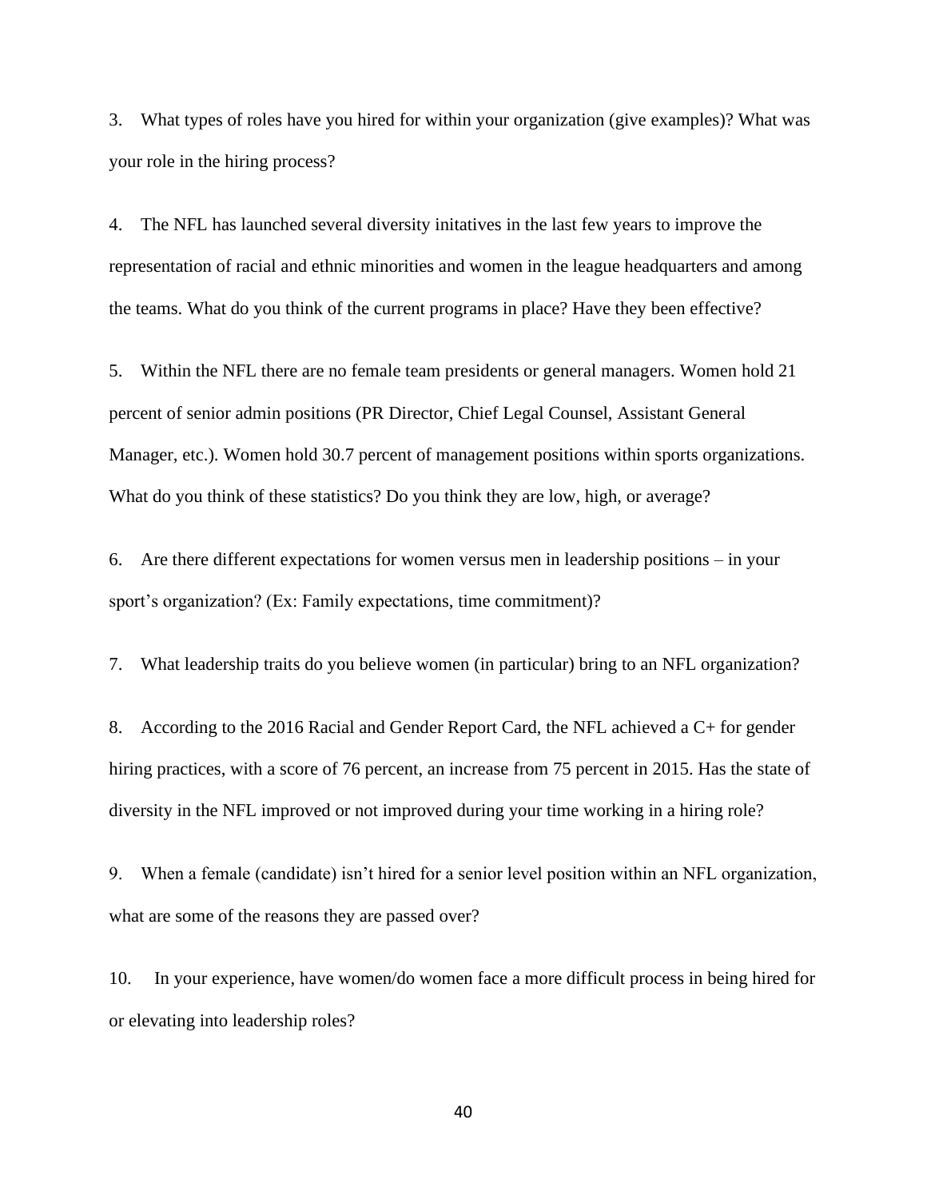3. What types of roles have you hired for within your organization (give examples)? What was your role in the hiring process?

4. The NFL has launched several diversity initatives in the last few years to improve the representation of racial and ethnic minorities and women in the league headquarters and among the teams. What do you think of the current programs in place? Have they been effective?

5. Within the NFL there are no female team presidents or general managers. Women hold 21 percent of senior admin positions (PR Director, Chief Legal Counsel, Assistant General Manager, etc.). Women hold 30.7 percent of management positions within sports organizations. What do you think of these statistics? Do you think they are low, high, or average?

6. Are there different expectations for women versus men in leadership positions – in your sport's organization? (Ex: Family expectations, time commitment)?

7. What leadership traits do you believe women (in particular) bring to an NFL organization?

8. According to the 2016 Racial and Gender Report Card, the NFL achieved a C+ for gender hiring practices, with a score of 76 percent, an increase from 75 percent in 2015. Has the state of diversity in the NFL improved or not improved during your time working in a hiring role?

9. When a female (candidate) isn't hired for a senior level position within an NFL organization, what are some of the reasons they are passed over?

10. In your experience, have women/do women face a more difficult process in being hired for or elevating into leadership roles?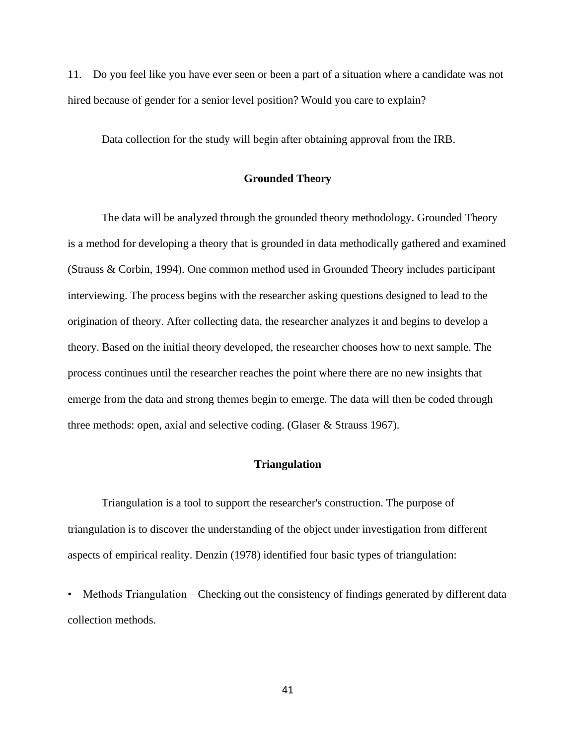11. Do you feel like you have ever seen or been a part of a situation where a candidate was not hired because of gender for a senior level position? Would you care to explain?

Data collection for the study will begin after obtaining approval from the IRB.

## Grounded Theory

The data will be analyzed through the grounded theory methodology. Grounded Theory is a method for developing a theory that is grounded in data methodically gathered and examined (Strauss & Corbin, 1994). One common method used in Grounded Theory includes participant interviewing. The process begins with the researcher asking questions designed to lead to the origination of theory. After collecting data, the researcher analyzes it and begins to develop a theory. Based on the initial theory developed, the researcher chooses how to next sample. The process continues until the researcher reaches the point where there are no new insights that emerge from the data and strong themes begin to emerge. The data will then be coded through three methods: open, axial and selective coding. (Glaser & Strauss 1967).

## Triangulation

Triangulation is a tool to support the researcher's construction. The purpose of triangulation is to discover the understanding of the object under investigation from different aspects of empirical reality. Denzin (1978) identified four basic types of triangulation:

- Methods Triangulation – Checking out the consistency of findings generated by different data collection methods.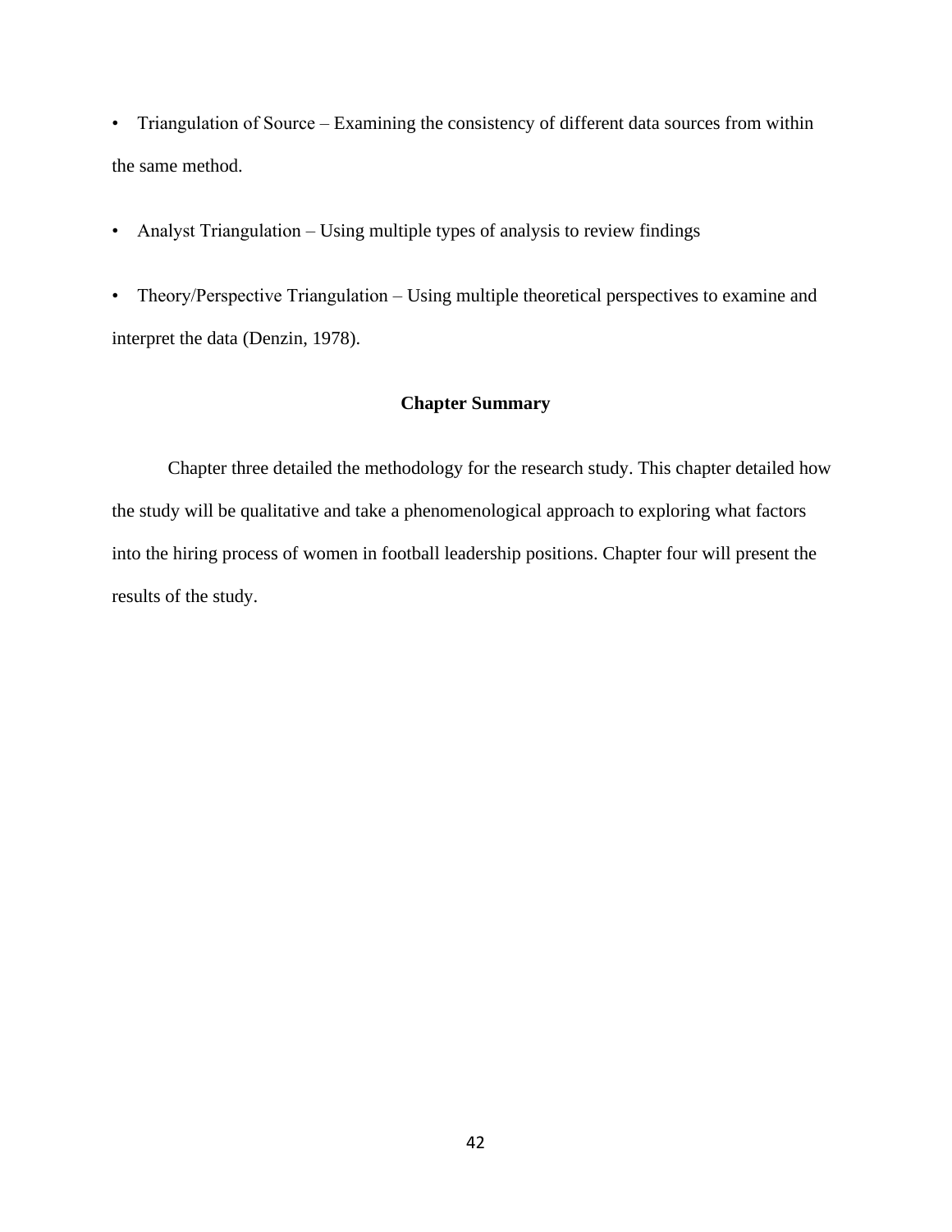- Triangulation of Source – Examining the consistency of different data sources from within the same method.

- Analyst Triangulation – Using multiple types of analysis to review findings

- Theory/Perspective Triangulation – Using multiple theoretical perspectives to examine and interpret the data (Denzin, 1978).

## Chapter Summary

Chapter three detailed the methodology for the research study. This chapter detailed how the study will be qualitative and take a phenomenological approach to exploring what factors into the hiring process of women in football leadership positions. Chapter four will present the results of the study.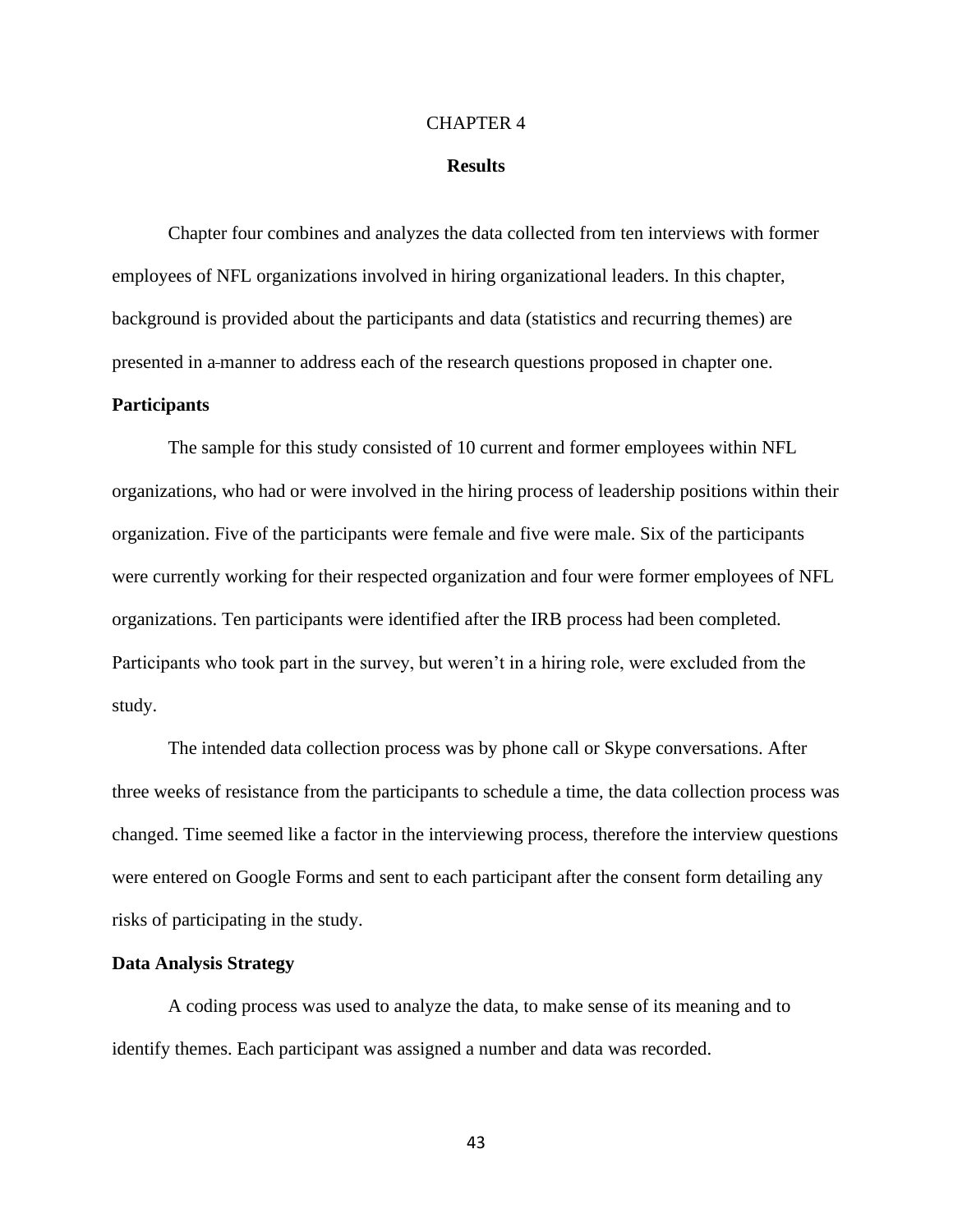# CHAPTER 4

## Results

Chapter four combines and analyzes the data collected from ten interviews with former employees of NFL organizations involved in hiring organizational leaders. In this chapter, background is provided about the participants and data (statistics and recurring themes) are presented in a manner to address each of the research questions proposed in chapter one.

### Participants

The sample for this study consisted of 10 current and former employees within NFL organizations, who had or were involved in the hiring process of leadership positions within their organization. Five of the participants were female and five were male. Six of the participants were currently working for their respected organization and four were former employees of NFL organizations. Ten participants were identified after the IRB process had been completed. Participants who took part in the survey, but weren't in a hiring role, were excluded from the study.

The intended data collection process was by phone call or Skype conversations. After three weeks of resistance from the participants to schedule a time, the data collection process was changed. Time seemed like a factor in the interviewing process, therefore the interview questions were entered on Google Forms and sent to each participant after the consent form detailing any risks of participating in the study.

### Data Analysis Strategy

A coding process was used to analyze the data, to make sense of its meaning and to identify themes. Each participant was assigned a number and data was recorded.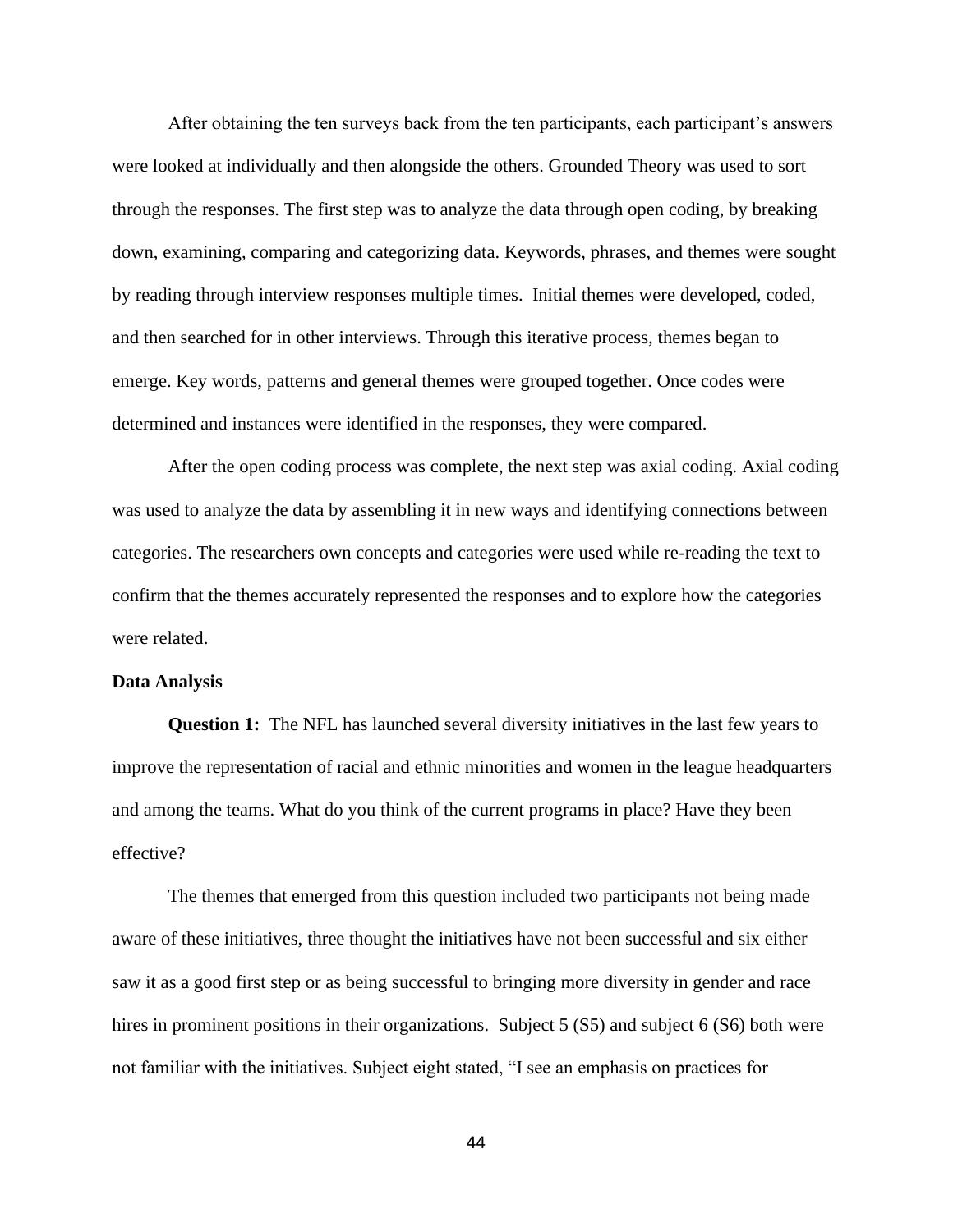After obtaining the ten surveys back from the ten participants, each participant's answers were looked at individually and then alongside the others. Grounded Theory was used to sort through the responses. The first step was to analyze the data through open coding, by breaking down, examining, comparing and categorizing data. Keywords, phrases, and themes were sought by reading through interview responses multiple times. Initial themes were developed, coded, and then searched for in other interviews. Through this iterative process, themes began to emerge. Key words, patterns and general themes were grouped together. Once codes were determined and instances were identified in the responses, they were compared.

After the open coding process was complete, the next step was axial coding. Axial coding was used to analyze the data by assembling it in new ways and identifying connections between categories. The researchers own concepts and categories were used while re-reading the text to confirm that the themes accurately represented the responses and to explore how the categories were related.

**Data Analysis**

**Question 1:** The NFL has launched several diversity initiatives in the last few years to improve the representation of racial and ethnic minorities and women in the league headquarters and among the teams. What do you think of the current programs in place? Have they been effective?

The themes that emerged from this question included two participants not being made aware of these initiatives, three thought the initiatives have not been successful and six either saw it as a good first step or as being successful to bringing more diversity in gender and race hires in prominent positions in their organizations. Subject 5 (S5) and subject 6 (S6) both were not familiar with the initiatives. Subject eight stated, "I see an emphasis on practices for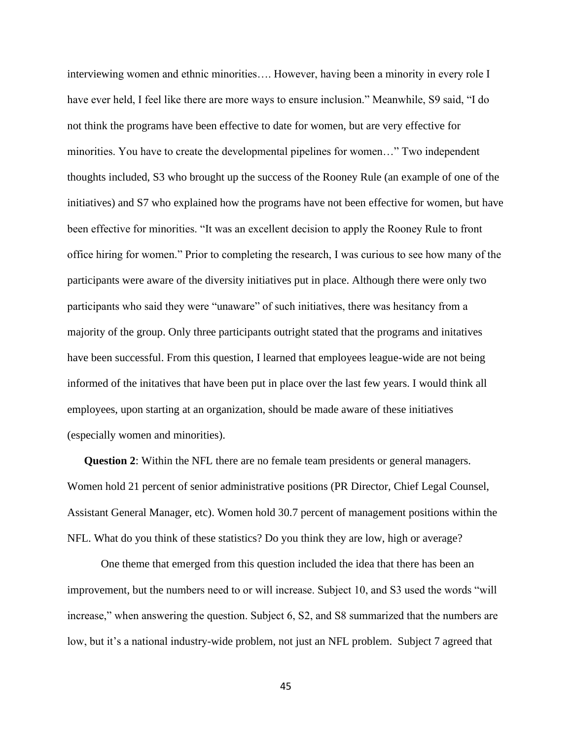interviewing women and ethnic minorities…. However, having been a minority in every role I have ever held, I feel like there are more ways to ensure inclusion." Meanwhile, S9 said, "I do not think the programs have been effective to date for women, but are very effective for minorities. You have to create the developmental pipelines for women…" Two independent thoughts included, S3 who brought up the success of the Rooney Rule (an example of one of the initiatives) and S7 who explained how the programs have not been effective for women, but have been effective for minorities. "It was an excellent decision to apply the Rooney Rule to front office hiring for women." Prior to completing the research, I was curious to see how many of the participants were aware of the diversity initiatives put in place. Although there were only two participants who said they were "unaware" of such initiatives, there was hesitancy from a majority of the group. Only three participants outright stated that the programs and initatives have been successful. From this question, I learned that employees league-wide are not being informed of the initatives that have been put in place over the last few years. I would think all employees, upon starting at an organization, should be made aware of these initiatives (especially women and minorities).

**Question 2**: Within the NFL there are no female team presidents or general managers. Women hold 21 percent of senior administrative positions (PR Director, Chief Legal Counsel, Assistant General Manager, etc). Women hold 30.7 percent of management positions within the NFL. What do you think of these statistics? Do you think they are low, high or average?

One theme that emerged from this question included the idea that there has been an improvement, but the numbers need to or will increase. Subject 10, and S3 used the words "will increase," when answering the question. Subject 6, S2, and S8 summarized that the numbers are low, but it's a national industry-wide problem, not just an NFL problem. Subject 7 agreed that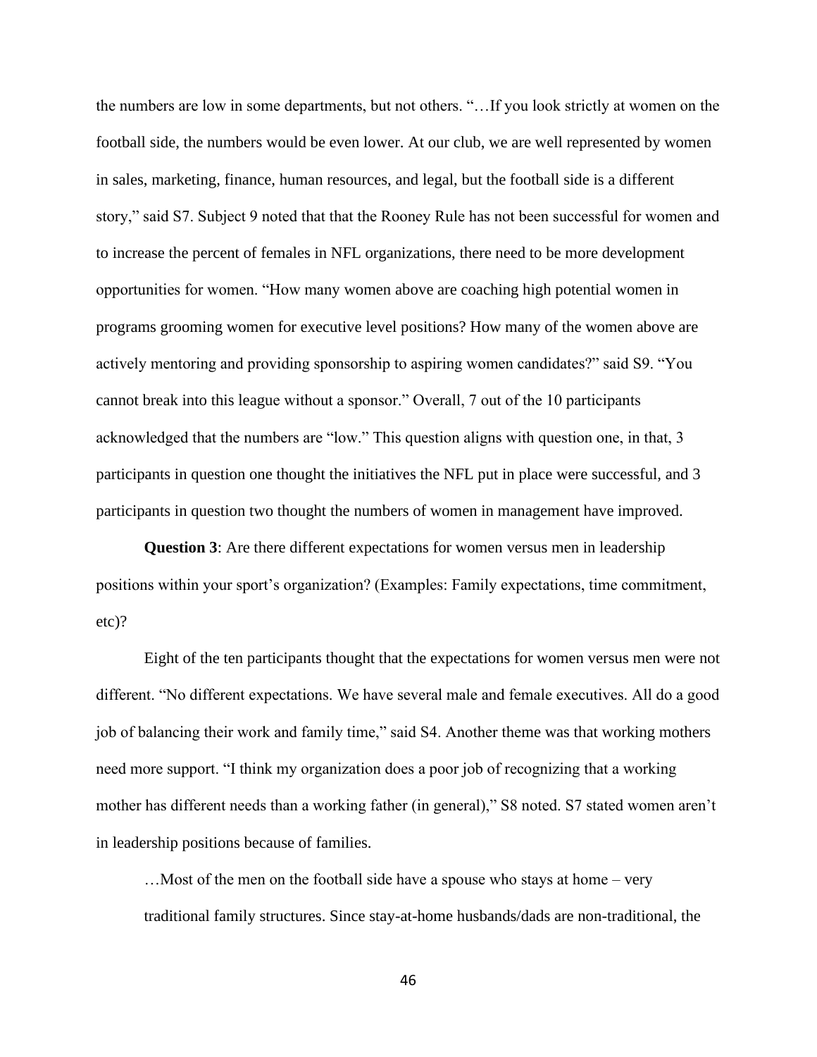the numbers are low in some departments, but not others. "…If you look strictly at women on the football side, the numbers would be even lower. At our club, we are well represented by women in sales, marketing, finance, human resources, and legal, but the football side is a different story," said S7. Subject 9 noted that that the Rooney Rule has not been successful for women and to increase the percent of females in NFL organizations, there need to be more development opportunities for women. "How many women above are coaching high potential women in programs grooming women for executive level positions? How many of the women above are actively mentoring and providing sponsorship to aspiring women candidates?" said S9. "You cannot break into this league without a sponsor." Overall, 7 out of the 10 participants acknowledged that the numbers are "low." This question aligns with question one, in that, 3 participants in question one thought the initiatives the NFL put in place were successful, and 3 participants in question two thought the numbers of women in management have improved.

**Question 3**: Are there different expectations for women versus men in leadership positions within your sport's organization? (Examples: Family expectations, time commitment, etc)?

Eight of the ten participants thought that the expectations for women versus men were not different. "No different expectations. We have several male and female executives. All do a good job of balancing their work and family time," said S4. Another theme was that working mothers need more support. "I think my organization does a poor job of recognizing that a working mother has different needs than a working father (in general)," S8 noted. S7 stated women aren't in leadership positions because of families.

> …Most of the men on the football side have a spouse who stays at home – very traditional family structures. Since stay-at-home husbands/dads are non-traditional, the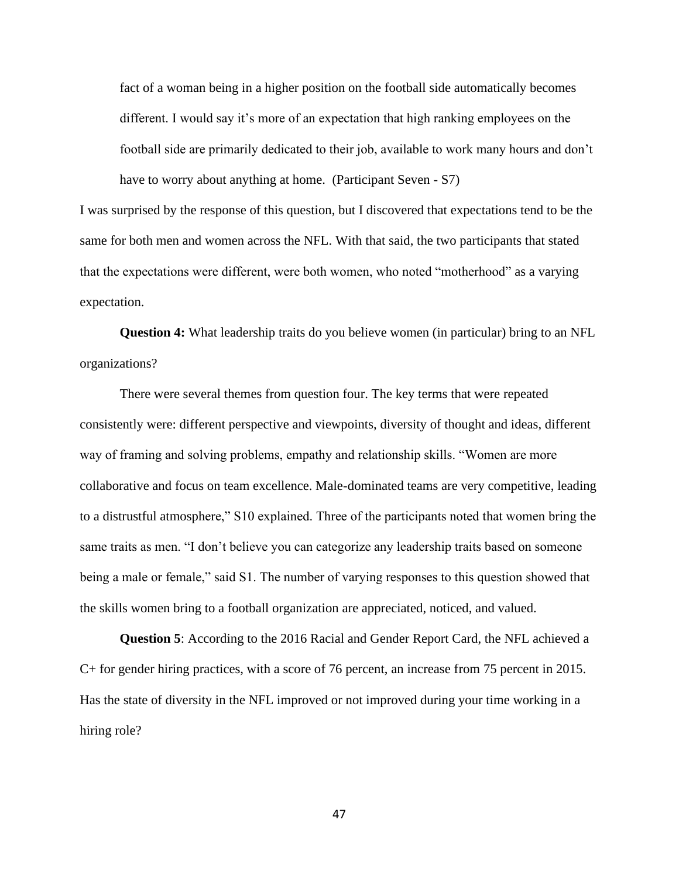> fact of a woman being in a higher position on the football side automatically becomes different. I would say it's more of an expectation that high ranking employees on the football side are primarily dedicated to their job, available to work many hours and don't have to worry about anything at home. (Participant Seven - S7)

I was surprised by the response of this question, but I discovered that expectations tend to be the same for both men and women across the NFL. With that said, the two participants that stated that the expectations were different, were both women, who noted "motherhood" as a varying expectation.

**Question 4:** What leadership traits do you believe women (in particular) bring to an NFL organizations?

There were several themes from question four. The key terms that were repeated consistently were: different perspective and viewpoints, diversity of thought and ideas, different way of framing and solving problems, empathy and relationship skills. "Women are more collaborative and focus on team excellence. Male-dominated teams are very competitive, leading to a distrustful atmosphere," S10 explained. Three of the participants noted that women bring the same traits as men. "I don't believe you can categorize any leadership traits based on someone being a male or female," said S1. The number of varying responses to this question showed that the skills women bring to a football organization are appreciated, noticed, and valued.

**Question 5**: According to the 2016 Racial and Gender Report Card, the NFL achieved a C+ for gender hiring practices, with a score of 76 percent, an increase from 75 percent in 2015. Has the state of diversity in the NFL improved or not improved during your time working in a hiring role?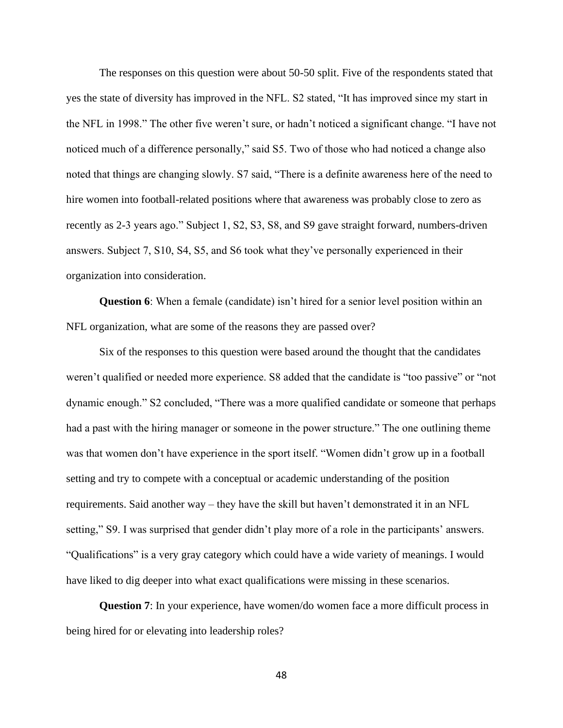The responses on this question were about 50-50 split. Five of the respondents stated that yes the state of diversity has improved in the NFL. S2 stated, "It has improved since my start in the NFL in 1998." The other five weren't sure, or hadn't noticed a significant change. "I have not noticed much of a difference personally," said S5. Two of those who had noticed a change also noted that things are changing slowly. S7 said, "There is a definite awareness here of the need to hire women into football-related positions where that awareness was probably close to zero as recently as 2-3 years ago." Subject 1, S2, S3, S8, and S9 gave straight forward, numbers-driven answers. Subject 7, S10, S4, S5, and S6 took what they've personally experienced in their organization into consideration.

**Question 6**: When a female (candidate) isn't hired for a senior level position within an NFL organization, what are some of the reasons they are passed over?

Six of the responses to this question were based around the thought that the candidates weren't qualified or needed more experience. S8 added that the candidate is "too passive" or "not dynamic enough." S2 concluded, "There was a more qualified candidate or someone that perhaps had a past with the hiring manager or someone in the power structure." The one outlining theme was that women don't have experience in the sport itself. "Women didn't grow up in a football setting and try to compete with a conceptual or academic understanding of the position requirements. Said another way – they have the skill but haven't demonstrated it in an NFL setting," S9. I was surprised that gender didn't play more of a role in the participants' answers. "Qualifications" is a very gray category which could have a wide variety of meanings. I would have liked to dig deeper into what exact qualifications were missing in these scenarios.

**Question 7**: In your experience, have women/do women face a more difficult process in being hired for or elevating into leadership roles?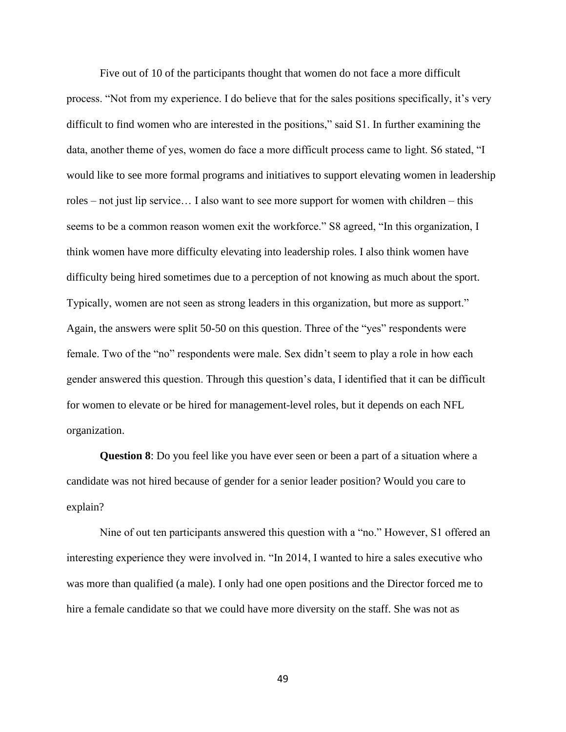Five out of 10 of the participants thought that women do not face a more difficult process. "Not from my experience. I do believe that for the sales positions specifically, it's very difficult to find women who are interested in the positions," said S1. In further examining the data, another theme of yes, women do face a more difficult process came to light. S6 stated, "I would like to see more formal programs and initiatives to support elevating women in leadership roles – not just lip service… I also want to see more support for women with children – this seems to be a common reason women exit the workforce." S8 agreed, "In this organization, I think women have more difficulty elevating into leadership roles. I also think women have difficulty being hired sometimes due to a perception of not knowing as much about the sport. Typically, women are not seen as strong leaders in this organization, but more as support." Again, the answers were split 50-50 on this question. Three of the "yes" respondents were female. Two of the "no" respondents were male. Sex didn't seem to play a role in how each gender answered this question. Through this question's data, I identified that it can be difficult for women to elevate or be hired for management-level roles, but it depends on each NFL organization.

**Question 8**: Do you feel like you have ever seen or been a part of a situation where a candidate was not hired because of gender for a senior leader position? Would you care to explain?

Nine of out ten participants answered this question with a "no." However, S1 offered an interesting experience they were involved in. "In 2014, I wanted to hire a sales executive who was more than qualified (a male). I only had one open positions and the Director forced me to hire a female candidate so that we could have more diversity on the staff. She was not as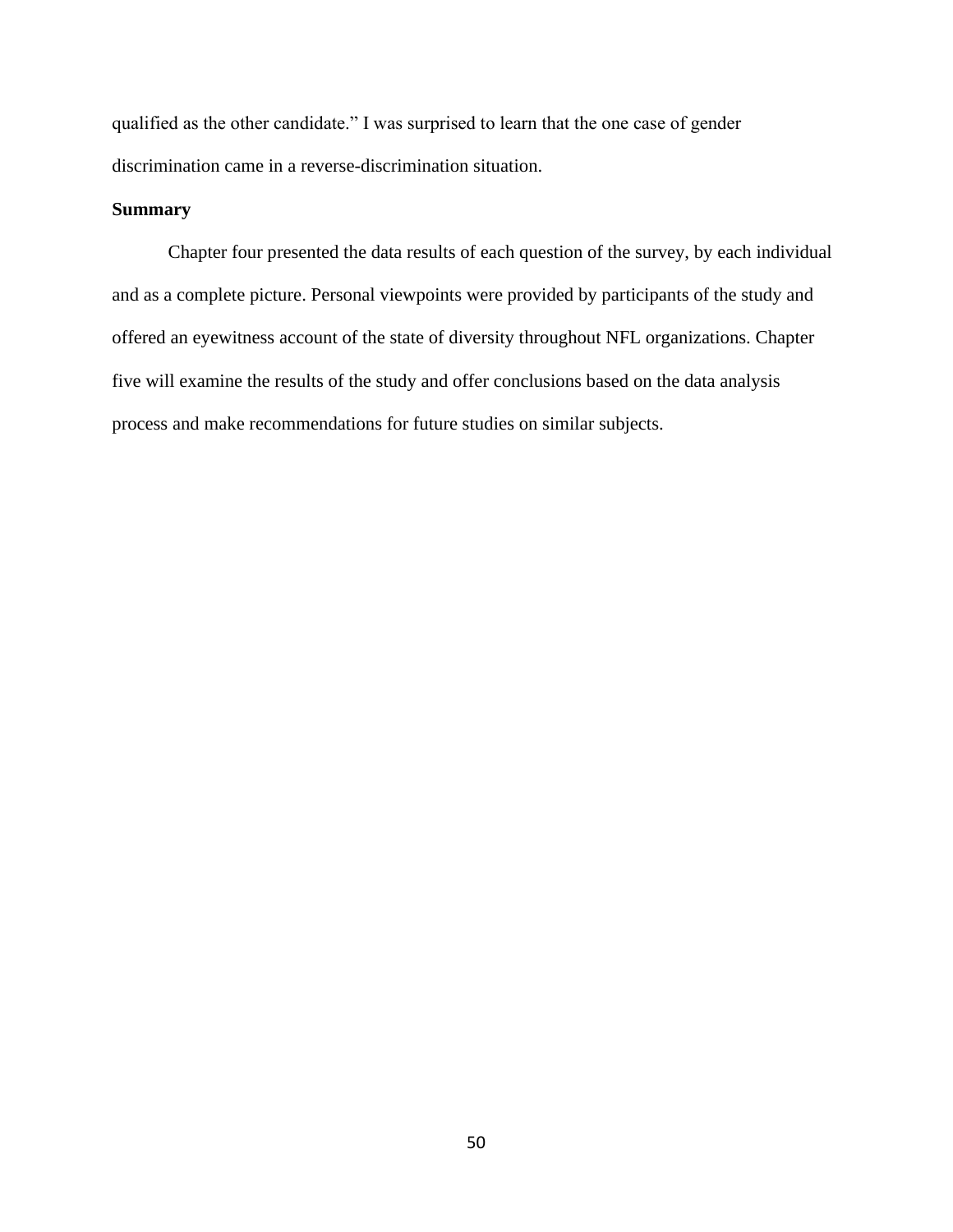qualified as the other candidate." I was surprised to learn that the one case of gender discrimination came in a reverse-discrimination situation.

**Summary**

Chapter four presented the data results of each question of the survey, by each individual and as a complete picture. Personal viewpoints were provided by participants of the study and offered an eyewitness account of the state of diversity throughout NFL organizations. Chapter five will examine the results of the study and offer conclusions based on the data analysis process and make recommendations for future studies on similar subjects.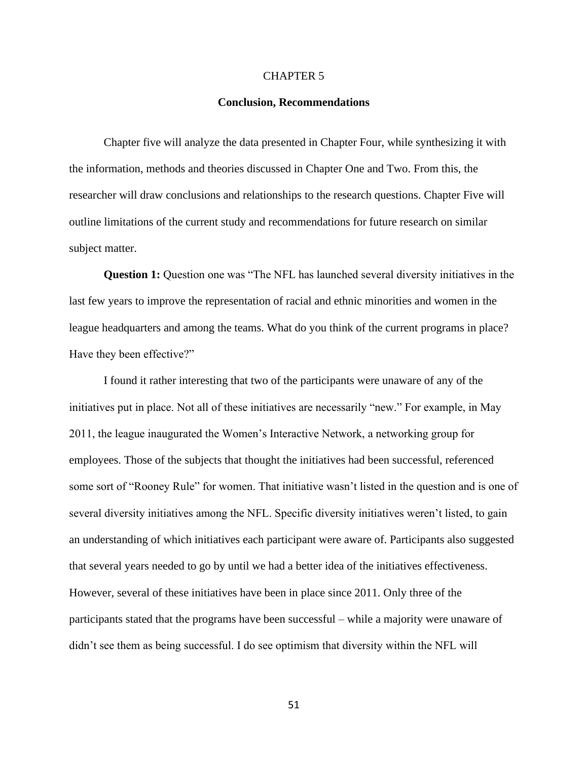# CHAPTER 5

## Conclusion, Recommendations

Chapter five will analyze the data presented in Chapter Four, while synthesizing it with the information, methods and theories discussed in Chapter One and Two. From this, the researcher will draw conclusions and relationships to the research questions. Chapter Five will outline limitations of the current study and recommendations for future research on similar subject matter.

**Question 1:** Question one was "The NFL has launched several diversity initiatives in the last few years to improve the representation of racial and ethnic minorities and women in the league headquarters and among the teams. What do you think of the current programs in place? Have they been effective?"

I found it rather interesting that two of the participants were unaware of any of the initiatives put in place. Not all of these initiatives are necessarily "new." For example, in May 2011, the league inaugurated the Women's Interactive Network, a networking group for employees. Those of the subjects that thought the initiatives had been successful, referenced some sort of "Rooney Rule" for women. That initiative wasn't listed in the question and is one of several diversity initiatives among the NFL. Specific diversity initiatives weren't listed, to gain an understanding of which initiatives each participant were aware of. Participants also suggested that several years needed to go by until we had a better idea of the initiatives effectiveness. However, several of these initiatives have been in place since 2011. Only three of the participants stated that the programs have been successful – while a majority were unaware of didn't see them as being successful. I do see optimism that diversity within the NFL will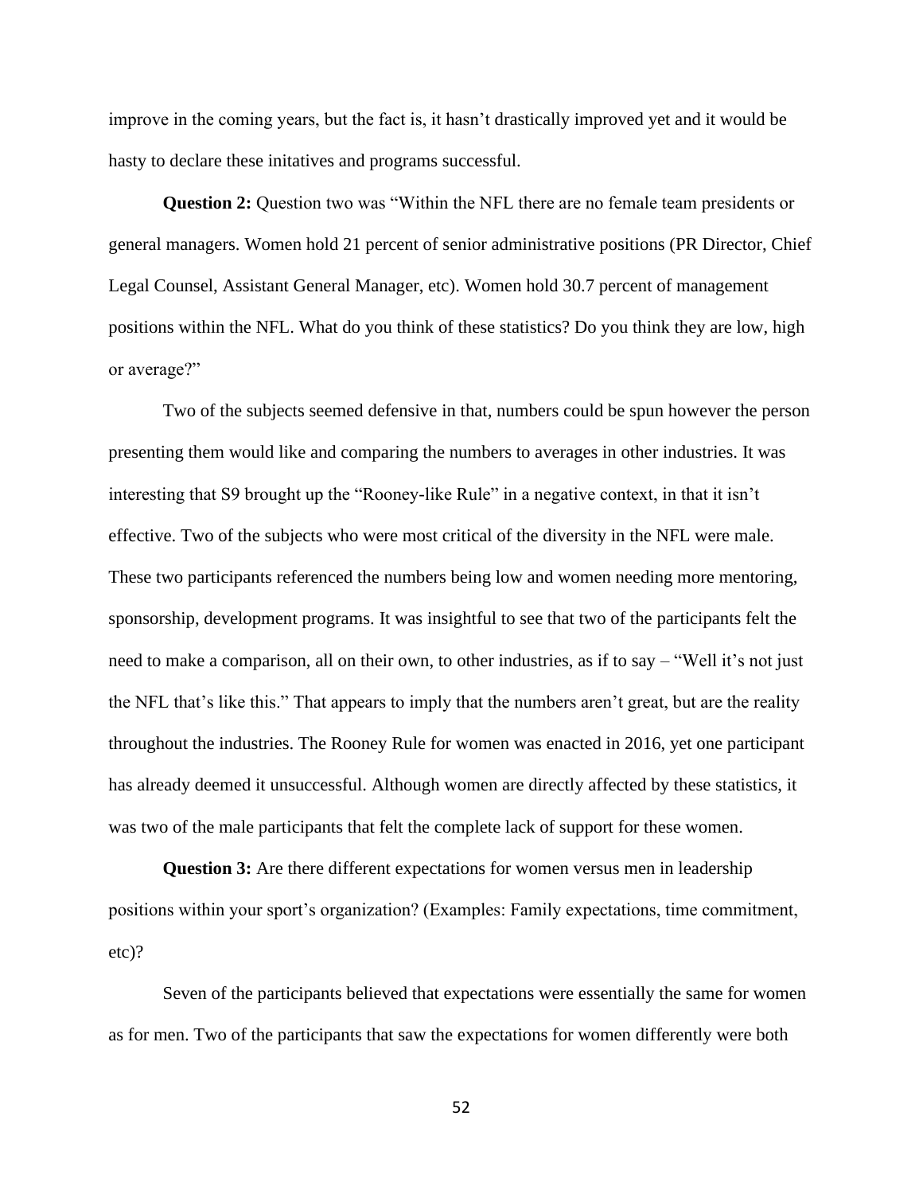improve in the coming years, but the fact is, it hasn't drastically improved yet and it would be hasty to declare these initatives and programs successful.

**Question 2:** Question two was "Within the NFL there are no female team presidents or general managers. Women hold 21 percent of senior administrative positions (PR Director, Chief Legal Counsel, Assistant General Manager, etc). Women hold 30.7 percent of management positions within the NFL. What do you think of these statistics? Do you think they are low, high or average?"

Two of the subjects seemed defensive in that, numbers could be spun however the person presenting them would like and comparing the numbers to averages in other industries. It was interesting that S9 brought up the "Rooney-like Rule" in a negative context, in that it isn't effective. Two of the subjects who were most critical of the diversity in the NFL were male. These two participants referenced the numbers being low and women needing more mentoring, sponsorship, development programs. It was insightful to see that two of the participants felt the need to make a comparison, all on their own, to other industries, as if to say – "Well it's not just the NFL that's like this." That appears to imply that the numbers aren't great, but are the reality throughout the industries. The Rooney Rule for women was enacted in 2016, yet one participant has already deemed it unsuccessful. Although women are directly affected by these statistics, it was two of the male participants that felt the complete lack of support for these women.

**Question 3:** Are there different expectations for women versus men in leadership positions within your sport's organization? (Examples: Family expectations, time commitment, etc)?

Seven of the participants believed that expectations were essentially the same for women as for men. Two of the participants that saw the expectations for women differently were both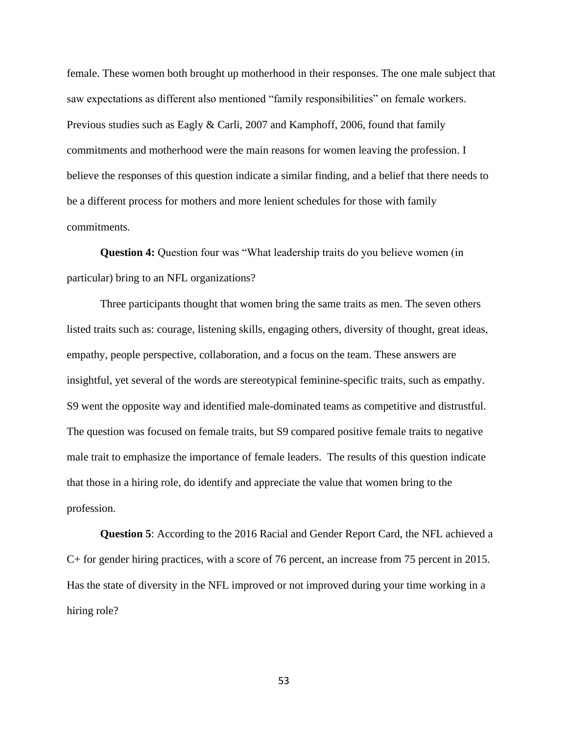female. These women both brought up motherhood in their responses. The one male subject that saw expectations as different also mentioned "family responsibilities" on female workers. Previous studies such as Eagly & Carli, 2007 and Kamphoff, 2006, found that family commitments and motherhood were the main reasons for women leaving the profession. I believe the responses of this question indicate a similar finding, and a belief that there needs to be a different process for mothers and more lenient schedules for those with family commitments.

**Question 4:** Question four was "What leadership traits do you believe women (in particular) bring to an NFL organizations?

Three participants thought that women bring the same traits as men. The seven others listed traits such as: courage, listening skills, engaging others, diversity of thought, great ideas, empathy, people perspective, collaboration, and a focus on the team. These answers are insightful, yet several of the words are stereotypical feminine-specific traits, such as empathy. S9 went the opposite way and identified male-dominated teams as competitive and distrustful. The question was focused on female traits, but S9 compared positive female traits to negative male trait to emphasize the importance of female leaders. The results of this question indicate that those in a hiring role, do identify and appreciate the value that women bring to the profession.

**Question 5**: According to the 2016 Racial and Gender Report Card, the NFL achieved a C+ for gender hiring practices, with a score of 76 percent, an increase from 75 percent in 2015. Has the state of diversity in the NFL improved or not improved during your time working in a hiring role?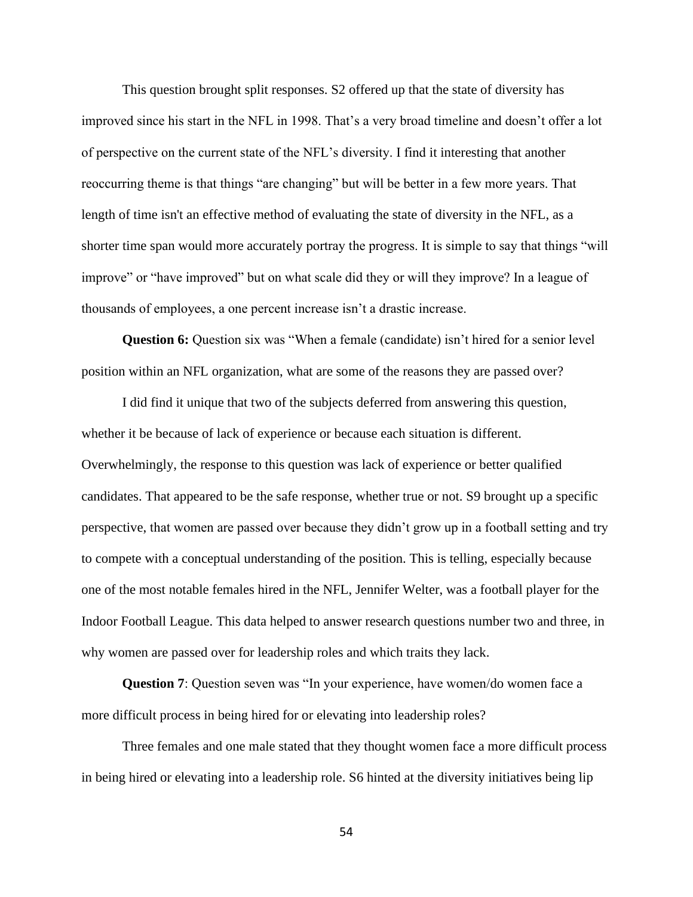This question brought split responses. S2 offered up that the state of diversity has improved since his start in the NFL in 1998. That's a very broad timeline and doesn't offer a lot of perspective on the current state of the NFL's diversity. I find it interesting that another reoccurring theme is that things "are changing" but will be better in a few more years. That length of time isn't an effective method of evaluating the state of diversity in the NFL, as a shorter time span would more accurately portray the progress. It is simple to say that things "will improve" or "have improved" but on what scale did they or will they improve? In a league of thousands of employees, a one percent increase isn't a drastic increase.

**Question 6:** Question six was "When a female (candidate) isn't hired for a senior level position within an NFL organization, what are some of the reasons they are passed over?

I did find it unique that two of the subjects deferred from answering this question, whether it be because of lack of experience or because each situation is different. Overwhelmingly, the response to this question was lack of experience or better qualified candidates. That appeared to be the safe response, whether true or not. S9 brought up a specific perspective, that women are passed over because they didn't grow up in a football setting and try to compete with a conceptual understanding of the position. This is telling, especially because one of the most notable females hired in the NFL, Jennifer Welter, was a football player for the Indoor Football League. This data helped to answer research questions number two and three, in why women are passed over for leadership roles and which traits they lack.

**Question 7**: Question seven was "In your experience, have women/do women face a more difficult process in being hired for or elevating into leadership roles?

Three females and one male stated that they thought women face a more difficult process in being hired or elevating into a leadership role. S6 hinted at the diversity initiatives being lip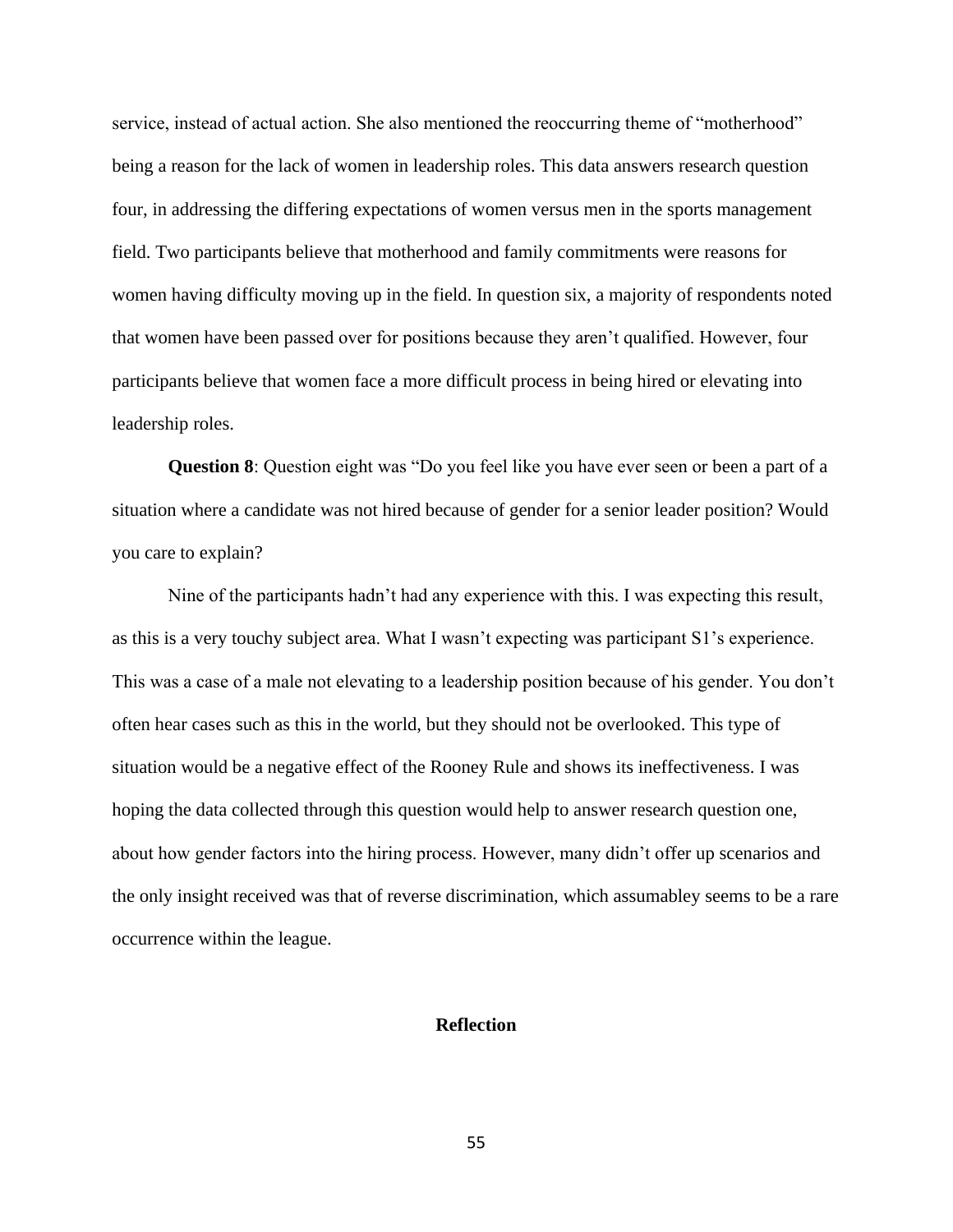service, instead of actual action. She also mentioned the reoccurring theme of "motherhood" being a reason for the lack of women in leadership roles. This data answers research question four, in addressing the differing expectations of women versus men in the sports management field. Two participants believe that motherhood and family commitments were reasons for women having difficulty moving up in the field. In question six, a majority of respondents noted that women have been passed over for positions because they aren't qualified. However, four participants believe that women face a more difficult process in being hired or elevating into leadership roles.

**Question 8**: Question eight was "Do you feel like you have ever seen or been a part of a situation where a candidate was not hired because of gender for a senior leader position? Would you care to explain?

Nine of the participants hadn't had any experience with this. I was expecting this result, as this is a very touchy subject area. What I wasn't expecting was participant S1's experience. This was a case of a male not elevating to a leadership position because of his gender. You don't often hear cases such as this in the world, but they should not be overlooked. This type of situation would be a negative effect of the Rooney Rule and shows its ineffectiveness. I was hoping the data collected through this question would help to answer research question one, about how gender factors into the hiring process. However, many didn't offer up scenarios and the only insight received was that of reverse discrimination, which assumabley seems to be a rare occurrence within the league.

## Reflection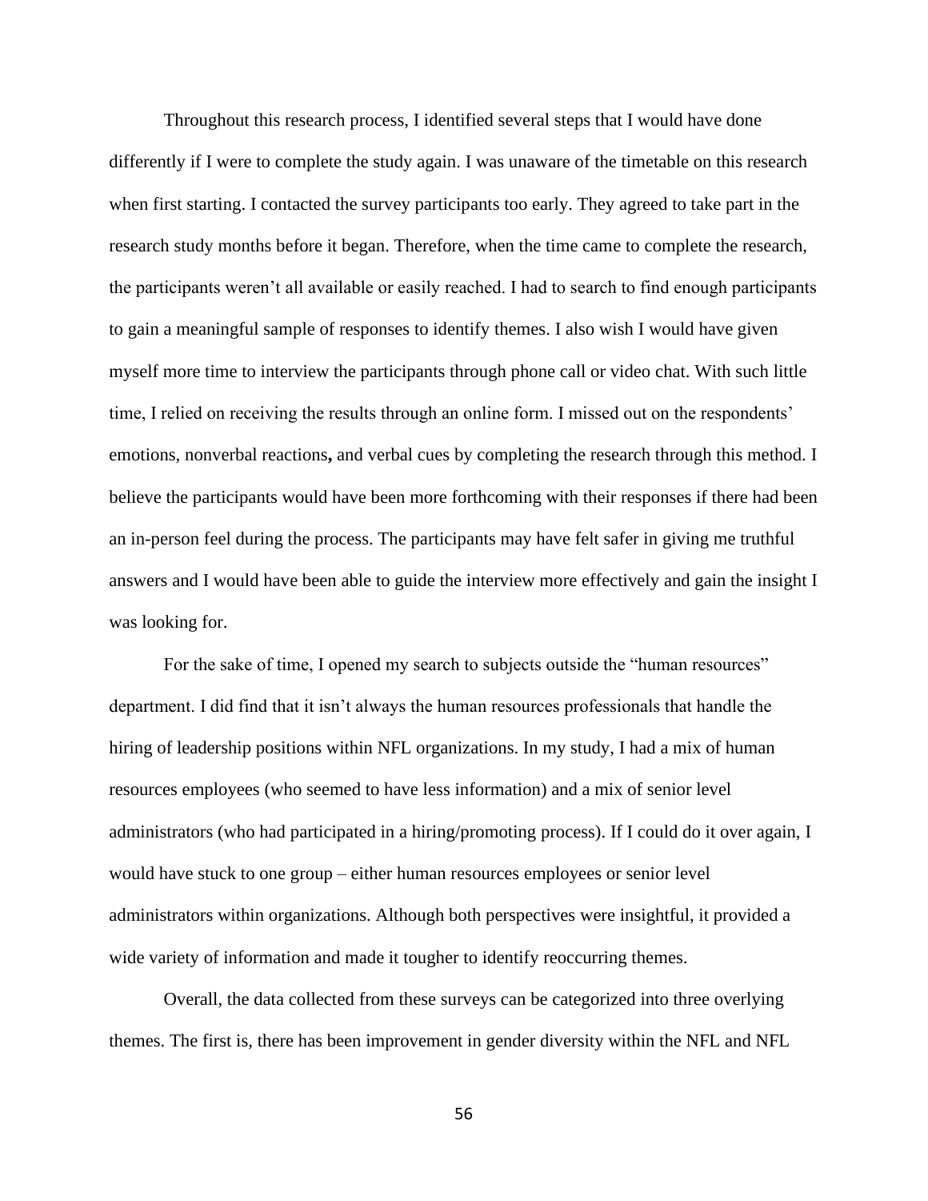Throughout this research process, I identified several steps that I would have done differently if I were to complete the study again. I was unaware of the timetable on this research when first starting. I contacted the survey participants too early. They agreed to take part in the research study months before it began. Therefore, when the time came to complete the research, the participants weren't all available or easily reached. I had to search to find enough participants to gain a meaningful sample of responses to identify themes. I also wish I would have given myself more time to interview the participants through phone call or video chat. With such little time, I relied on receiving the results through an online form. I missed out on the respondents' emotions, nonverbal reactions**,** and verbal cues by completing the research through this method. I believe the participants would have been more forthcoming with their responses if there had been an in-person feel during the process. The participants may have felt safer in giving me truthful answers and I would have been able to guide the interview more effectively and gain the insight I was looking for.

For the sake of time, I opened my search to subjects outside the "human resources" department. I did find that it isn't always the human resources professionals that handle the hiring of leadership positions within NFL organizations. In my study, I had a mix of human resources employees (who seemed to have less information) and a mix of senior level administrators (who had participated in a hiring/promoting process). If I could do it over again, I would have stuck to one group – either human resources employees or senior level administrators within organizations. Although both perspectives were insightful, it provided a wide variety of information and made it tougher to identify reoccurring themes.

Overall, the data collected from these surveys can be categorized into three overlying themes. The first is, there has been improvement in gender diversity within the NFL and NFL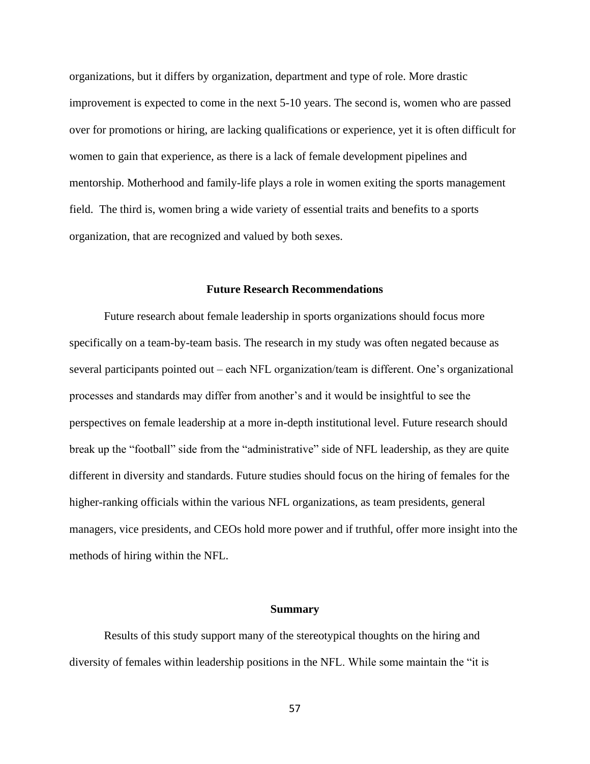organizations, but it differs by organization, department and type of role. More drastic improvement is expected to come in the next 5-10 years. The second is, women who are passed over for promotions or hiring, are lacking qualifications or experience, yet it is often difficult for women to gain that experience, as there is a lack of female development pipelines and mentorship. Motherhood and family-life plays a role in women exiting the sports management field. The third is, women bring a wide variety of essential traits and benefits to a sports organization, that are recognized and valued by both sexes.

## Future Research Recommendations

Future research about female leadership in sports organizations should focus more specifically on a team-by-team basis. The research in my study was often negated because as several participants pointed out – each NFL organization/team is different. One's organizational processes and standards may differ from another's and it would be insightful to see the perspectives on female leadership at a more in-depth institutional level. Future research should break up the "football" side from the "administrative" side of NFL leadership, as they are quite different in diversity and standards. Future studies should focus on the hiring of females for the higher-ranking officials within the various NFL organizations, as team presidents, general managers, vice presidents, and CEOs hold more power and if truthful, offer more insight into the methods of hiring within the NFL.

## Summary

Results of this study support many of the stereotypical thoughts on the hiring and diversity of females within leadership positions in the NFL. While some maintain the "it is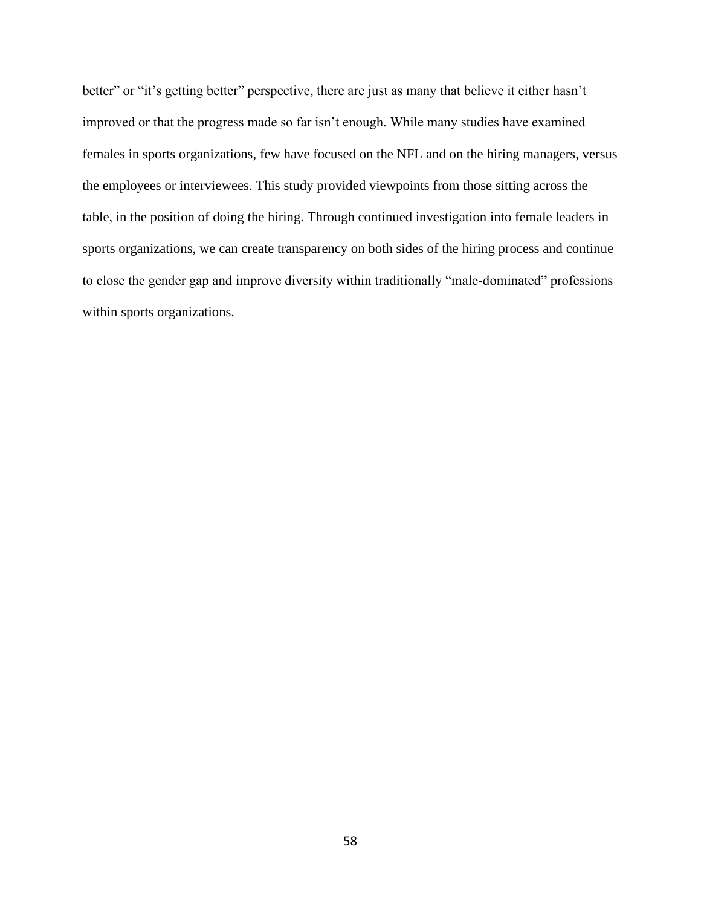better" or "it's getting better" perspective, there are just as many that believe it either hasn't improved or that the progress made so far isn't enough. While many studies have examined females in sports organizations, few have focused on the NFL and on the hiring managers, versus the employees or interviewees. This study provided viewpoints from those sitting across the table, in the position of doing the hiring. Through continued investigation into female leaders in sports organizations, we can create transparency on both sides of the hiring process and continue to close the gender gap and improve diversity within traditionally "male-dominated" professions within sports organizations.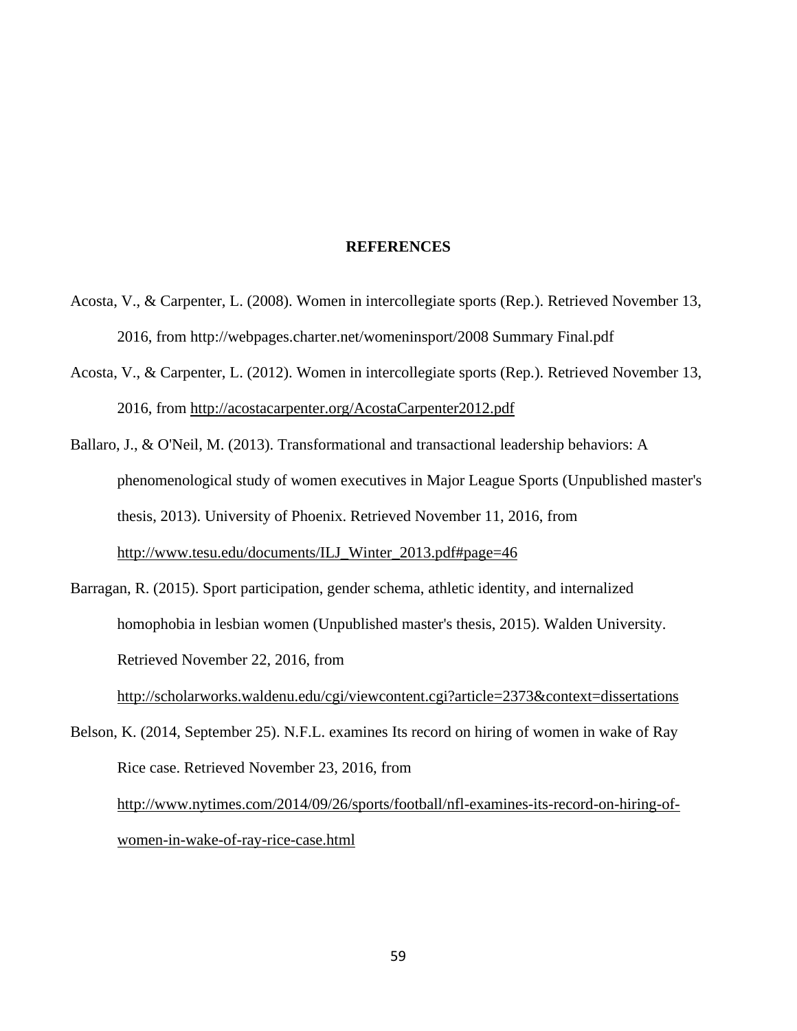# REFERENCES

Acosta, V., & Carpenter, L. (2008). Women in intercollegiate sports (Rep.). Retrieved November 13, 2016, from http://webpages.charter.net/womeninsport/2008 Summary Final.pdf

Acosta, V., & Carpenter, L. (2012). Women in intercollegiate sports (Rep.). Retrieved November 13, 2016, from http://acostacarpenter.org/AcostaCarpenter2012.pdf

Ballaro, J., & O'Neil, M. (2013). Transformational and transactional leadership behaviors: A phenomenological study of women executives in Major League Sports (Unpublished master's thesis, 2013). University of Phoenix. Retrieved November 11, 2016, from http://www.tesu.edu/documents/ILJ_Winter_2013.pdf#page=46

Barragan, R. (2015). Sport participation, gender schema, athletic identity, and internalized homophobia in lesbian women (Unpublished master's thesis, 2015). Walden University. Retrieved November 22, 2016, from http://scholarworks.waldenu.edu/cgi/viewcontent.cgi?article=2373&context=dissertations

Belson, K. (2014, September 25). N.F.L. examines Its record on hiring of women in wake of Ray Rice case. Retrieved November 23, 2016, from http://www.nytimes.com/2014/09/26/sports/football/nfl-examines-its-record-on-hiring-of-women-in-wake-of-ray-rice-case.html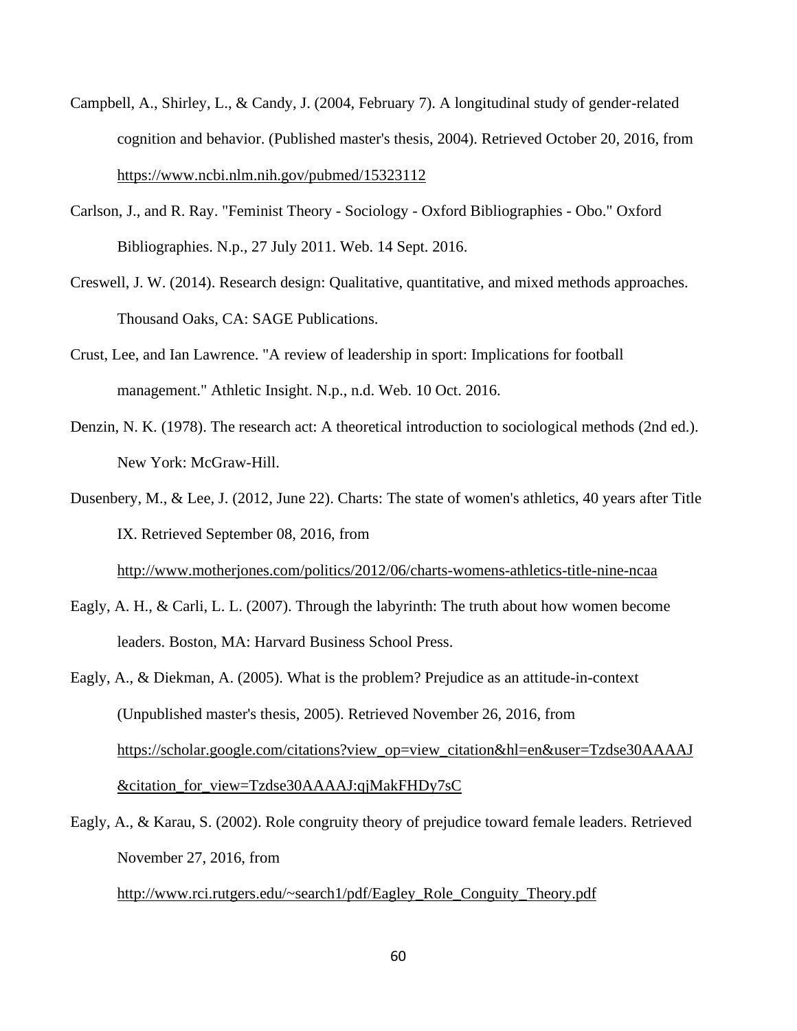Campbell, A., Shirley, L., & Candy, J. (2004, February 7). A longitudinal study of gender-related cognition and behavior. (Published master's thesis, 2004). Retrieved October 20, 2016, from https://www.ncbi.nlm.nih.gov/pubmed/15323112

Carlson, J., and R. Ray. "Feminist Theory - Sociology - Oxford Bibliographies - Obo." Oxford Bibliographies. N.p., 27 July 2011. Web. 14 Sept. 2016.

Creswell, J. W. (2014). Research design: Qualitative, quantitative, and mixed methods approaches. Thousand Oaks, CA: SAGE Publications.

Crust, Lee, and Ian Lawrence. "A review of leadership in sport: Implications for football management." Athletic Insight. N.p., n.d. Web. 10 Oct. 2016.

Denzin, N. K. (1978). The research act: A theoretical introduction to sociological methods (2nd ed.). New York: McGraw-Hill.

Dusenbery, M., & Lee, J. (2012, June 22). Charts: The state of women's athletics, 40 years after Title IX. Retrieved September 08, 2016, from http://www.motherjones.com/politics/2012/06/charts-womens-athletics-title-nine-ncaa

Eagly, A. H., & Carli, L. L. (2007). Through the labyrinth: The truth about how women become leaders. Boston, MA: Harvard Business School Press.

Eagly, A., & Diekman, A. (2005). What is the problem? Prejudice as an attitude-in-context (Unpublished master's thesis, 2005). Retrieved November 26, 2016, from https://scholar.google.com/citations?view_op=view_citation&hl=en&user=Tzdse30AAAAJ&citation_for_view=Tzdse30AAAAJ:qjMakFHDy7sC

Eagly, A., & Karau, S. (2002). Role congruity theory of prejudice toward female leaders. Retrieved November 27, 2016, from http://www.rci.rutgers.edu/~search1/pdf/Eagley_Role_Conguity_Theory.pdf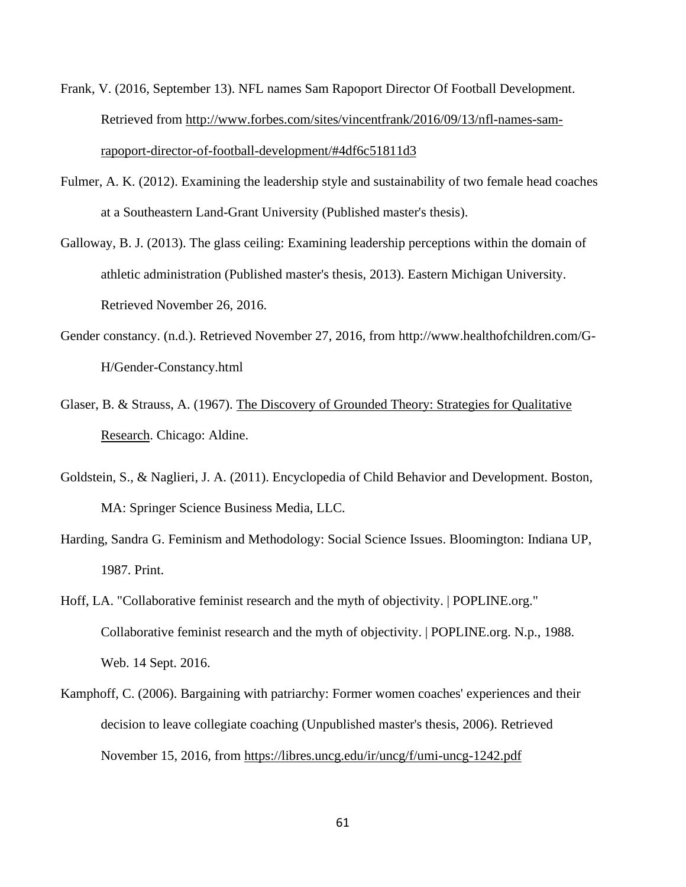Frank, V. (2016, September 13). NFL names Sam Rapoport Director Of Football Development. Retrieved from http://www.forbes.com/sites/vincentfrank/2016/09/13/nfl-names-sam-rapoport-director-of-football-development/#4df6c51811d3

Fulmer, A. K. (2012). Examining the leadership style and sustainability of two female head coaches at a Southeastern Land-Grant University (Published master's thesis).

Galloway, B. J. (2013). The glass ceiling: Examining leadership perceptions within the domain of athletic administration (Published master's thesis, 2013). Eastern Michigan University. Retrieved November 26, 2016.

Gender constancy. (n.d.). Retrieved November 27, 2016, from http://www.healthofchildren.com/G-H/Gender-Constancy.html

Glaser, B. & Strauss, A. (1967). The Discovery of Grounded Theory: Strategies for Qualitative Research. Chicago: Aldine.

Goldstein, S., & Naglieri, J. A. (2011). Encyclopedia of Child Behavior and Development. Boston, MA: Springer Science Business Media, LLC.

Harding, Sandra G. Feminism and Methodology: Social Science Issues. Bloomington: Indiana UP, 1987. Print.

Hoff, LA. "Collaborative feminist research and the myth of objectivity. | POPLINE.org." Collaborative feminist research and the myth of objectivity. | POPLINE.org. N.p., 1988. Web. 14 Sept. 2016.

Kamphoff, C. (2006). Bargaining with patriarchy: Former women coaches' experiences and their decision to leave collegiate coaching (Unpublished master's thesis, 2006). Retrieved November 15, 2016, from https://libres.uncg.edu/ir/uncg/f/umi-uncg-1242.pdf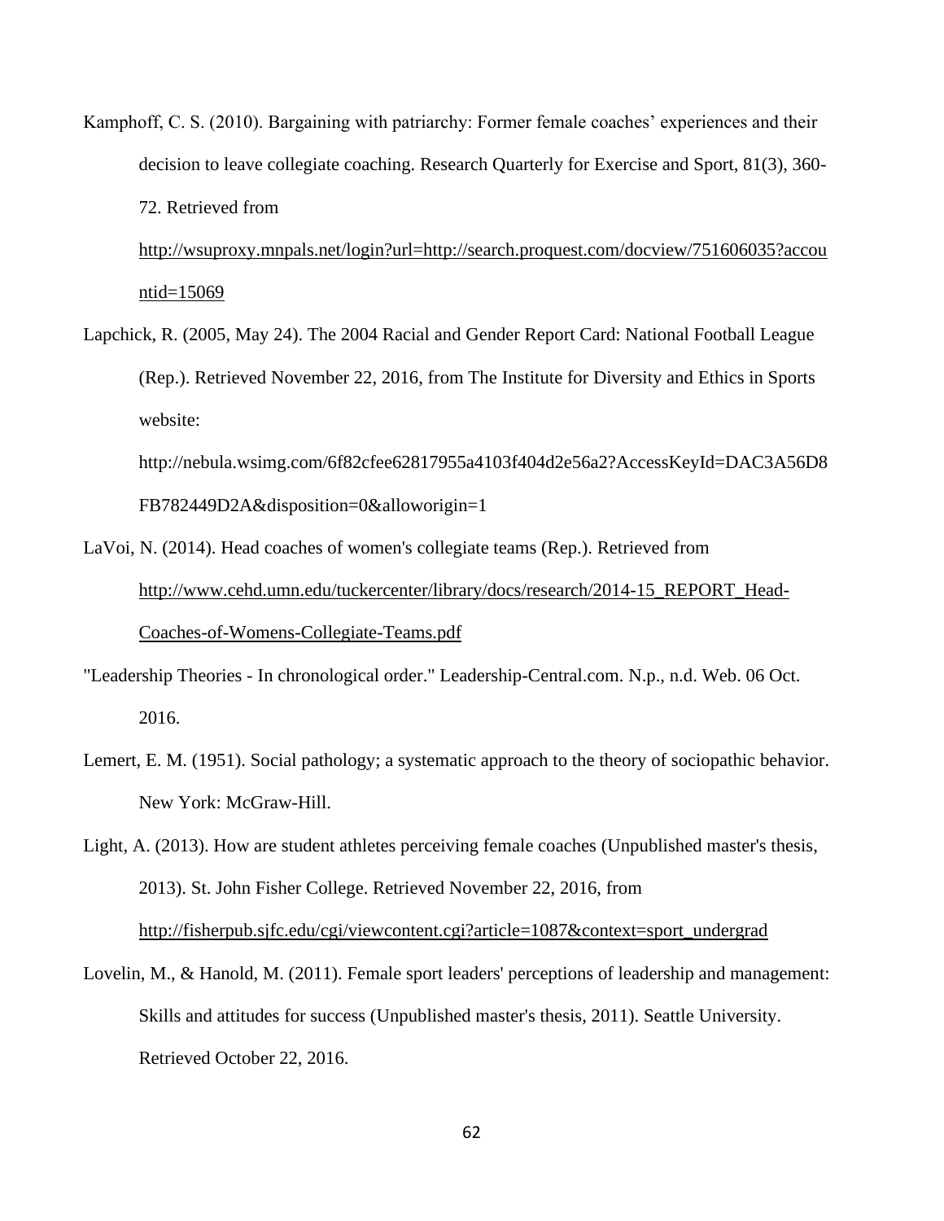Kamphoff, C. S. (2010). Bargaining with patriarchy: Former female coaches' experiences and their decision to leave collegiate coaching. Research Quarterly for Exercise and Sport, 81(3), 360-72. Retrieved from http://wsuproxy.mnpals.net/login?url=http://search.proquest.com/docview/751606035?accountid=15069

Lapchick, R. (2005, May 24). The 2004 Racial and Gender Report Card: National Football League (Rep.). Retrieved November 22, 2016, from The Institute for Diversity and Ethics in Sports website: http://nebula.wsimg.com/6f82cfee62817955a4103f404d2e56a2?AccessKeyId=DAC3A56D8FB782449D2A&disposition=0&alloworigin=1

LaVoi, N. (2014). Head coaches of women's collegiate teams (Rep.). Retrieved from http://www.cehd.umn.edu/tuckercenter/library/docs/research/2014-15_REPORT_Head-Coaches-of-Womens-Collegiate-Teams.pdf

"Leadership Theories - In chronological order." Leadership-Central.com. N.p., n.d. Web. 06 Oct. 2016.

Lemert, E. M. (1951). Social pathology; a systematic approach to the theory of sociopathic behavior. New York: McGraw-Hill.

Light, A. (2013). How are student athletes perceiving female coaches (Unpublished master's thesis, 2013). St. John Fisher College. Retrieved November 22, 2016, from http://fisherpub.sjfc.edu/cgi/viewcontent.cgi?article=1087&context=sport_undergrad

Lovelin, M., & Hanold, M. (2011). Female sport leaders' perceptions of leadership and management: Skills and attitudes for success (Unpublished master's thesis, 2011). Seattle University. Retrieved October 22, 2016.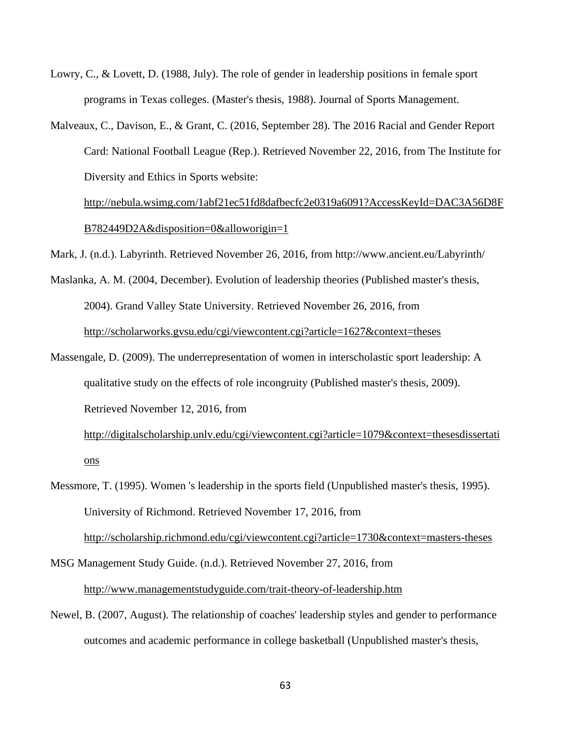Lowry, C., & Lovett, D. (1988, July). The role of gender in leadership positions in female sport programs in Texas colleges. (Master's thesis, 1988). Journal of Sports Management.

Malveaux, C., Davison, E., & Grant, C. (2016, September 28). The 2016 Racial and Gender Report Card: National Football League (Rep.). Retrieved November 22, 2016, from The Institute for Diversity and Ethics in Sports website: http://nebula.wsimg.com/1abf21ec51fd8dafbecfc2e0319a6091?AccessKeyId=DAC3A56D8FB782449D2A&disposition=0&alloworigin=1

Mark, J. (n.d.). Labyrinth. Retrieved November 26, 2016, from http://www.ancient.eu/Labyrinth/

Maslanka, A. M. (2004, December). Evolution of leadership theories (Published master's thesis, 2004). Grand Valley State University. Retrieved November 26, 2016, from http://scholarworks.gvsu.edu/cgi/viewcontent.cgi?article=1627&context=theses

Massengale, D. (2009). The underrepresentation of women in interscholastic sport leadership: A qualitative study on the effects of role incongruity (Published master's thesis, 2009). Retrieved November 12, 2016, from http://digitalscholarship.unlv.edu/cgi/viewcontent.cgi?article=1079&context=thesesdissertations

Messmore, T. (1995). Women 's leadership in the sports field (Unpublished master's thesis, 1995). University of Richmond. Retrieved November 17, 2016, from http://scholarship.richmond.edu/cgi/viewcontent.cgi?article=1730&context=masters-theses

MSG Management Study Guide. (n.d.). Retrieved November 27, 2016, from http://www.managementstudyguide.com/trait-theory-of-leadership.htm

Newel, B. (2007, August). The relationship of coaches' leadership styles and gender to performance outcomes and academic performance in college basketball (Unpublished master's thesis,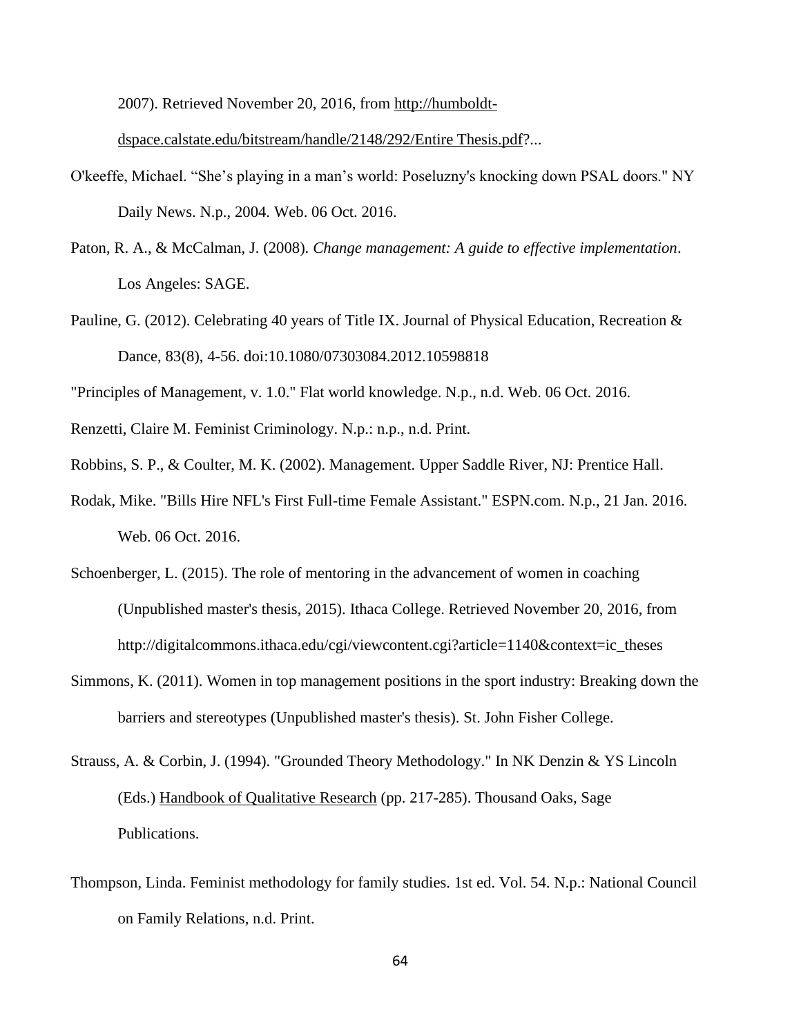2007). Retrieved November 20, 2016, from http://humboldt-dspace.calstate.edu/bitstream/handle/2148/292/Entire Thesis.pdf?...

O'keeffe, Michael. “She’s playing in a man’s world: Poseluzny's knocking down PSAL doors." NY Daily News. N.p., 2004. Web. 06 Oct. 2016.

Paton, R. A., & McCalman, J. (2008). *Change management: A guide to effective implementation*. Los Angeles: SAGE.

Pauline, G. (2012). Celebrating 40 years of Title IX. Journal of Physical Education, Recreation & Dance, 83(8), 4-56. doi:10.1080/07303084.2012.10598818

"Principles of Management, v. 1.0." Flat world knowledge. N.p., n.d. Web. 06 Oct. 2016.

Renzetti, Claire M. Feminist Criminology. N.p.: n.p., n.d. Print.

Robbins, S. P., & Coulter, M. K. (2002). Management. Upper Saddle River, NJ: Prentice Hall.

Rodak, Mike. "Bills Hire NFL's First Full-time Female Assistant." ESPN.com. N.p., 21 Jan. 2016. Web. 06 Oct. 2016.

Schoenberger, L. (2015). The role of mentoring in the advancement of women in coaching (Unpublished master's thesis, 2015). Ithaca College. Retrieved November 20, 2016, from http://digitalcommons.ithaca.edu/cgi/viewcontent.cgi?article=1140&context=ic_theses

Simmons, K. (2011). Women in top management positions in the sport industry: Breaking down the barriers and stereotypes (Unpublished master's thesis). St. John Fisher College.

Strauss, A. & Corbin, J. (1994). "Grounded Theory Methodology." In NK Denzin & YS Lincoln (Eds.) Handbook of Qualitative Research (pp. 217-285). Thousand Oaks, Sage Publications.

Thompson, Linda. Feminist methodology for family studies. 1st ed. Vol. 54. N.p.: National Council on Family Relations, n.d. Print.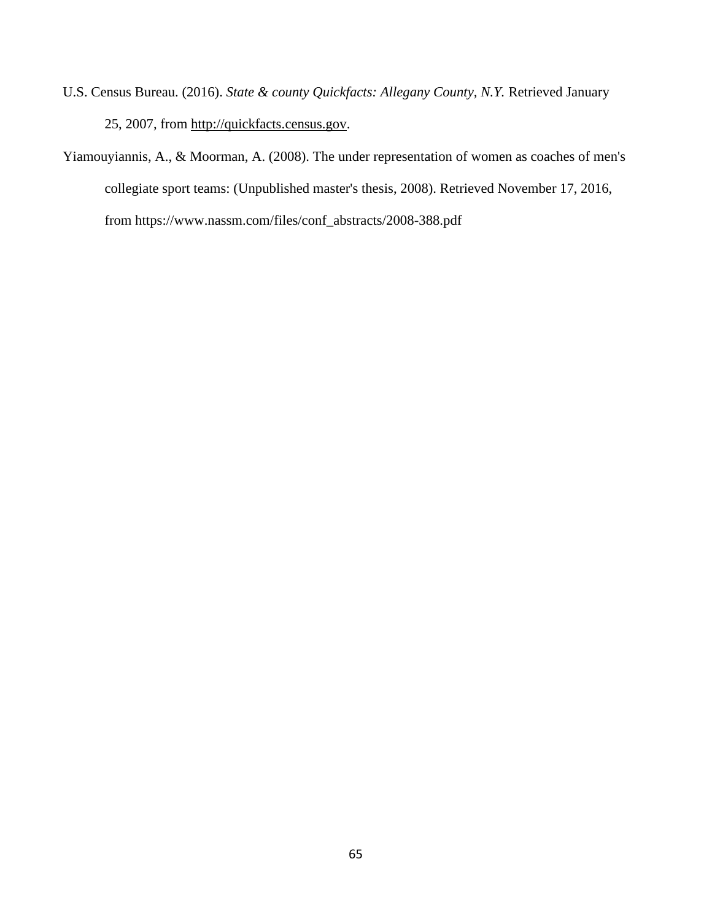U.S. Census Bureau. (2016). *State & county Quickfacts: Allegany County, N.Y.* Retrieved January 25, 2007, from http://quickfacts.census.gov.

Yiamouyiannis, A., & Moorman, A. (2008). The under representation of women as coaches of men's collegiate sport teams: (Unpublished master's thesis, 2008). Retrieved November 17, 2016, from https://www.nassm.com/files/conf_abstracts/2008-388.pdf